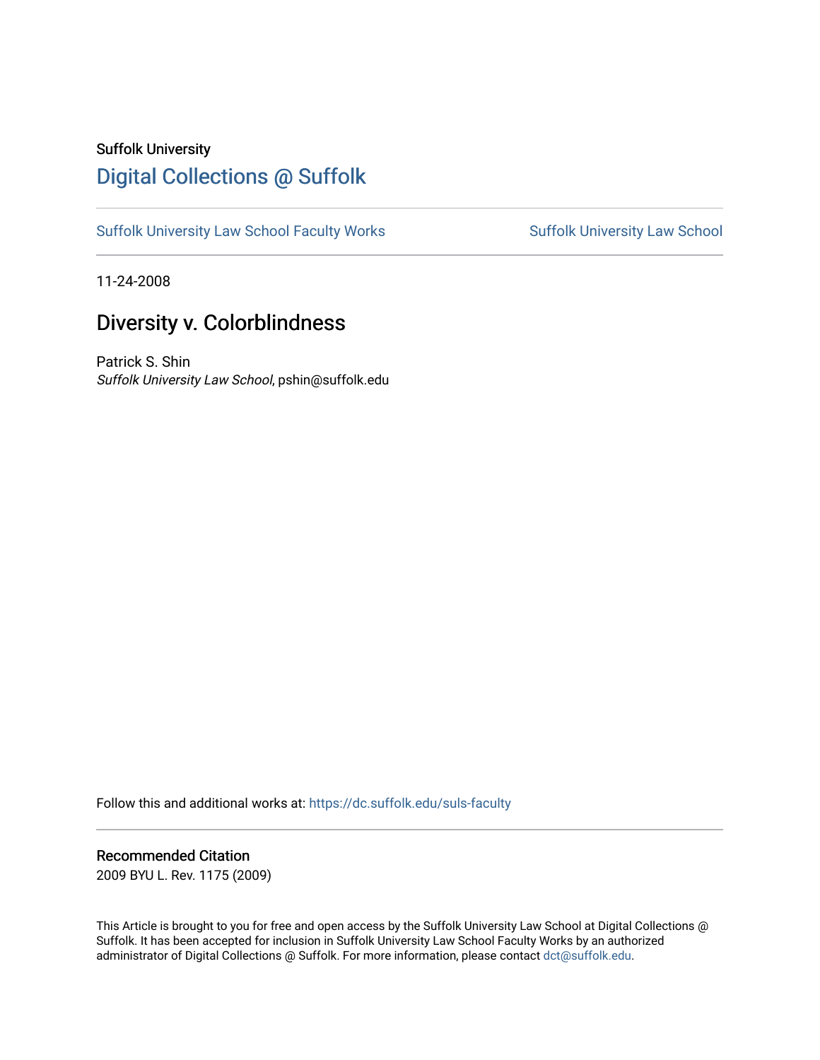Suffolk University

# Digital Collections @ Suffolk

Suffolk University Law School Faculty Works

Suffolk University Law School

11-24-2008

## Diversity v. Colorblindness

Patrick S. Shin
*Suffolk University Law School*, pshin@suffolk.edu

Follow this and additional works at: https://dc.suffolk.edu/suls-faculty

### Recommended Citation

2009 BYU L. Rev. 1175 (2009)

This Article is brought to you for free and open access by the Suffolk University Law School at Digital Collections @ Suffolk. It has been accepted for inclusion in Suffolk University Law School Faculty Works by an authorized administrator of Digital Collections @ Suffolk. For more information, please contact dct@suffolk.edu.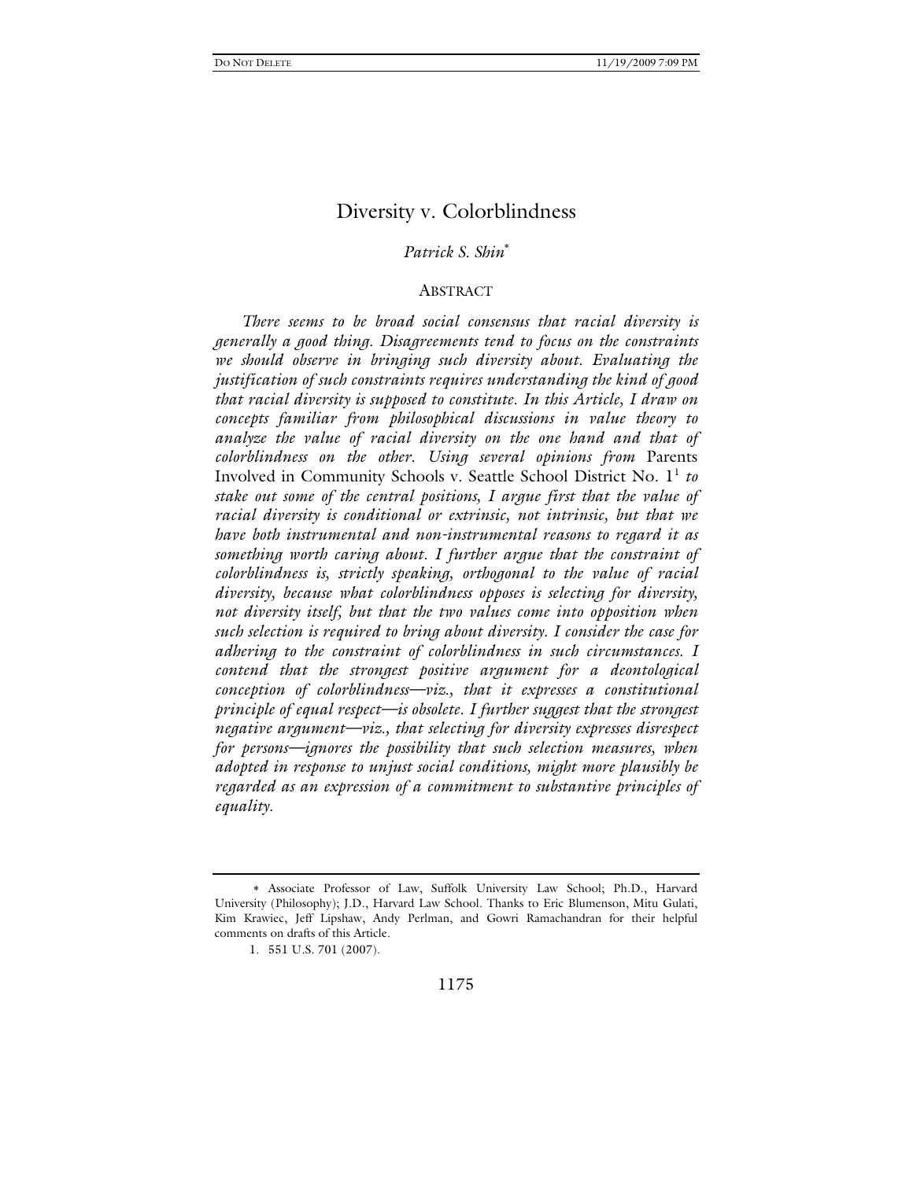# Diversity v. Colorblindness

*Patrick S. Shin*[*]

## ABSTRACT

*There seems to be broad social consensus that racial diversity is generally a good thing. Disagreements tend to focus on the constraints we should observe in bringing such diversity about. Evaluating the justification of such constraints requires understanding the kind of good that racial diversity is supposed to constitute. In this Article, I draw on concepts familiar from philosophical discussions in value theory to analyze the value of racial diversity on the one hand and that of colorblindness on the other. Using several opinions from* Parents Involved in Community Schools v. Seattle School District No. 1[1] *to stake out some of the central positions, I argue first that the value of racial diversity is conditional or extrinsic, not intrinsic, but that we have both instrumental and non-instrumental reasons to regard it as something worth caring about. I further argue that the constraint of colorblindness is, strictly speaking, orthogonal to the value of racial diversity, because what colorblindness opposes is selecting for diversity, not diversity itself, but that the two values come into opposition when such selection is required to bring about diversity. I consider the case for adhering to the constraint of colorblindness in such circumstances. I contend that the strongest positive argument for a deontological conception of colorblindness—viz., that it expresses a constitutional principle of equal respect—is obsolete. I further suggest that the strongest negative argument—viz., that selecting for diversity expresses disrespect for persons—ignores the possibility that such selection measures, when adopted in response to unjust social conditions, might more plausibly be regarded as an expression of a commitment to substantive principles of equality.*

---

[*] Associate Professor of Law, Suffolk University Law School; Ph.D., Harvard University (Philosophy); J.D., Harvard Law School. Thanks to Eric Blumenson, Mitu Gulati, Kim Krawiec, Jeff Lipshaw, Andy Perlman, and Gowri Ramachandran for their helpful comments on drafts of this Article.

1. 551 U.S. 701 (2007).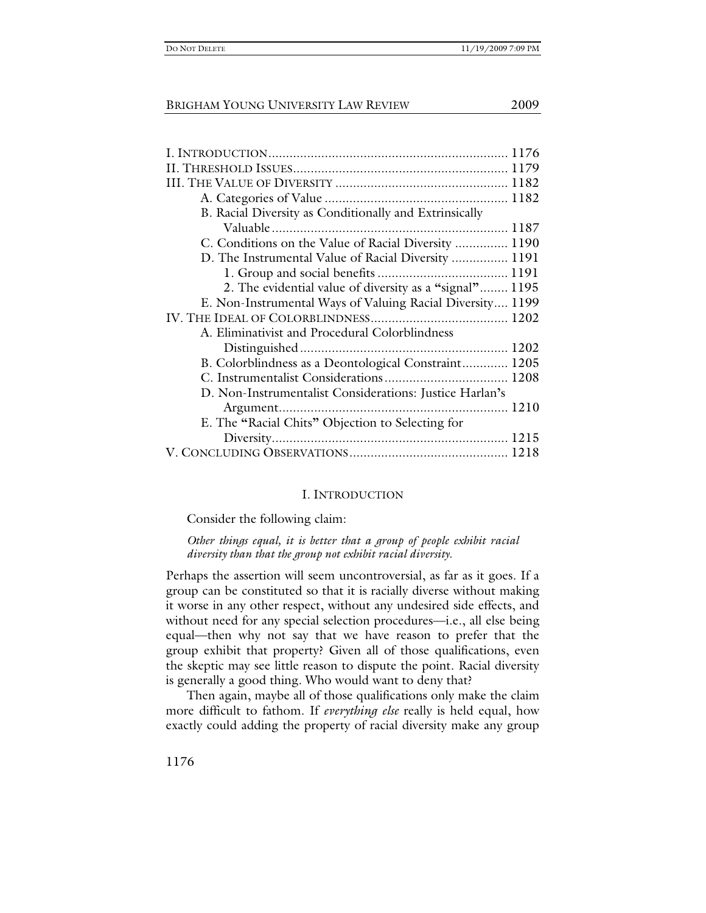I. INTRODUCTION .................................................................... 1176
II. THRESHOLD ISSUES ............................................................ 1179
III. THE VALUE OF DIVERSITY ................................................ 1182
  A. Categories of Value .................................................... 1182
  B. Racial Diversity as Conditionally and Extrinsically Valuable .................................................................. 1187
  C. Conditions on the Value of Racial Diversity ............... 1190
  D. The Instrumental Value of Racial Diversity ................ 1191
    1. Group and social benefits ..................................... 1191
    2. The evidential value of diversity as a "signal" ........ 1195
  E. Non-Instrumental Ways of Valuing Racial Diversity .... 1199
IV. THE IDEAL OF COLORBLINDNESS ...................................... 1202
  A. Eliminativist and Procedural Colorblindness Distinguished .......................................................... 1202
  B. Colorblindness as a Deontological Constraint ............. 1205
  C. Instrumentalist Considerations ................................... 1208
  D. Non-Instrumentalist Considerations: Justice Harlan's Argument ................................................................ 1210
  E. The "Racial Chits" Objection to Selecting for Diversity .................................................................. 1215
V. CONCLUDING OBSERVATIONS ............................................ 1218

# I. INTRODUCTION

Consider the following claim:

*Other things equal, it is better that a group of people exhibit racial diversity than that the group not exhibit racial diversity.*

Perhaps the assertion will seem uncontroversial, as far as it goes. If a group can be constituted so that it is racially diverse without making it worse in any other respect, without any undesired side effects, and without need for any special selection procedures—i.e., all else being equal—then why not say that we have reason to prefer that the group exhibit that property? Given all of those qualifications, even the skeptic may see little reason to dispute the point. Racial diversity is generally a good thing. Who would want to deny that?

Then again, maybe all of those qualifications only make the claim more difficult to fathom. If *everything else* really is held equal, how exactly could adding the property of racial diversity make any group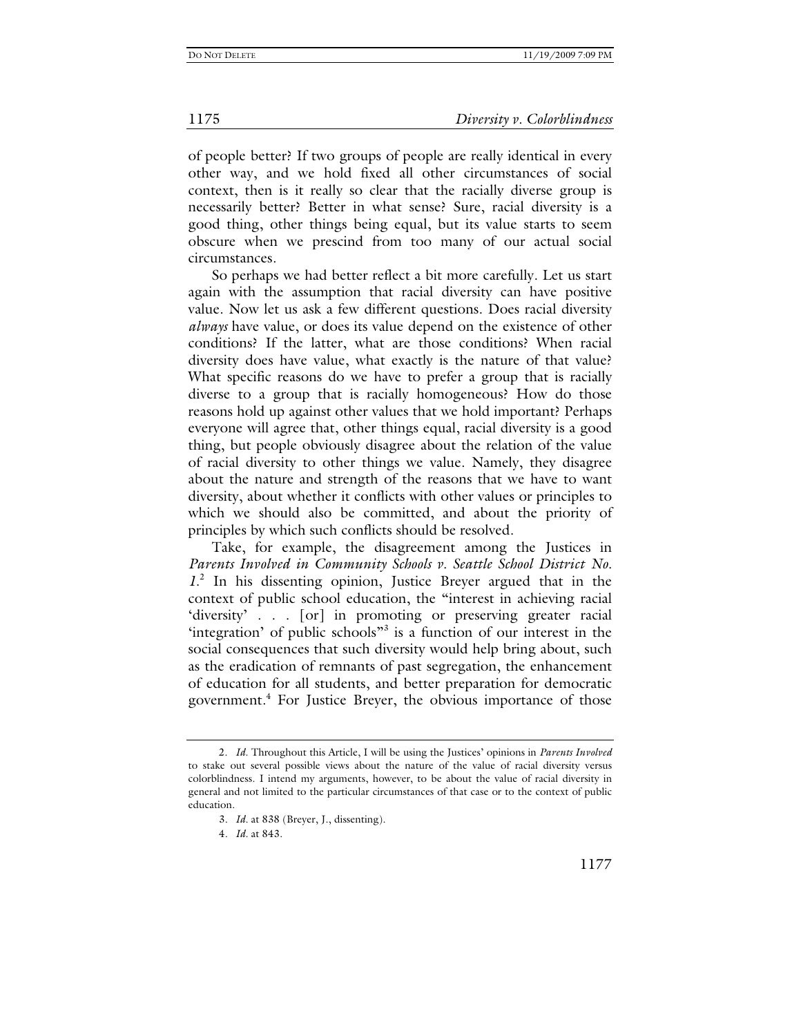of people better? If two groups of people are really identical in every other way, and we hold fixed all other circumstances of social context, then is it really so clear that the racially diverse group is necessarily better? Better in what sense? Sure, racial diversity is a good thing, other things being equal, but its value starts to seem obscure when we prescind from too many of our actual social circumstances.

So perhaps we had better reflect a bit more carefully. Let us start again with the assumption that racial diversity can have positive value. Now let us ask a few different questions. Does racial diversity *always* have value, or does its value depend on the existence of other conditions? If the latter, what are those conditions? When racial diversity does have value, what exactly is the nature of that value? What specific reasons do we have to prefer a group that is racially diverse to a group that is racially homogeneous? How do those reasons hold up against other values that we hold important? Perhaps everyone will agree that, other things equal, racial diversity is a good thing, but people obviously disagree about the relation of the value of racial diversity to other things we value. Namely, they disagree about the nature and strength of the reasons that we have to want diversity, about whether it conflicts with other values or principles to which we should also be committed, and about the priority of principles by which such conflicts should be resolved.

Take, for example, the disagreement among the Justices in *Parents Involved in Community Schools v. Seattle School District No. 1*.[2] In his dissenting opinion, Justice Breyer argued that in the context of public school education, the "interest in achieving racial 'diversity' . . . [or] in promoting or preserving greater racial 'integration' of public schools"[3] is a function of our interest in the social consequences that such diversity would help bring about, such as the eradication of remnants of past segregation, the enhancement of education for all students, and better preparation for democratic government.[4] For Justice Breyer, the obvious importance of those

---

2. *Id.* Throughout this Article, I will be using the Justices' opinions in *Parents Involved* to stake out several possible views about the nature of the value of racial diversity versus colorblindness. I intend my arguments, however, to be about the value of racial diversity in general and not limited to the particular circumstances of that case or to the context of public education.

3. *Id.* at 838 (Breyer, J., dissenting).

4. *Id.* at 843.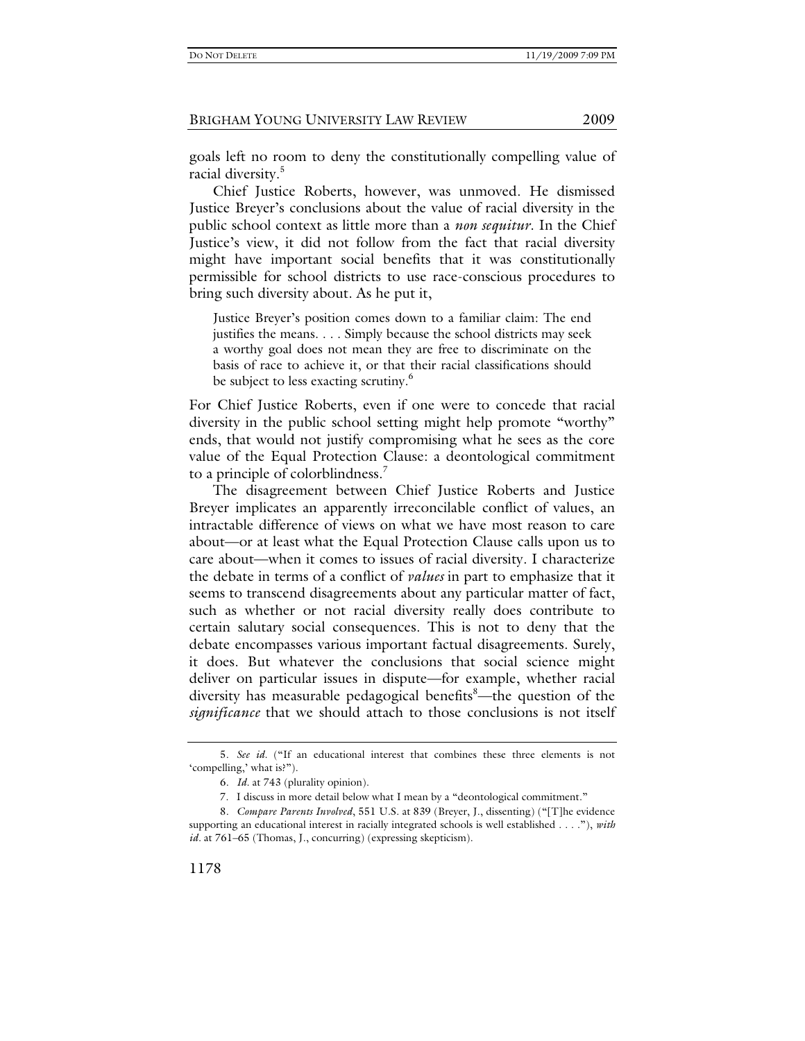goals left no room to deny the constitutionally compelling value of racial diversity.[5]

Chief Justice Roberts, however, was unmoved. He dismissed Justice Breyer's conclusions about the value of racial diversity in the public school context as little more than a *non sequitur*. In the Chief Justice's view, it did not follow from the fact that racial diversity might have important social benefits that it was constitutionally permissible for school districts to use race-conscious procedures to bring such diversity about. As he put it,

> Justice Breyer's position comes down to a familiar claim: The end justifies the means. . . . Simply because the school districts may seek a worthy goal does not mean they are free to discriminate on the basis of race to achieve it, or that their racial classifications should be subject to less exacting scrutiny.[6]

For Chief Justice Roberts, even if one were to concede that racial diversity in the public school setting might help promote "worthy" ends, that would not justify compromising what he sees as the core value of the Equal Protection Clause: a deontological commitment to a principle of colorblindness.[7]

The disagreement between Chief Justice Roberts and Justice Breyer implicates an apparently irreconcilable conflict of values, an intractable difference of views on what we have most reason to care about—or at least what the Equal Protection Clause calls upon us to care about—when it comes to issues of racial diversity. I characterize the debate in terms of a conflict of *values* in part to emphasize that it seems to transcend disagreements about any particular matter of fact, such as whether or not racial diversity really does contribute to certain salutary social consequences. This is not to deny that the debate encompasses various important factual disagreements. Surely, it does. But whatever the conclusions that social science might deliver on particular issues in dispute—for example, whether racial diversity has measurable pedagogical benefits[8]—the question of the *significance* that we should attach to those conclusions is not itself

---

5. *See id.* ("If an educational interest that combines these three elements is not 'compelling,' what is?").

6. *Id.* at 743 (plurality opinion).

7. I discuss in more detail below what I mean by a "deontological commitment."

8. *Compare Parents Involved*, 551 U.S. at 839 (Breyer, J., dissenting) ("[T]he evidence supporting an educational interest in racially integrated schools is well established . . . ."), *with id.* at 761–65 (Thomas, J., concurring) (expressing skepticism).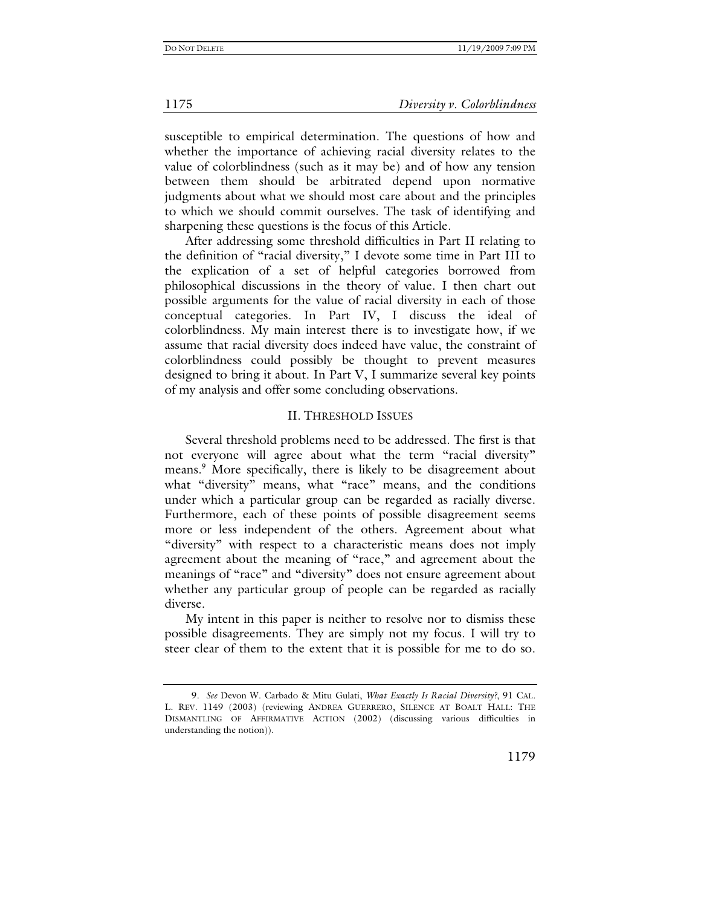susceptible to empirical determination. The questions of how and whether the importance of achieving racial diversity relates to the value of colorblindness (such as it may be) and of how any tension between them should be arbitrated depend upon normative judgments about what we should most care about and the principles to which we should commit ourselves. The task of identifying and sharpening these questions is the focus of this Article.

After addressing some threshold difficulties in Part II relating to the definition of "racial diversity," I devote some time in Part III to the explication of a set of helpful categories borrowed from philosophical discussions in the theory of value. I then chart out possible arguments for the value of racial diversity in each of those conceptual categories. In Part IV, I discuss the ideal of colorblindness. My main interest there is to investigate how, if we assume that racial diversity does indeed have value, the constraint of colorblindness could possibly be thought to prevent measures designed to bring it about. In Part V, I summarize several key points of my analysis and offer some concluding observations.

## II. Threshold Issues

Several threshold problems need to be addressed. The first is that not everyone will agree about what the term "racial diversity" means.[9] More specifically, there is likely to be disagreement about what "diversity" means, what "race" means, and the conditions under which a particular group can be regarded as racially diverse. Furthermore, each of these points of possible disagreement seems more or less independent of the others. Agreement about what "diversity" with respect to a characteristic means does not imply agreement about the meaning of "race," and agreement about the meanings of "race" and "diversity" does not ensure agreement about whether any particular group of people can be regarded as racially diverse.

My intent in this paper is neither to resolve nor to dismiss these possible disagreements. They are simply not my focus. I will try to steer clear of them to the extent that it is possible for me to do so.

---

9. *See* Devon W. Carbado & Mitu Gulati, *What Exactly Is Racial Diversity?*, 91 CAL. L. REV. 1149 (2003) (reviewing ANDREA GUERRERO, SILENCE AT BOALT HALL: THE DISMANTLING OF AFFIRMATIVE ACTION (2002) (discussing various difficulties in understanding the notion)).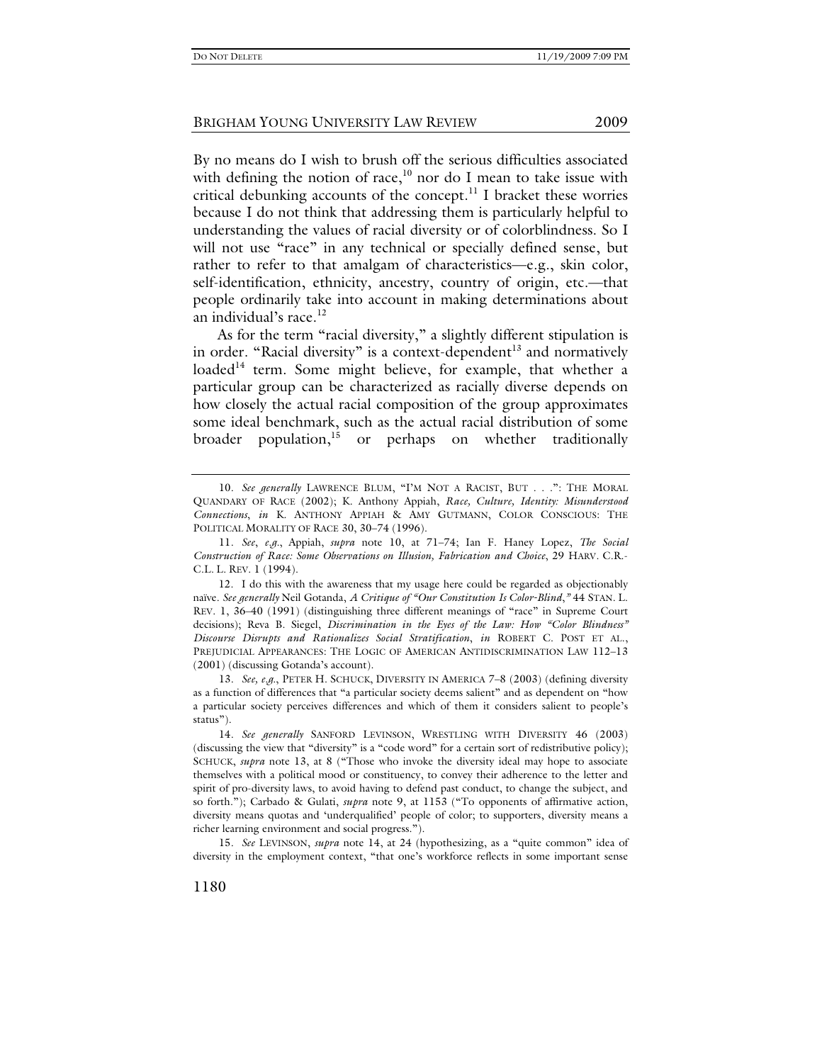By no means do I wish to brush off the serious difficulties associated with defining the notion of race,[10] nor do I mean to take issue with critical debunking accounts of the concept.[11] I bracket these worries because I do not think that addressing them is particularly helpful to understanding the values of racial diversity or of colorblindness. So I will not use "race" in any technical or specially defined sense, but rather to refer to that amalgam of characteristics—e.g., skin color, self-identification, ethnicity, ancestry, country of origin, etc.—that people ordinarily take into account in making determinations about an individual's race.[12]

As for the term "racial diversity," a slightly different stipulation is in order. "Racial diversity" is a context-dependent[13] and normatively loaded[14] term. Some might believe, for example, that whether a particular group can be characterized as racially diverse depends on how closely the actual racial composition of the group approximates some ideal benchmark, such as the actual racial distribution of some broader population,[15] or perhaps on whether traditionally

---

10. *See generally* LAWRENCE BLUM, "I'M NOT A RACIST, BUT . . .": THE MORAL QUANDARY OF RACE (2002); K. Anthony Appiah, *Race, Culture, Identity: Misunderstood Connections*, *in* K. ANTHONY APPIAH & AMY GUTMANN, COLOR CONSCIOUS: THE POLITICAL MORALITY OF RACE 30, 30–74 (1996).

11. *See*, *e.g.*, Appiah, *supra* note 10, at 71–74; Ian F. Haney Lopez, *The Social Construction of Race: Some Observations on Illusion, Fabrication and Choice*, 29 HARV. C.R.-C.L. L. REV. 1 (1994).

12. I do this with the awareness that my usage here could be regarded as objectionably naïve. *See generally* Neil Gotanda, *A Critique of "Our Constitution Is Color-Blind*,*"* 44 STAN. L. REV. 1, 36–40 (1991) (distinguishing three different meanings of "race" in Supreme Court decisions); Reva B. Siegel, *Discrimination in the Eyes of the Law: How "Color Blindness" Discourse Disrupts and Rationalizes Social Stratification*, *in* ROBERT C. POST ET AL., PREJUDICIAL APPEARANCES: THE LOGIC OF AMERICAN ANTIDISCRIMINATION LAW 112–13 (2001) (discussing Gotanda's account).

13. *See, e.g.*, PETER H. SCHUCK, DIVERSITY IN AMERICA 7–8 (2003) (defining diversity as a function of differences that "a particular society deems salient" and as dependent on "how a particular society perceives differences and which of them it considers salient to people's status").

14. *See generally* SANFORD LEVINSON, WRESTLING WITH DIVERSITY 46 (2003) (discussing the view that "diversity" is a "code word" for a certain sort of redistributive policy); SCHUCK, *supra* note 13, at 8 ("Those who invoke the diversity ideal may hope to associate themselves with a political mood or constituency, to convey their adherence to the letter and spirit of pro-diversity laws, to avoid having to defend past conduct, to change the subject, and so forth."); Carbado & Gulati, *supra* note 9, at 1153 ("To opponents of affirmative action, diversity means quotas and 'underqualified' people of color; to supporters, diversity means a richer learning environment and social progress.").

15. *See* LEVINSON, *supra* note 14, at 24 (hypothesizing, as a "quite common" idea of diversity in the employment context, "that one's workforce reflects in some important sense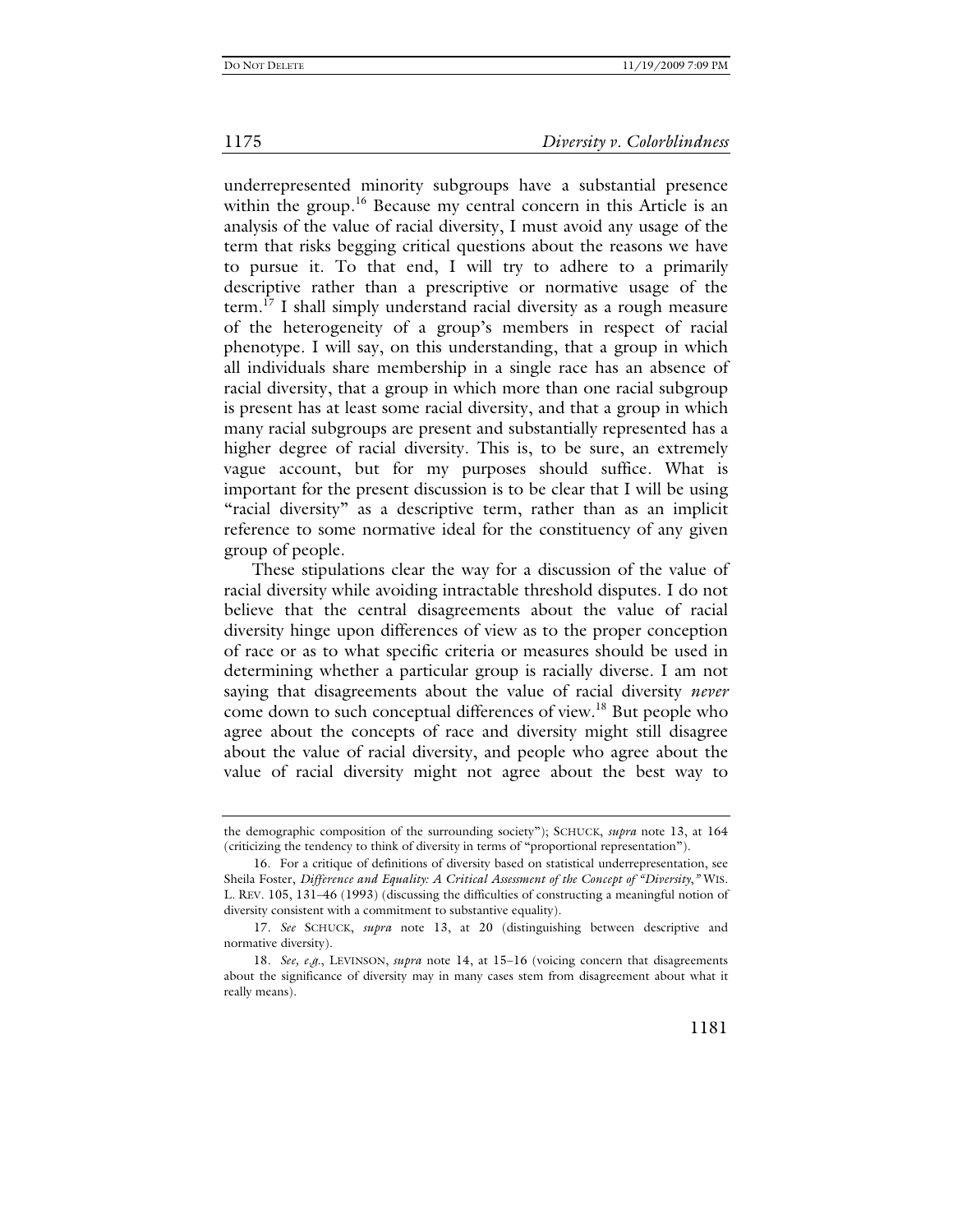underrepresented minority subgroups have a substantial presence within the group.[16] Because my central concern in this Article is an analysis of the value of racial diversity, I must avoid any usage of the term that risks begging critical questions about the reasons we have to pursue it. To that end, I will try to adhere to a primarily descriptive rather than a prescriptive or normative usage of the term.[17] I shall simply understand racial diversity as a rough measure of the heterogeneity of a group's members in respect of racial phenotype. I will say, on this understanding, that a group in which all individuals share membership in a single race has an absence of racial diversity, that a group in which more than one racial subgroup is present has at least some racial diversity, and that a group in which many racial subgroups are present and substantially represented has a higher degree of racial diversity. This is, to be sure, an extremely vague account, but for my purposes should suffice. What is important for the present discussion is to be clear that I will be using "racial diversity" as a descriptive term, rather than as an implicit reference to some normative ideal for the constituency of any given group of people.

These stipulations clear the way for a discussion of the value of racial diversity while avoiding intractable threshold disputes. I do not believe that the central disagreements about the value of racial diversity hinge upon differences of view as to the proper conception of race or as to what specific criteria or measures should be used in determining whether a particular group is racially diverse. I am not saying that disagreements about the value of racial diversity *never* come down to such conceptual differences of view.[18] But people who agree about the concepts of race and diversity might still disagree about the value of racial diversity, and people who agree about the value of racial diversity might not agree about the best way to

---

the demographic composition of the surrounding society"); SCHUCK, *supra* note 13, at 164 (criticizing the tendency to think of diversity in terms of "proportional representation").

16. For a critique of definitions of diversity based on statistical underrepresentation, see Sheila Foster, *Difference and Equality: A Critical Assessment of the Concept of "Diversity,"* WIS. L. REV. 105, 131–46 (1993) (discussing the difficulties of constructing a meaningful notion of diversity consistent with a commitment to substantive equality).

17. *See* SCHUCK, *supra* note 13, at 20 (distinguishing between descriptive and normative diversity).

18. *See, e.g.*, LEVINSON, *supra* note 14, at 15–16 (voicing concern that disagreements about the significance of diversity may in many cases stem from disagreement about what it really means).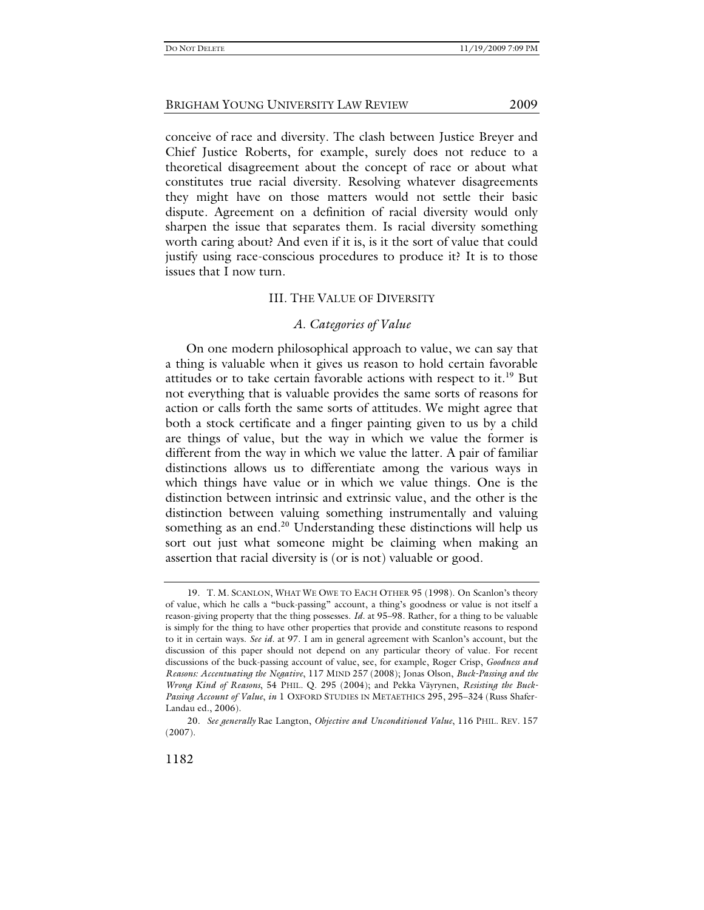conceive of race and diversity. The clash between Justice Breyer and Chief Justice Roberts, for example, surely does not reduce to a theoretical disagreement about the concept of race or about what constitutes true racial diversity. Resolving whatever disagreements they might have on those matters would not settle their basic dispute. Agreement on a definition of racial diversity would only sharpen the issue that separates them. Is racial diversity something worth caring about? And even if it is, is it the sort of value that could justify using race-conscious procedures to produce it? It is to those issues that I now turn.

## III. THE VALUE OF DIVERSITY

### *A. Categories of Value*

On one modern philosophical approach to value, we can say that a thing is valuable when it gives us reason to hold certain favorable attitudes or to take certain favorable actions with respect to it.[19] But not everything that is valuable provides the same sorts of reasons for action or calls forth the same sorts of attitudes. We might agree that both a stock certificate and a finger painting given to us by a child are things of value, but the way in which we value the former is different from the way in which we value the latter. A pair of familiar distinctions allows us to differentiate among the various ways in which things have value or in which we value things. One is the distinction between intrinsic and extrinsic value, and the other is the distinction between valuing something instrumentally and valuing something as an end.[20] Understanding these distinctions will help us sort out just what someone might be claiming when making an assertion that racial diversity is (or is not) valuable or good.

---

19. T. M. SCANLON, WHAT WE OWE TO EACH OTHER 95 (1998). On Scanlon's theory of value, which he calls a "buck-passing" account, a thing's goodness or value is not itself a reason-giving property that the thing possesses. *Id*. at 95–98. Rather, for a thing to be valuable is simply for the thing to have other properties that provide and constitute reasons to respond to it in certain ways. *See id*. at 97. I am in general agreement with Scanlon's account, but the discussion of this paper should not depend on any particular theory of value. For recent discussions of the buck-passing account of value, see, for example, Roger Crisp, *Goodness and Reasons: Accentuating the Negative*, 117 MIND 257 (2008); Jonas Olson, *Buck-Passing and the Wrong Kind of Reasons*, 54 PHIL. Q. 295 (2004); and Pekka Väyrynen, *Resisting the Buck-Passing Account of Value*, *in* 1 OXFORD STUDIES IN METAETHICS 295, 295–324 (Russ Shafer-Landau ed., 2006).

20. *See generally* Rae Langton, *Objective and Unconditioned Value*, 116 PHIL. REV. 157 (2007).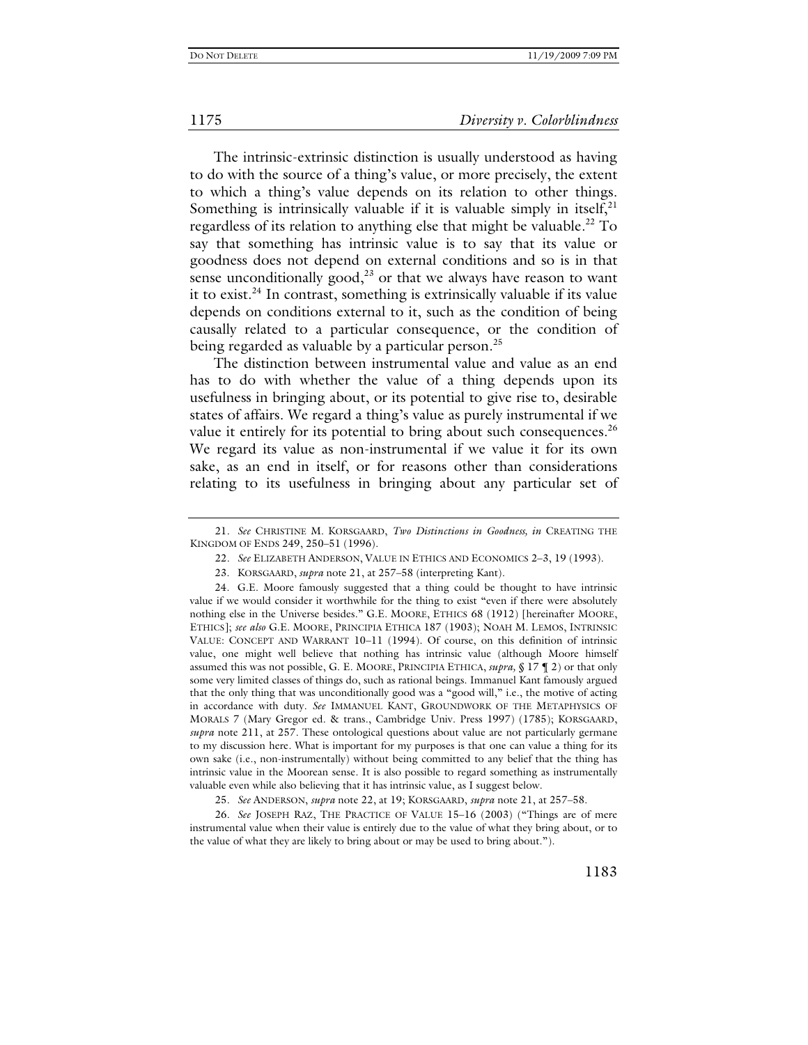The intrinsic-extrinsic distinction is usually understood as having to do with the source of a thing's value, or more precisely, the extent to which a thing's value depends on its relation to other things. Something is intrinsically valuable if it is valuable simply in itself,[21] regardless of its relation to anything else that might be valuable.[22] To say that something has intrinsic value is to say that its value or goodness does not depend on external conditions and so is in that sense unconditionally good,[23] or that we always have reason to want it to exist.[24] In contrast, something is extrinsically valuable if its value depends on conditions external to it, such as the condition of being causally related to a particular consequence, or the condition of being regarded as valuable by a particular person.[25]

The distinction between instrumental value and value as an end has to do with whether the value of a thing depends upon its usefulness in bringing about, or its potential to give rise to, desirable states of affairs. We regard a thing's value as purely instrumental if we value it entirely for its potential to bring about such consequences.[26] We regard its value as non-instrumental if we value it for its own sake, as an end in itself, or for reasons other than considerations relating to its usefulness in bringing about any particular set of

---

21. *See* CHRISTINE M. KORSGAARD, *Two Distinctions in Goodness, in* CREATING THE KINGDOM OF ENDS 249, 250–51 (1996).

22. *See* ELIZABETH ANDERSON, VALUE IN ETHICS AND ECONOMICS 2–3, 19 (1993).

23. KORSGAARD, *supra* note 21, at 257–58 (interpreting Kant).

24. G.E. Moore famously suggested that a thing could be thought to have intrinsic value if we would consider it worthwhile for the thing to exist "even if there were absolutely nothing else in the Universe besides." G.E. MOORE, ETHICS 68 (1912) [hereinafter MOORE, ETHICS]; *see also* G.E. MOORE, PRINCIPIA ETHICA 187 (1903); NOAH M. LEMOS, INTRINSIC VALUE: CONCEPT AND WARRANT 10–11 (1994). Of course, on this definition of intrinsic value, one might well believe that nothing has intrinsic value (although Moore himself assumed this was not possible, G. E. MOORE, PRINCIPIA ETHICA, *supra*, § 17 ¶ 2) or that only some very limited classes of things do, such as rational beings. Immanuel Kant famously argued that the only thing that was unconditionally good was a "good will," i.e., the motive of acting in accordance with duty. *See* IMMANUEL KANT, GROUNDWORK OF THE METAPHYSICS OF MORALS 7 (Mary Gregor ed. & trans., Cambridge Univ. Press 1997) (1785); KORSGAARD, *supra* note 211, at 257. These ontological questions about value are not particularly germane to my discussion here. What is important for my purposes is that one can value a thing for its own sake (i.e., non-instrumentally) without being committed to any belief that the thing has intrinsic value in the Moorean sense. It is also possible to regard something as instrumentally valuable even while also believing that it has intrinsic value, as I suggest below.

25. *See* ANDERSON, *supra* note 22, at 19; KORSGAARD, *supra* note 21, at 257–58.

26. *See* JOSEPH RAZ, THE PRACTICE OF VALUE 15–16 (2003) ("Things are of mere instrumental value when their value is entirely due to the value of what they bring about, or to the value of what they are likely to bring about or may be used to bring about.").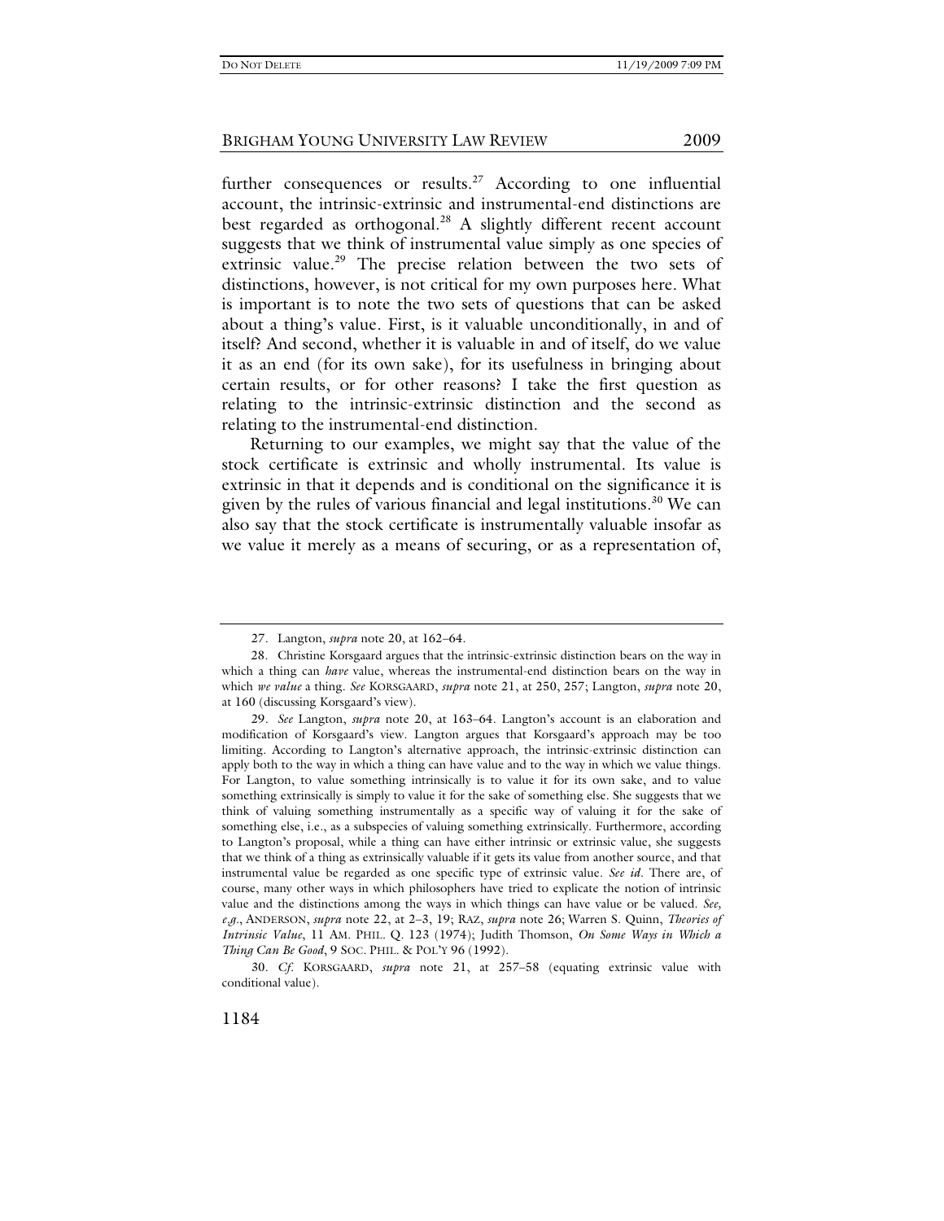further consequences or results.[27] According to one influential account, the intrinsic-extrinsic and instrumental-end distinctions are best regarded as orthogonal.[28] A slightly different recent account suggests that we think of instrumental value simply as one species of extrinsic value.[29] The precise relation between the two sets of distinctions, however, is not critical for my own purposes here. What is important is to note the two sets of questions that can be asked about a thing's value. First, is it valuable unconditionally, in and of itself? And second, whether it is valuable in and of itself, do we value it as an end (for its own sake), for its usefulness in bringing about certain results, or for other reasons? I take the first question as relating to the intrinsic-extrinsic distinction and the second as relating to the instrumental-end distinction.

Returning to our examples, we might say that the value of the stock certificate is extrinsic and wholly instrumental. Its value is extrinsic in that it depends and is conditional on the significance it is given by the rules of various financial and legal institutions.[30] We can also say that the stock certificate is instrumentally valuable insofar as we value it merely as a means of securing, or as a representation of,

---

27. Langton, *supra* note 20, at 162–64.

28. Christine Korsgaard argues that the intrinsic-extrinsic distinction bears on the way in which a thing can *have* value, whereas the instrumental-end distinction bears on the way in which *we value* a thing. *See* KORSGAARD, *supra* note 21, at 250, 257; Langton, *supra* note 20, at 160 (discussing Korsgaard's view).

29. *See* Langton, *supra* note 20, at 163–64. Langton's account is an elaboration and modification of Korsgaard's view. Langton argues that Korsgaard's approach may be too limiting. According to Langton's alternative approach, the intrinsic-extrinsic distinction can apply both to the way in which a thing can have value and to the way in which we value things. For Langton, to value something intrinsically is to value it for its own sake, and to value something extrinsically is simply to value it for the sake of something else. She suggests that we think of valuing something instrumentally as a specific way of valuing it for the sake of something else, i.e., as a subspecies of valuing something extrinsically. Furthermore, according to Langton's proposal, while a thing can have either intrinsic or extrinsic value, she suggests that we think of a thing as extrinsically valuable if it gets its value from another source, and that instrumental value be regarded as one specific type of extrinsic value. *See id.* There are, of course, many other ways in which philosophers have tried to explicate the notion of intrinsic value and the distinctions among the ways in which things can have value or be valued. *See, e.g.*, ANDERSON, *supra* note 22, at 2–3, 19; RAZ, *supra* note 26; Warren S. Quinn, *Theories of Intrinsic Value*, 11 AM. PHIL. Q. 123 (1974); Judith Thomson, *On Some Ways in Which a Thing Can Be Good*, 9 SOC. PHIL. & POL'Y 96 (1992).

30. *Cf.* KORSGAARD, *supra* note 21, at 257–58 (equating extrinsic value with conditional value).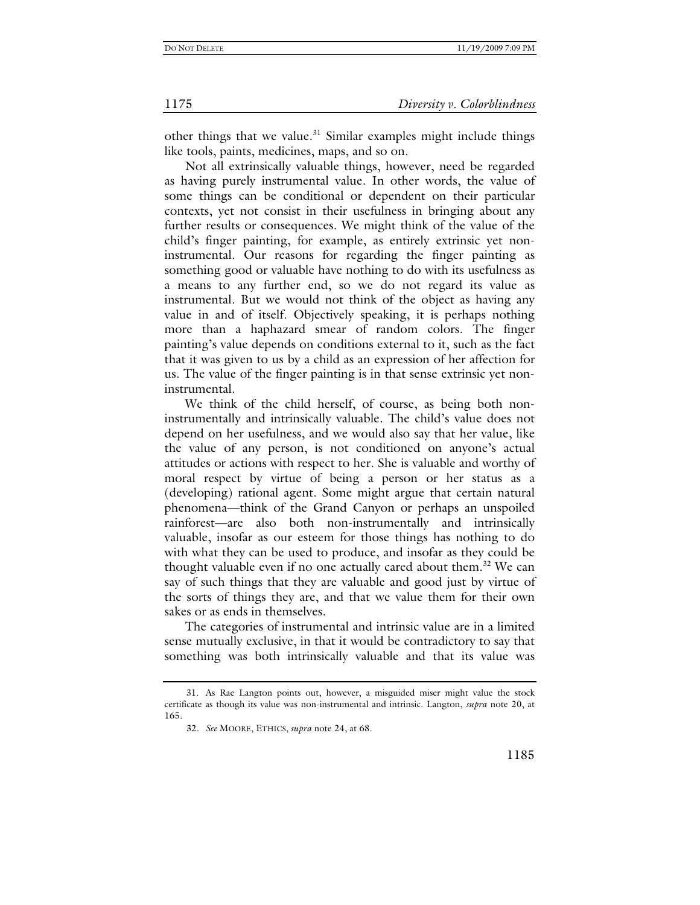other things that we value.[31] Similar examples might include things like tools, paints, medicines, maps, and so on.

Not all extrinsically valuable things, however, need be regarded as having purely instrumental value. In other words, the value of some things can be conditional or dependent on their particular contexts, yet not consist in their usefulness in bringing about any further results or consequences. We might think of the value of the child's finger painting, for example, as entirely extrinsic yet non-instrumental. Our reasons for regarding the finger painting as something good or valuable have nothing to do with its usefulness as a means to any further end, so we do not regard its value as instrumental. But we would not think of the object as having any value in and of itself. Objectively speaking, it is perhaps nothing more than a haphazard smear of random colors. The finger painting's value depends on conditions external to it, such as the fact that it was given to us by a child as an expression of her affection for us. The value of the finger painting is in that sense extrinsic yet non-instrumental.

We think of the child herself, of course, as being both non-instrumentally and intrinsically valuable. The child's value does not depend on her usefulness, and we would also say that her value, like the value of any person, is not conditioned on anyone's actual attitudes or actions with respect to her. She is valuable and worthy of moral respect by virtue of being a person or her status as a (developing) rational agent. Some might argue that certain natural phenomena—think of the Grand Canyon or perhaps an unspoiled rainforest—are also both non-instrumentally and intrinsically valuable, insofar as our esteem for those things has nothing to do with what they can be used to produce, and insofar as they could be thought valuable even if no one actually cared about them.[32] We can say of such things that they are valuable and good just by virtue of the sorts of things they are, and that we value them for their own sakes or as ends in themselves.

The categories of instrumental and intrinsic value are in a limited sense mutually exclusive, in that it would be contradictory to say that something was both intrinsically valuable and that its value was

---

31. As Rae Langton points out, however, a misguided miser might value the stock certificate as though its value was non-instrumental and intrinsic. Langton, *supra* note 20, at 165.

32. *See* MOORE, ETHICS, *supra* note 24, at 68.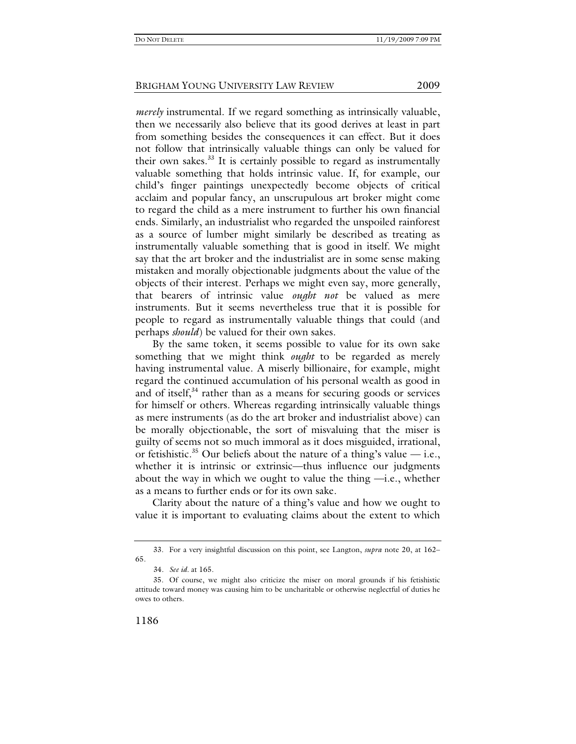*merely* instrumental. If we regard something as intrinsically valuable, then we necessarily also believe that its good derives at least in part from something besides the consequences it can effect. But it does not follow that intrinsically valuable things can only be valued for their own sakes.[33] It is certainly possible to regard as instrumentally valuable something that holds intrinsic value. If, for example, our child's finger paintings unexpectedly become objects of critical acclaim and popular fancy, an unscrupulous art broker might come to regard the child as a mere instrument to further his own financial ends. Similarly, an industrialist who regarded the unspoiled rainforest as a source of lumber might similarly be described as treating as instrumentally valuable something that is good in itself. We might say that the art broker and the industrialist are in some sense making mistaken and morally objectionable judgments about the value of the objects of their interest. Perhaps we might even say, more generally, that bearers of intrinsic value *ought not* be valued as mere instruments. But it seems nevertheless true that it is possible for people to regard as instrumentally valuable things that could (and perhaps *should*) be valued for their own sakes.

By the same token, it seems possible to value for its own sake something that we might think *ought* to be regarded as merely having instrumental value. A miserly billionaire, for example, might regard the continued accumulation of his personal wealth as good in and of itself,[34] rather than as a means for securing goods or services for himself or others. Whereas regarding intrinsically valuable things as mere instruments (as do the art broker and industrialist above) can be morally objectionable, the sort of misvaluing that the miser is guilty of seems not so much immoral as it does misguided, irrational, or fetishistic.[35] Our beliefs about the nature of a thing's value — i.e., whether it is intrinsic or extrinsic—thus influence our judgments about the way in which we ought to value the thing —i.e., whether as a means to further ends or for its own sake.

Clarity about the nature of a thing's value and how we ought to value it is important to evaluating claims about the extent to which

---

33. For a very insightful discussion on this point, see Langton, *supra* note 20, at 162–65.

34. *See id.* at 165.

35. Of course, we might also criticize the miser on moral grounds if his fetishistic attitude toward money was causing him to be uncharitable or otherwise neglectful of duties he owes to others.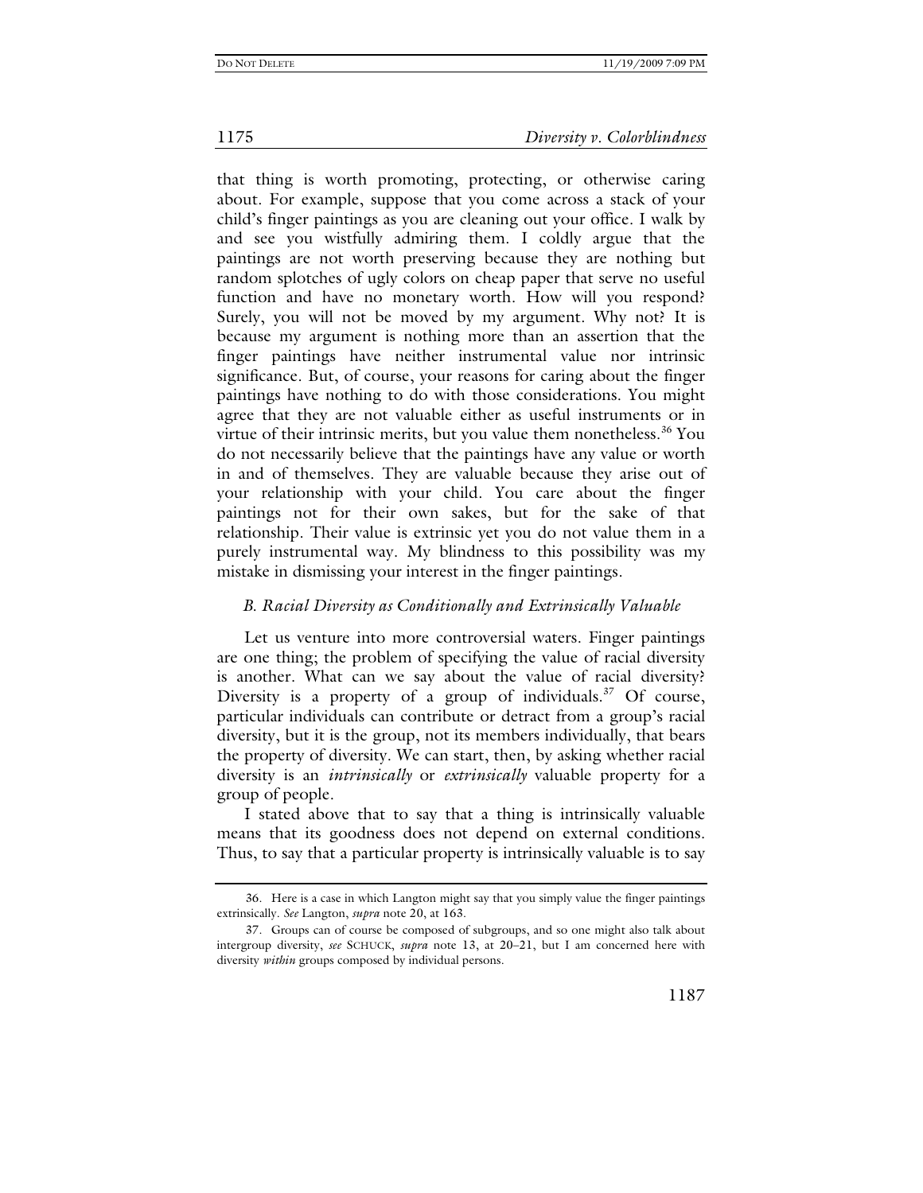that thing is worth promoting, protecting, or otherwise caring about. For example, suppose that you come across a stack of your child's finger paintings as you are cleaning out your office. I walk by and see you wistfully admiring them. I coldly argue that the paintings are not worth preserving because they are nothing but random splotches of ugly colors on cheap paper that serve no useful function and have no monetary worth. How will you respond? Surely, you will not be moved by my argument. Why not? It is because my argument is nothing more than an assertion that the finger paintings have neither instrumental value nor intrinsic significance. But, of course, your reasons for caring about the finger paintings have nothing to do with those considerations. You might agree that they are not valuable either as useful instruments or in virtue of their intrinsic merits, but you value them nonetheless.[36] You do not necessarily believe that the paintings have any value or worth in and of themselves. They are valuable because they arise out of your relationship with your child. You care about the finger paintings not for their own sakes, but for the sake of that relationship. Their value is extrinsic yet you do not value them in a purely instrumental way. My blindness to this possibility was my mistake in dismissing your interest in the finger paintings.

### *B. Racial Diversity as Conditionally and Extrinsically Valuable*

Let us venture into more controversial waters. Finger paintings are one thing; the problem of specifying the value of racial diversity is another. What can we say about the value of racial diversity? Diversity is a property of a group of individuals.[37] Of course, particular individuals can contribute or detract from a group's racial diversity, but it is the group, not its members individually, that bears the property of diversity. We can start, then, by asking whether racial diversity is an *intrinsically* or *extrinsically* valuable property for a group of people.

I stated above that to say that a thing is intrinsically valuable means that its goodness does not depend on external conditions. Thus, to say that a particular property is intrinsically valuable is to say

---

36. Here is a case in which Langton might say that you simply value the finger paintings extrinsically. *See* Langton, *supra* note 20, at 163.

37. Groups can of course be composed of subgroups, and so one might also talk about intergroup diversity, *see* SCHUCK, *supra* note 13, at 20–21, but I am concerned here with diversity *within* groups composed by individual persons.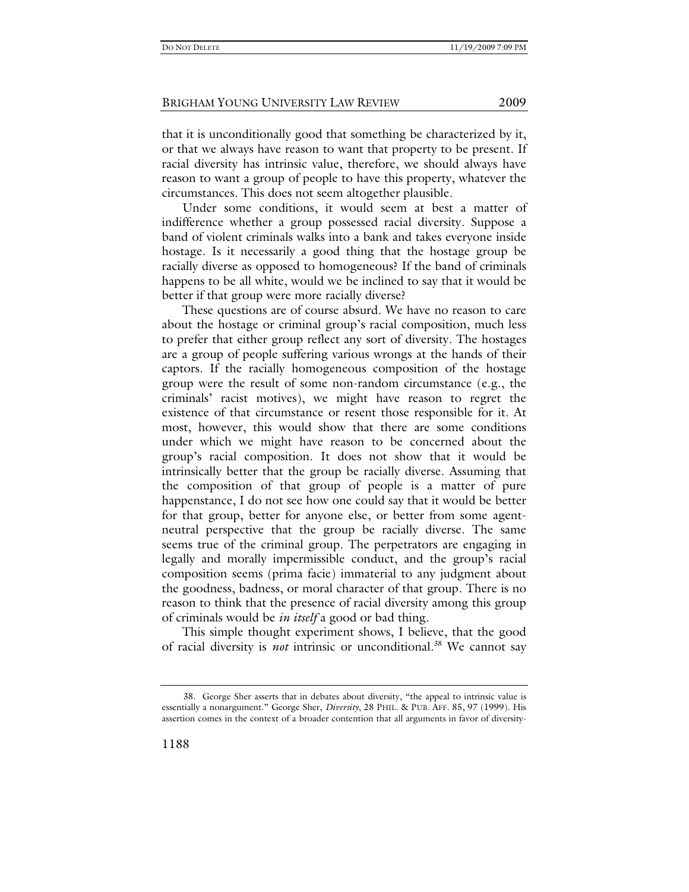that it is unconditionally good that something be characterized by it, or that we always have reason to want that property to be present. If racial diversity has intrinsic value, therefore, we should always have reason to want a group of people to have this property, whatever the circumstances. This does not seem altogether plausible.

Under some conditions, it would seem at best a matter of indifference whether a group possessed racial diversity. Suppose a band of violent criminals walks into a bank and takes everyone inside hostage. Is it necessarily a good thing that the hostage group be racially diverse as opposed to homogeneous? If the band of criminals happens to be all white, would we be inclined to say that it would be better if that group were more racially diverse?

These questions are of course absurd. We have no reason to care about the hostage or criminal group's racial composition, much less to prefer that either group reflect any sort of diversity. The hostages are a group of people suffering various wrongs at the hands of their captors. If the racially homogeneous composition of the hostage group were the result of some non-random circumstance (e.g., the criminals' racist motives), we might have reason to regret the existence of that circumstance or resent those responsible for it. At most, however, this would show that there are some conditions under which we might have reason to be concerned about the group's racial composition. It does not show that it would be intrinsically better that the group be racially diverse. Assuming that the composition of that group of people is a matter of pure happenstance, I do not see how one could say that it would be better for that group, better for anyone else, or better from some agent-neutral perspective that the group be racially diverse. The same seems true of the criminal group. The perpetrators are engaging in legally and morally impermissible conduct, and the group's racial composition seems (prima facie) immaterial to any judgment about the goodness, badness, or moral character of that group. There is no reason to think that the presence of racial diversity among this group of criminals would be *in itself* a good or bad thing.

This simple thought experiment shows, I believe, that the good of racial diversity is *not* intrinsic or unconditional.[38] We cannot say

---

38. George Sher asserts that in debates about diversity, "the appeal to intrinsic value is essentially a nonargument." George Sher, *Diversity*, 28 PHIL. & PUB. AFF. 85, 97 (1999). His assertion comes in the context of a broader contention that all arguments in favor of diversity-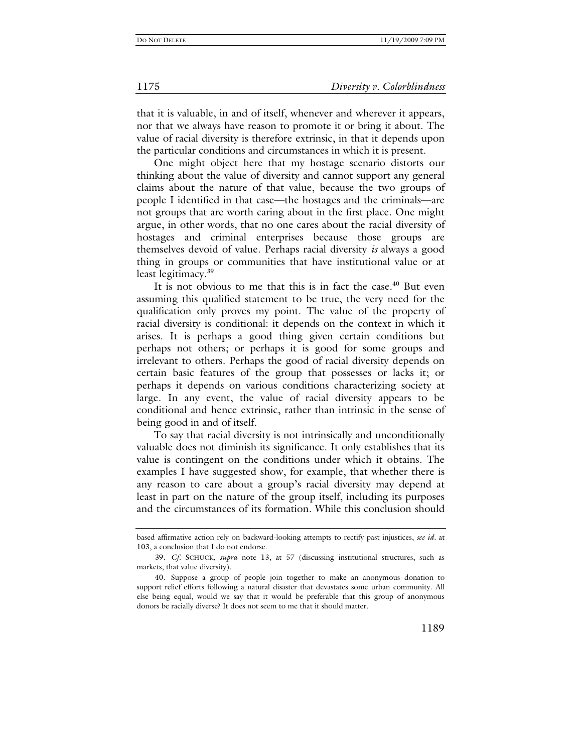that it is valuable, in and of itself, whenever and wherever it appears, nor that we always have reason to promote it or bring it about. The value of racial diversity is therefore extrinsic, in that it depends upon the particular conditions and circumstances in which it is present.

One might object here that my hostage scenario distorts our thinking about the value of diversity and cannot support any general claims about the nature of that value, because the two groups of people I identified in that case—the hostages and the criminals—are not groups that are worth caring about in the first place. One might argue, in other words, that no one cares about the racial diversity of hostages and criminal enterprises because those groups are themselves devoid of value. Perhaps racial diversity *is* always a good thing in groups or communities that have institutional value or at least legitimacy.[39]

It is not obvious to me that this is in fact the case.[40] But even assuming this qualified statement to be true, the very need for the qualification only proves my point. The value of the property of racial diversity is conditional: it depends on the context in which it arises. It is perhaps a good thing given certain conditions but perhaps not others; or perhaps it is good for some groups and irrelevant to others. Perhaps the good of racial diversity depends on certain basic features of the group that possesses or lacks it; or perhaps it depends on various conditions characterizing society at large. In any event, the value of racial diversity appears to be conditional and hence extrinsic, rather than intrinsic in the sense of being good in and of itself.

To say that racial diversity is not intrinsically and unconditionally valuable does not diminish its significance. It only establishes that its value is contingent on the conditions under which it obtains. The examples I have suggested show, for example, that whether there is any reason to care about a group's racial diversity may depend at least in part on the nature of the group itself, including its purposes and the circumstances of its formation. While this conclusion should

---

based affirmative action rely on backward-looking attempts to rectify past injustices, *see id*. at 103, a conclusion that I do not endorse.

39. *Cf.* SCHUCK, *supra* note 13, at 57 (discussing institutional structures, such as markets, that value diversity).

40. Suppose a group of people join together to make an anonymous donation to support relief efforts following a natural disaster that devastates some urban community. All else being equal, would we say that it would be preferable that this group of anonymous donors be racially diverse? It does not seem to me that it should matter.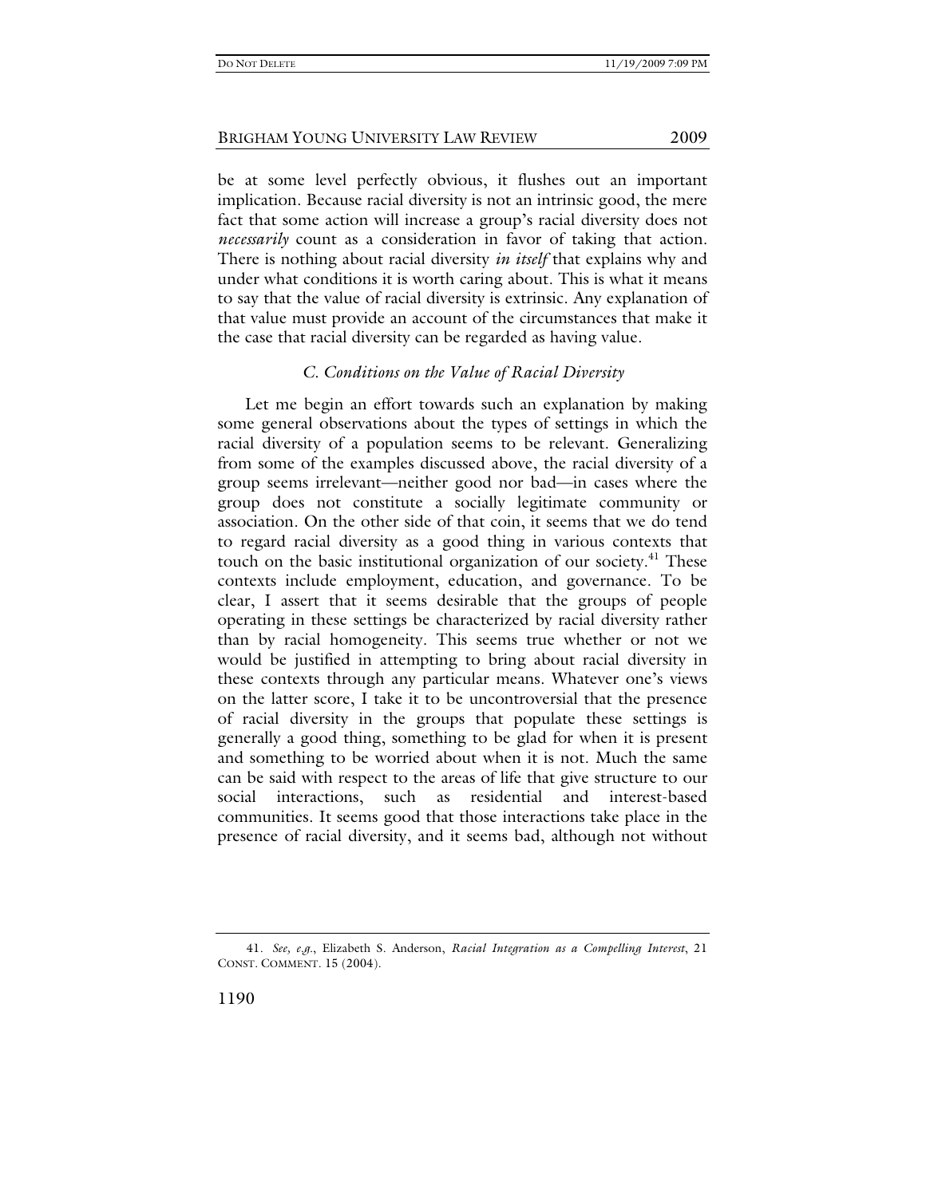be at some level perfectly obvious, it flushes out an important implication. Because racial diversity is not an intrinsic good, the mere fact that some action will increase a group's racial diversity does not *necessarily* count as a consideration in favor of taking that action. There is nothing about racial diversity *in itself* that explains why and under what conditions it is worth caring about. This is what it means to say that the value of racial diversity is extrinsic. Any explanation of that value must provide an account of the circumstances that make it the case that racial diversity can be regarded as having value.

### *C. Conditions on the Value of Racial Diversity*

Let me begin an effort towards such an explanation by making some general observations about the types of settings in which the racial diversity of a population seems to be relevant. Generalizing from some of the examples discussed above, the racial diversity of a group seems irrelevant—neither good nor bad—in cases where the group does not constitute a socially legitimate community or association. On the other side of that coin, it seems that we do tend to regard racial diversity as a good thing in various contexts that touch on the basic institutional organization of our society.[41] These contexts include employment, education, and governance. To be clear, I assert that it seems desirable that the groups of people operating in these settings be characterized by racial diversity rather than by racial homogeneity. This seems true whether or not we would be justified in attempting to bring about racial diversity in these contexts through any particular means. Whatever one's views on the latter score, I take it to be uncontroversial that the presence of racial diversity in the groups that populate these settings is generally a good thing, something to be glad for when it is present and something to be worried about when it is not. Much the same can be said with respect to the areas of life that give structure to our social interactions, such as residential and interest-based communities. It seems good that those interactions take place in the presence of racial diversity, and it seems bad, although not without

41. *See, e.g.*, Elizabeth S. Anderson, *Racial Integration as a Compelling Interest*, 21 CONST. COMMENT. 15 (2004).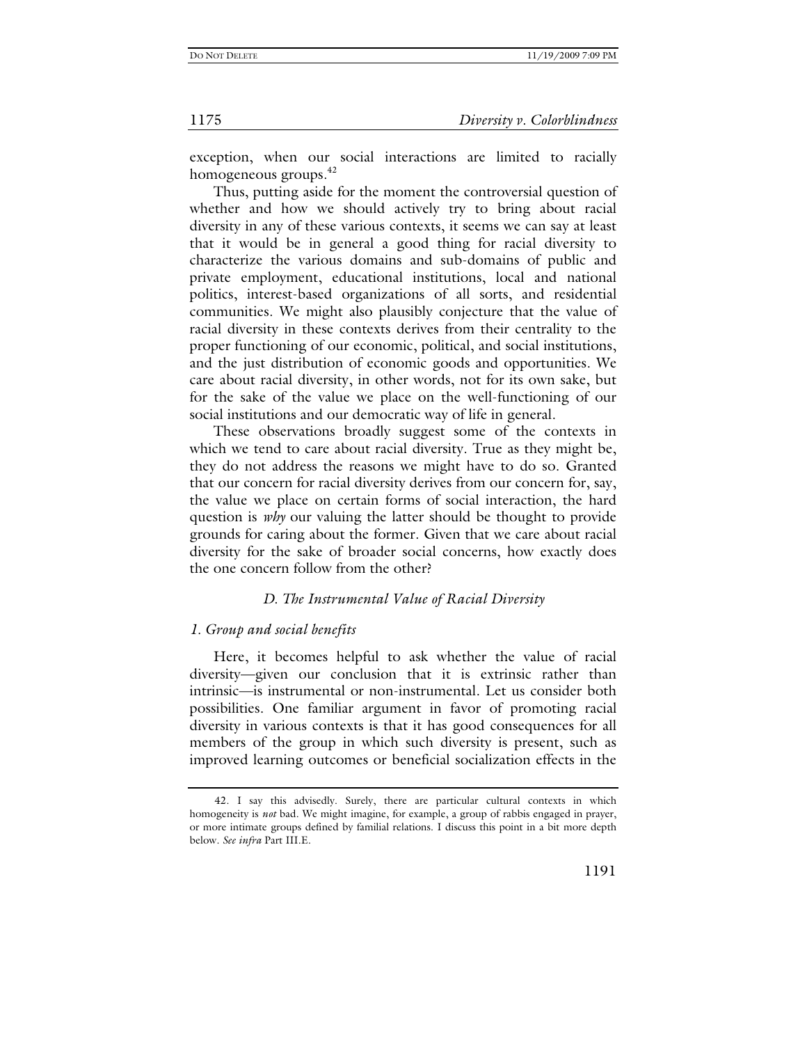exception, when our social interactions are limited to racially homogeneous groups.[42]

Thus, putting aside for the moment the controversial question of whether and how we should actively try to bring about racial diversity in any of these various contexts, it seems we can say at least that it would be in general a good thing for racial diversity to characterize the various domains and sub-domains of public and private employment, educational institutions, local and national politics, interest-based organizations of all sorts, and residential communities. We might also plausibly conjecture that the value of racial diversity in these contexts derives from their centrality to the proper functioning of our economic, political, and social institutions, and the just distribution of economic goods and opportunities. We care about racial diversity, in other words, not for its own sake, but for the sake of the value we place on the well-functioning of our social institutions and our democratic way of life in general.

These observations broadly suggest some of the contexts in which we tend to care about racial diversity. True as they might be, they do not address the reasons we might have to do so. Granted that our concern for racial diversity derives from our concern for, say, the value we place on certain forms of social interaction, the hard question is *why* our valuing the latter should be thought to provide grounds for caring about the former. Given that we care about racial diversity for the sake of broader social concerns, how exactly does the one concern follow from the other?

### *D. The Instrumental Value of Racial Diversity*

#### *1. Group and social benefits*

Here, it becomes helpful to ask whether the value of racial diversity—given our conclusion that it is extrinsic rather than intrinsic—is instrumental or non-instrumental. Let us consider both possibilities. One familiar argument in favor of promoting racial diversity in various contexts is that it has good consequences for all members of the group in which such diversity is present, such as improved learning outcomes or beneficial socialization effects in the

---

42. I say this advisedly. Surely, there are particular cultural contexts in which homogeneity is *not* bad. We might imagine, for example, a group of rabbis engaged in prayer, or more intimate groups defined by familial relations. I discuss this point in a bit more depth below. *See infra* Part III.E.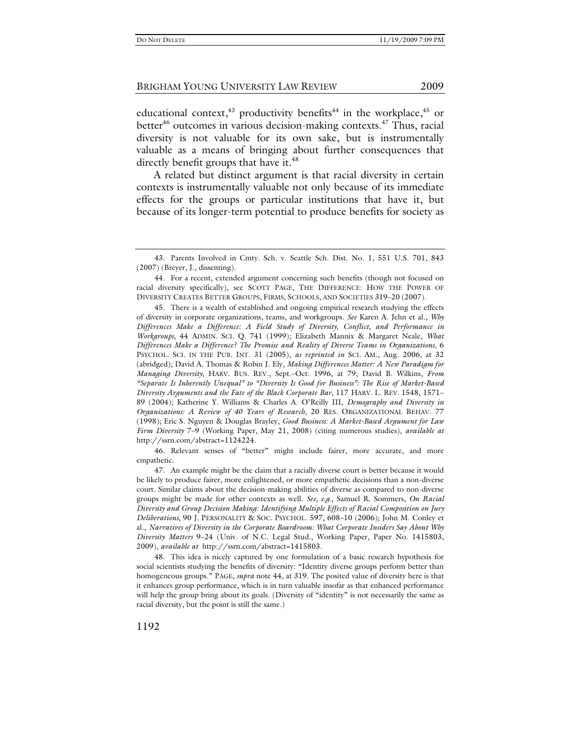educational context,[43] productivity benefits[44] in the workplace,[45] or better[46] outcomes in various decision-making contexts.[47] Thus, racial diversity is not valuable for its own sake, but is instrumentally valuable as a means of bringing about further consequences that directly benefit groups that have it.[48]

A related but distinct argument is that racial diversity in certain contexts is instrumentally valuable not only because of its immediate effects for the groups or particular institutions that have it, but because of its longer-term potential to produce benefits for society as

---

43. Parents Involved in Cmty. Sch. v. Seattle Sch. Dist. No. 1, 551 U.S. 701, 843 (2007) (Breyer, J., dissenting).

44. For a recent, extended argument concerning such benefits (though not focused on racial diversity specifically), see SCOTT PAGE, THE DIFFERENCE: HOW THE POWER OF DIVERSITY CREATES BETTER GROUPS, FIRMS, SCHOOLS, AND SOCIETIES 319–20 (2007).

45. There is a wealth of established and ongoing empirical research studying the effects of diversity in corporate organizations, teams, and workgroups. *See* Karen A. Jehn et al., *Why Differences Make a Difference: A Field Study of Diversity, Conflict, and Performance in Workgroups*, 44 ADMIN. SCI. Q. 741 (1999); Elizabeth Mannix & Margaret Neale, *What Differences Make a Difference? The Promise and Reality of Diverse Teams in Organizations*, 6 PSYCHOL. SCI. IN THE PUB. INT. 31 (2005), *as reprinted in* SCI. AM., Aug. 2006, at 32 (abridged); David A. Thomas & Robin J. Ely, *Making Differences Matter: A New Paradigm for Managing Diversity*, HARV. BUS. REV., Sept.–Oct. 1996, at 79; David B. Wilkins, *From "Separate Is Inherently Unequal" to "Diversity Is Good for Business": The Rise of Market-Based Diversity Arguments and the Fate of the Black Corporate Bar*, 117 HARV. L. REV. 1548, 1571–89 (2004); Katherine Y. Williams & Charles A. O'Reilly III, *Demography and Diversity in Organizations: A Review of 40 Years of Research*, 20 RES. ORGANIZATIONAL BEHAV. 77 (1998); Eric S. Nguyen & Douglas Brayley, *Good Business: A Market-Based Argument for Law Firm Diversity* 7–9 (Working Paper, May 21, 2008) (citing numerous studies), *available at* http://ssrn.com/abstract=1124224.

46. Relevant senses of "better" might include fairer, more accurate, and more empathetic.

47. An example might be the claim that a racially diverse court is better because it would be likely to produce fairer, more enlightened, or more empathetic decisions than a non-diverse court. Similar claims about the decision-making abilities of diverse as compared to non-diverse groups might be made for other contexts as well. *See, e.g.*, Samuel R. Sommers, *On Racial Diversity and Group Decision Making: Identifying Multiple Effects of Racial Composition on Jury Deliberations*, 90 J. PERSONALITY & SOC. PSYCHOL. 597, 608–10 (2006); John M. Conley et al., *Narratives of Diversity in the Corporate Boardroom: What Corporate Insiders Say About Why Diversity Matters* 9–24 (Univ. of N.C. Legal Stud., Working Paper, Paper No. 1415803, 2009), *available at* http://ssrn.com/abstract=1415803.

48. This idea is nicely captured by one formulation of a basic research hypothesis for social scientists studying the benefits of diversity: "Identity diverse groups perform better than homogeneous groups." PAGE, *supra* note 44, at 319. The posited value of diversity here is that it enhances group performance, which is in turn valuable insofar as that enhanced performance will help the group bring about its goals. (Diversity of "identity" is not necessarily the same as racial diversity, but the point is still the same.)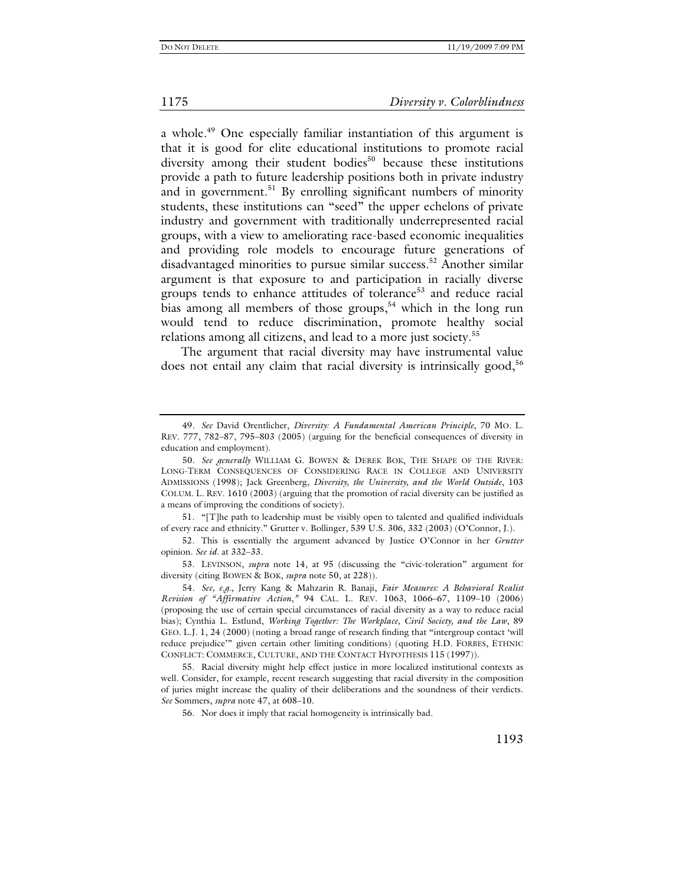a whole.[49] One especially familiar instantiation of this argument is that it is good for elite educational institutions to promote racial diversity among their student bodies[50] because these institutions provide a path to future leadership positions both in private industry and in government.[51] By enrolling significant numbers of minority students, these institutions can "seed" the upper echelons of private industry and government with traditionally underrepresented racial groups, with a view to ameliorating race-based economic inequalities and providing role models to encourage future generations of disadvantaged minorities to pursue similar success.[52] Another similar argument is that exposure to and participation in racially diverse groups tends to enhance attitudes of tolerance[53] and reduce racial bias among all members of those groups,[54] which in the long run would tend to reduce discrimination, promote healthy social relations among all citizens, and lead to a more just society.[55]

The argument that racial diversity may have instrumental value does not entail any claim that racial diversity is intrinsically good,[56]

---

49. *See* David Orentlicher, *Diversity: A Fundamental American Principle*, 70 MO. L. REV. 777, 782–87, 795–803 (2005) (arguing for the beneficial consequences of diversity in education and employment).

50. *See generally* WILLIAM G. BOWEN & DEREK BOK, THE SHAPE OF THE RIVER: LONG-TERM CONSEQUENCES OF CONSIDERING RACE IN COLLEGE AND UNIVERSITY ADMISSIONS (1998); Jack Greenberg, *Diversity, the University, and the World Outside*, 103 COLUM. L. REV. 1610 (2003) (arguing that the promotion of racial diversity can be justified as a means of improving the conditions of society).

51. "[T]he path to leadership must be visibly open to talented and qualified individuals of every race and ethnicity." Grutter v. Bollinger, 539 U.S. 306, 332 (2003) (O'Connor, J.).

52. This is essentially the argument advanced by Justice O'Connor in her *Grutter* opinion. *See id.* at 332–33.

53. LEVINSON, *supra* note 14, at 95 (discussing the "civic-toleration" argument for diversity (citing BOWEN & BOK, *supra* note 50, at 228)).

54. *See, e.g.*, Jerry Kang & Mahzarin R. Banaji, *Fair Measures: A Behavioral Realist Revision of "Affirmative Action*,*"* 94 CAL. L. REV. 1063, 1066–67, 1109–10 (2006) (proposing the use of certain special circumstances of racial diversity as a way to reduce racial bias); Cynthia L. Estlund, *Working Together: The Workplace, Civil Society, and the Law*, 89 GEO. L.J. 1, 24 (2000) (noting a broad range of research finding that "intergroup contact 'will reduce prejudice'" given certain other limiting conditions) (quoting H.D. FORBES, ETHNIC CONFLICT: COMMERCE, CULTURE, AND THE CONTACT HYPOTHESIS 115 (1997)).

55. Racial diversity might help effect justice in more localized institutional contexts as well. Consider, for example, recent research suggesting that racial diversity in the composition of juries might increase the quality of their deliberations and the soundness of their verdicts. *See* Sommers, *supra* note 47, at 608–10.

56. Nor does it imply that racial homogeneity is intrinsically bad.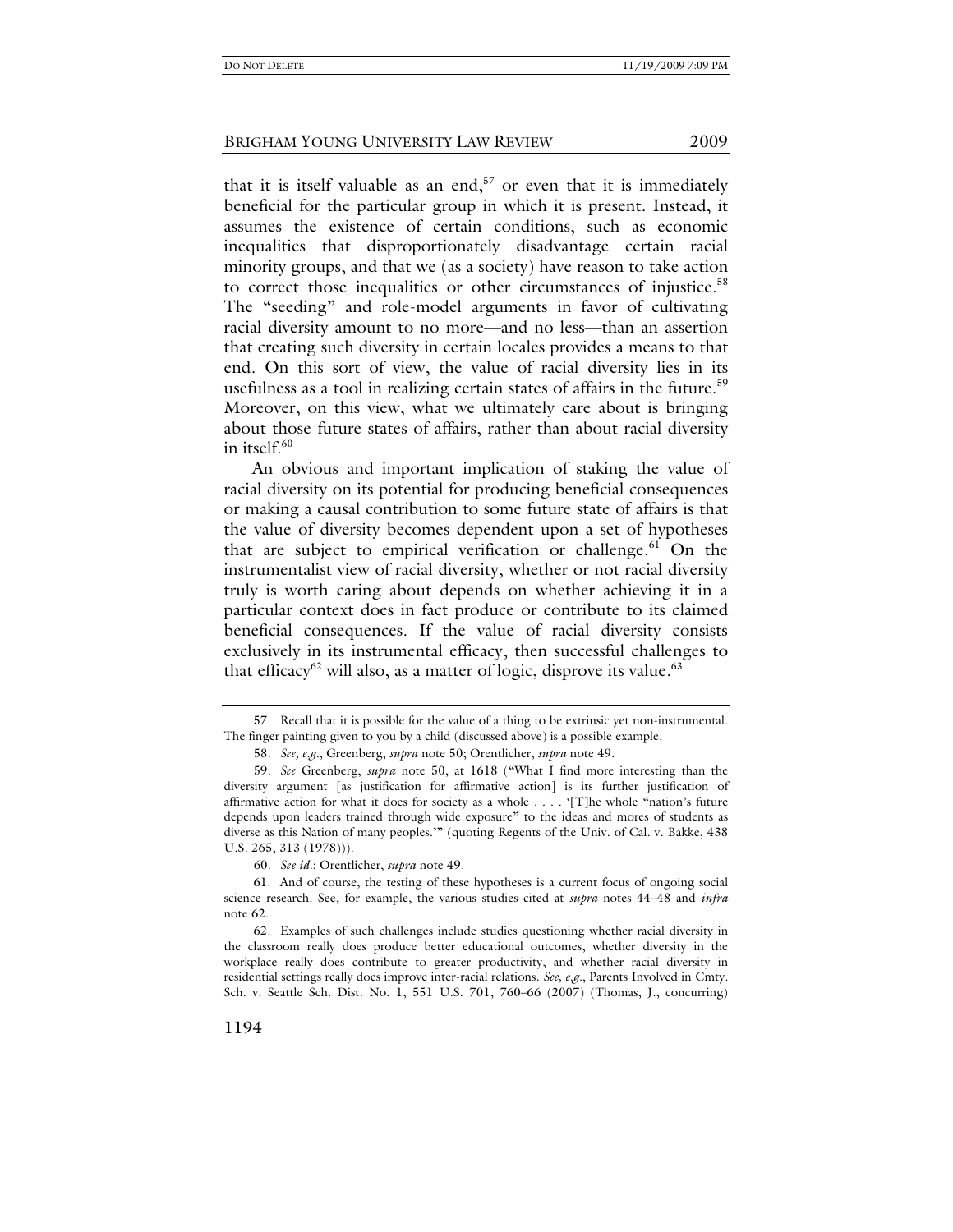that it is itself valuable as an end,[57] or even that it is immediately beneficial for the particular group in which it is present. Instead, it assumes the existence of certain conditions, such as economic inequalities that disproportionately disadvantage certain racial minority groups, and that we (as a society) have reason to take action to correct those inequalities or other circumstances of injustice.[58] The "seeding" and role-model arguments in favor of cultivating racial diversity amount to no more—and no less—than an assertion that creating such diversity in certain locales provides a means to that end. On this sort of view, the value of racial diversity lies in its usefulness as a tool in realizing certain states of affairs in the future.[59] Moreover, on this view, what we ultimately care about is bringing about those future states of affairs, rather than about racial diversity in itself.[60]

An obvious and important implication of staking the value of racial diversity on its potential for producing beneficial consequences or making a causal contribution to some future state of affairs is that the value of diversity becomes dependent upon a set of hypotheses that are subject to empirical verification or challenge.[61] On the instrumentalist view of racial diversity, whether or not racial diversity truly is worth caring about depends on whether achieving it in a particular context does in fact produce or contribute to its claimed beneficial consequences. If the value of racial diversity consists exclusively in its instrumental efficacy, then successful challenges to that efficacy[62] will also, as a matter of logic, disprove its value.[63]

---

57. Recall that it is possible for the value of a thing to be extrinsic yet non-instrumental. The finger painting given to you by a child (discussed above) is a possible example.

58. *See, e.g.*, Greenberg, *supra* note 50; Orentlicher, *supra* note 49.

59. *See* Greenberg, *supra* note 50, at 1618 ("What I find more interesting than the diversity argument [as justification for affirmative action] is its further justification of affirmative action for what it does for society as a whole . . . . '[T]he whole "nation's future depends upon leaders trained through wide exposure" to the ideas and mores of students as diverse as this Nation of many peoples.'" (quoting Regents of the Univ. of Cal. v. Bakke, 438 U.S. 265, 313 (1978))).

60. *See id.*; Orentlicher, *supra* note 49.

61. And of course, the testing of these hypotheses is a current focus of ongoing social science research. See, for example, the various studies cited at *supra* notes 44–48 and *infra* note 62.

62. Examples of such challenges include studies questioning whether racial diversity in the classroom really does produce better educational outcomes, whether diversity in the workplace really does contribute to greater productivity, and whether racial diversity in residential settings really does improve inter-racial relations. *See, e.g.*, Parents Involved in Cmty. Sch. v. Seattle Sch. Dist. No. 1, 551 U.S. 701, 760–66 (2007) (Thomas, J., concurring)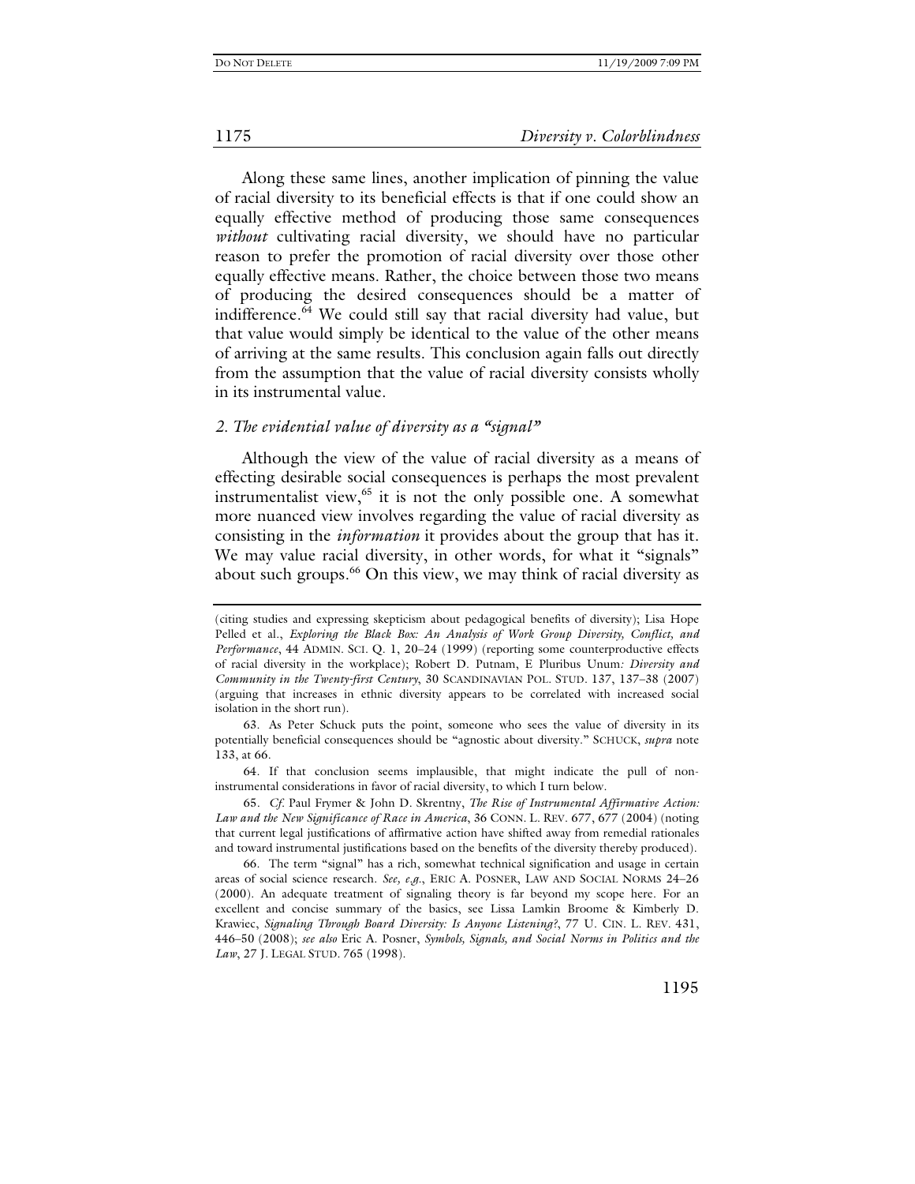Along these same lines, another implication of pinning the value of racial diversity to its beneficial effects is that if one could show an equally effective method of producing those same consequences *without* cultivating racial diversity, we should have no particular reason to prefer the promotion of racial diversity over those other equally effective means. Rather, the choice between those two means of producing the desired consequences should be a matter of indifference.[64] We could still say that racial diversity had value, but that value would simply be identical to the value of the other means of arriving at the same results. This conclusion again falls out directly from the assumption that the value of racial diversity consists wholly in its instrumental value.

### *2. The evidential value of diversity as a "signal"*

Although the view of the value of racial diversity as a means of effecting desirable social consequences is perhaps the most prevalent instrumentalist view,[65] it is not the only possible one. A somewhat more nuanced view involves regarding the value of racial diversity as consisting in the *information* it provides about the group that has it. We may value racial diversity, in other words, for what it "signals" about such groups.[66] On this view, we may think of racial diversity as

---

(citing studies and expressing skepticism about pedagogical benefits of diversity); Lisa Hope Pelled et al., *Exploring the Black Box: An Analysis of Work Group Diversity, Conflict, and Performance*, 44 ADMIN. SCI. Q. 1, 20–24 (1999) (reporting some counterproductive effects of racial diversity in the workplace); Robert D. Putnam, E Pluribus Unum*: Diversity and Community in the Twenty-first Century*, 30 SCANDINAVIAN POL. STUD. 137, 137–38 (2007) (arguing that increases in ethnic diversity appears to be correlated with increased social isolation in the short run).

63. As Peter Schuck puts the point, someone who sees the value of diversity in its potentially beneficial consequences should be "agnostic about diversity." SCHUCK, *supra* note 133, at 66.

64. If that conclusion seems implausible, that might indicate the pull of non-instrumental considerations in favor of racial diversity, to which I turn below.

65. *Cf.* Paul Frymer & John D. Skrentny, *The Rise of Instrumental Affirmative Action: Law and the New Significance of Race in America*, 36 CONN. L. REV. 677, 677 (2004) (noting that current legal justifications of affirmative action have shifted away from remedial rationales and toward instrumental justifications based on the benefits of the diversity thereby produced).

66. The term "signal" has a rich, somewhat technical signification and usage in certain areas of social science research. *See, e.g.*, ERIC A. POSNER, LAW AND SOCIAL NORMS 24–26 (2000). An adequate treatment of signaling theory is far beyond my scope here. For an excellent and concise summary of the basics, see Lissa Lamkin Broome & Kimberly D. Krawiec, *Signaling Through Board Diversity: Is Anyone Listening?*, 77 U. CIN. L. REV. 431, 446–50 (2008); *see also* Eric A. Posner, *Symbols, Signals, and Social Norms in Politics and the Law*, 27 J. LEGAL STUD. 765 (1998).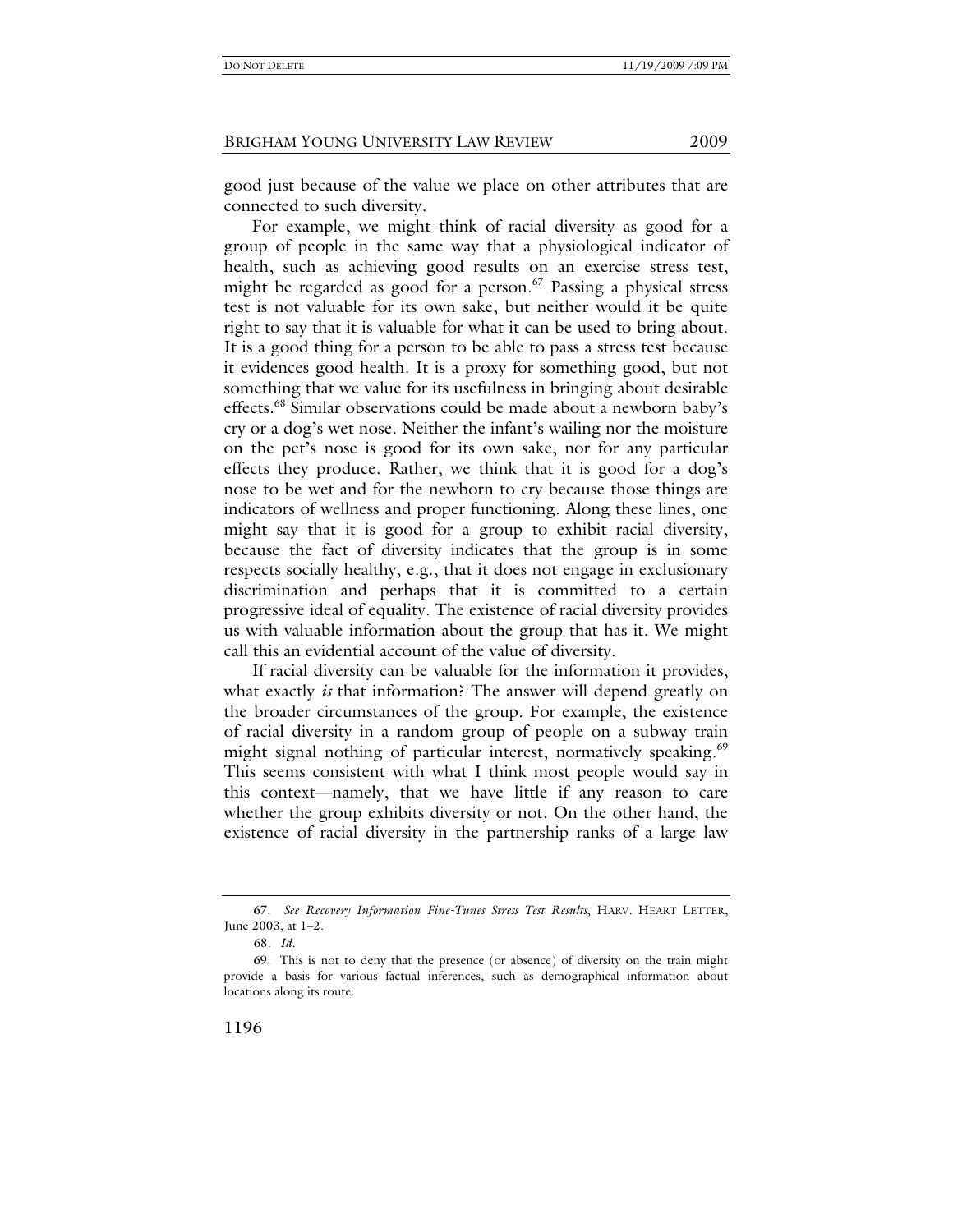good just because of the value we place on other attributes that are connected to such diversity.

For example, we might think of racial diversity as good for a group of people in the same way that a physiological indicator of health, such as achieving good results on an exercise stress test, might be regarded as good for a person.[67] Passing a physical stress test is not valuable for its own sake, but neither would it be quite right to say that it is valuable for what it can be used to bring about. It is a good thing for a person to be able to pass a stress test because it evidences good health. It is a proxy for something good, but not something that we value for its usefulness in bringing about desirable effects.[68] Similar observations could be made about a newborn baby's cry or a dog's wet nose. Neither the infant's wailing nor the moisture on the pet's nose is good for its own sake, nor for any particular effects they produce. Rather, we think that it is good for a dog's nose to be wet and for the newborn to cry because those things are indicators of wellness and proper functioning. Along these lines, one might say that it is good for a group to exhibit racial diversity, because the fact of diversity indicates that the group is in some respects socially healthy, e.g., that it does not engage in exclusionary discrimination and perhaps that it is committed to a certain progressive ideal of equality. The existence of racial diversity provides us with valuable information about the group that has it. We might call this an evidential account of the value of diversity.

If racial diversity can be valuable for the information it provides, what exactly *is* that information? The answer will depend greatly on the broader circumstances of the group. For example, the existence of racial diversity in a random group of people on a subway train might signal nothing of particular interest, normatively speaking.[69] This seems consistent with what I think most people would say in this context—namely, that we have little if any reason to care whether the group exhibits diversity or not. On the other hand, the existence of racial diversity in the partnership ranks of a large law

---

67. *See Recovery Information Fine-Tunes Stress Test Results*, HARV. HEART LETTER, June 2003, at 1–2.

68. *Id.*

69. This is not to deny that the presence (or absence) of diversity on the train might provide a basis for various factual inferences, such as demographical information about locations along its route.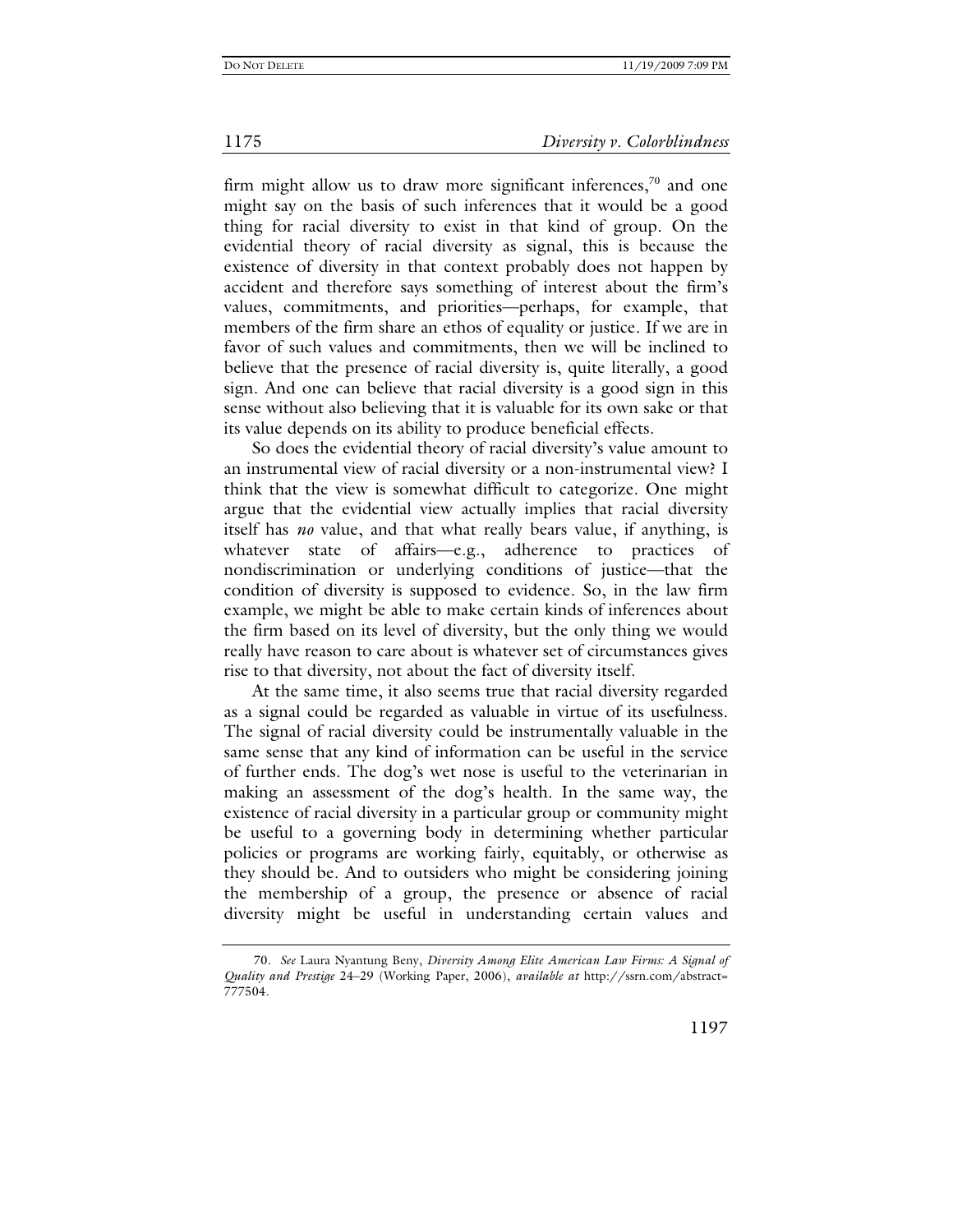firm might allow us to draw more significant inferences,[70] and one might say on the basis of such inferences that it would be a good thing for racial diversity to exist in that kind of group. On the evidential theory of racial diversity as signal, this is because the existence of diversity in that context probably does not happen by accident and therefore says something of interest about the firm's values, commitments, and priorities—perhaps, for example, that members of the firm share an ethos of equality or justice. If we are in favor of such values and commitments, then we will be inclined to believe that the presence of racial diversity is, quite literally, a good sign. And one can believe that racial diversity is a good sign in this sense without also believing that it is valuable for its own sake or that its value depends on its ability to produce beneficial effects.

So does the evidential theory of racial diversity's value amount to an instrumental view of racial diversity or a non-instrumental view? I think that the view is somewhat difficult to categorize. One might argue that the evidential view actually implies that racial diversity itself has *no* value, and that what really bears value, if anything, is whatever state of affairs—e.g., adherence to practices of nondiscrimination or underlying conditions of justice—that the condition of diversity is supposed to evidence. So, in the law firm example, we might be able to make certain kinds of inferences about the firm based on its level of diversity, but the only thing we would really have reason to care about is whatever set of circumstances gives rise to that diversity, not about the fact of diversity itself.

At the same time, it also seems true that racial diversity regarded as a signal could be regarded as valuable in virtue of its usefulness. The signal of racial diversity could be instrumentally valuable in the same sense that any kind of information can be useful in the service of further ends. The dog's wet nose is useful to the veterinarian in making an assessment of the dog's health. In the same way, the existence of racial diversity in a particular group or community might be useful to a governing body in determining whether particular policies or programs are working fairly, equitably, or otherwise as they should be. And to outsiders who might be considering joining the membership of a group, the presence or absence of racial diversity might be useful in understanding certain values and

70. *See* Laura Nyantung Beny, *Diversity Among Elite American Law Firms: A Signal of Quality and Prestige* 24–29 (Working Paper, 2006), *available at* http://ssrn.com/abstract=777504.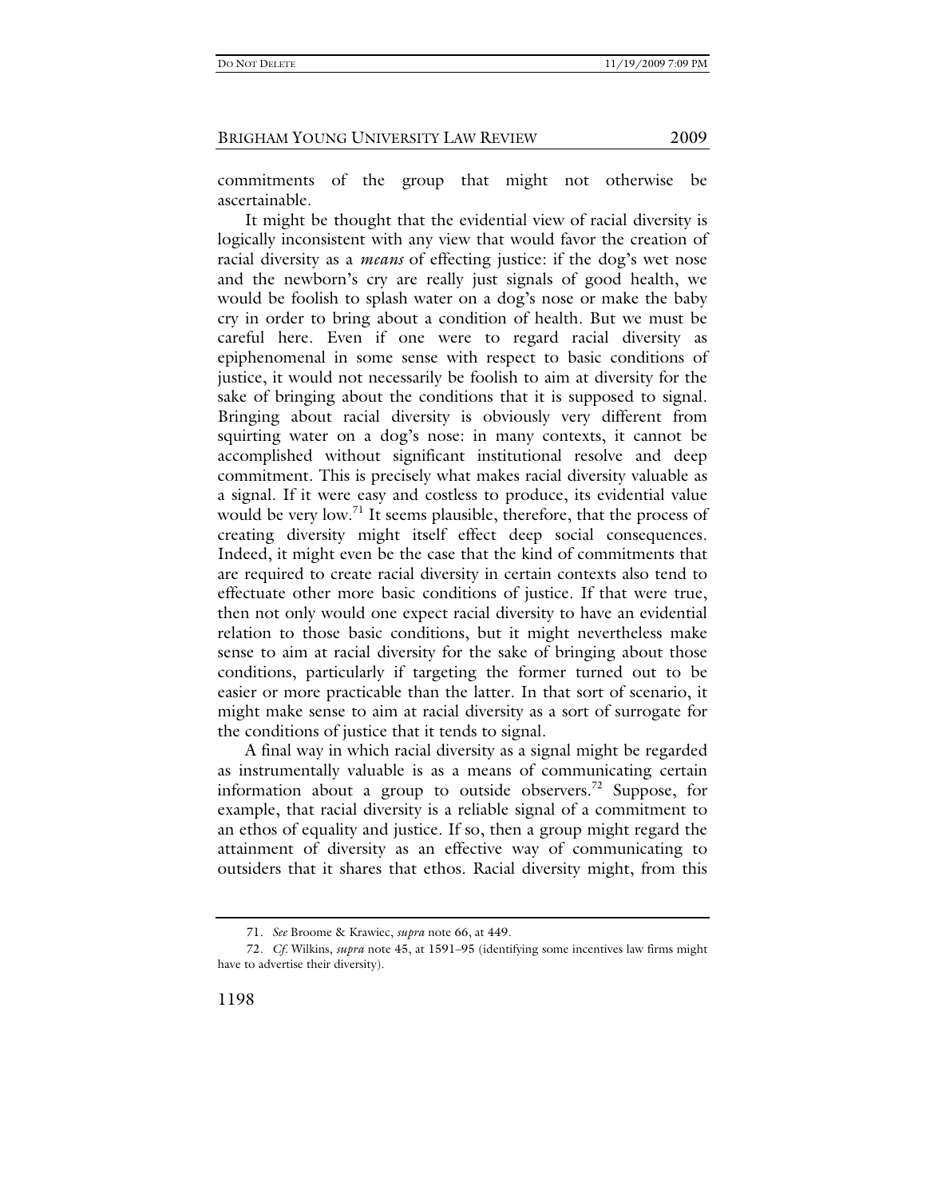commitments of the group that might not otherwise be ascertainable.

It might be thought that the evidential view of racial diversity is logically inconsistent with any view that would favor the creation of racial diversity as a *means* of effecting justice: if the dog's wet nose and the newborn's cry are really just signals of good health, we would be foolish to splash water on a dog's nose or make the baby cry in order to bring about a condition of health. But we must be careful here. Even if one were to regard racial diversity as epiphenomenal in some sense with respect to basic conditions of justice, it would not necessarily be foolish to aim at diversity for the sake of bringing about the conditions that it is supposed to signal. Bringing about racial diversity is obviously very different from squirting water on a dog's nose: in many contexts, it cannot be accomplished without significant institutional resolve and deep commitment. This is precisely what makes racial diversity valuable as a signal. If it were easy and costless to produce, its evidential value would be very low.[71] It seems plausible, therefore, that the process of creating diversity might itself effect deep social consequences. Indeed, it might even be the case that the kind of commitments that are required to create racial diversity in certain contexts also tend to effectuate other more basic conditions of justice. If that were true, then not only would one expect racial diversity to have an evidential relation to those basic conditions, but it might nevertheless make sense to aim at racial diversity for the sake of bringing about those conditions, particularly if targeting the former turned out to be easier or more practicable than the latter. In that sort of scenario, it might make sense to aim at racial diversity as a sort of surrogate for the conditions of justice that it tends to signal.

A final way in which racial diversity as a signal might be regarded as instrumentally valuable is as a means of communicating certain information about a group to outside observers.[72] Suppose, for example, that racial diversity is a reliable signal of a commitment to an ethos of equality and justice. If so, then a group might regard the attainment of diversity as an effective way of communicating to outsiders that it shares that ethos. Racial diversity might, from this

---

71. *See* Broome & Krawiec, *supra* note 66, at 449.

72. *Cf.* Wilkins, *supra* note 45, at 1591–95 (identifying some incentives law firms might have to advertise their diversity).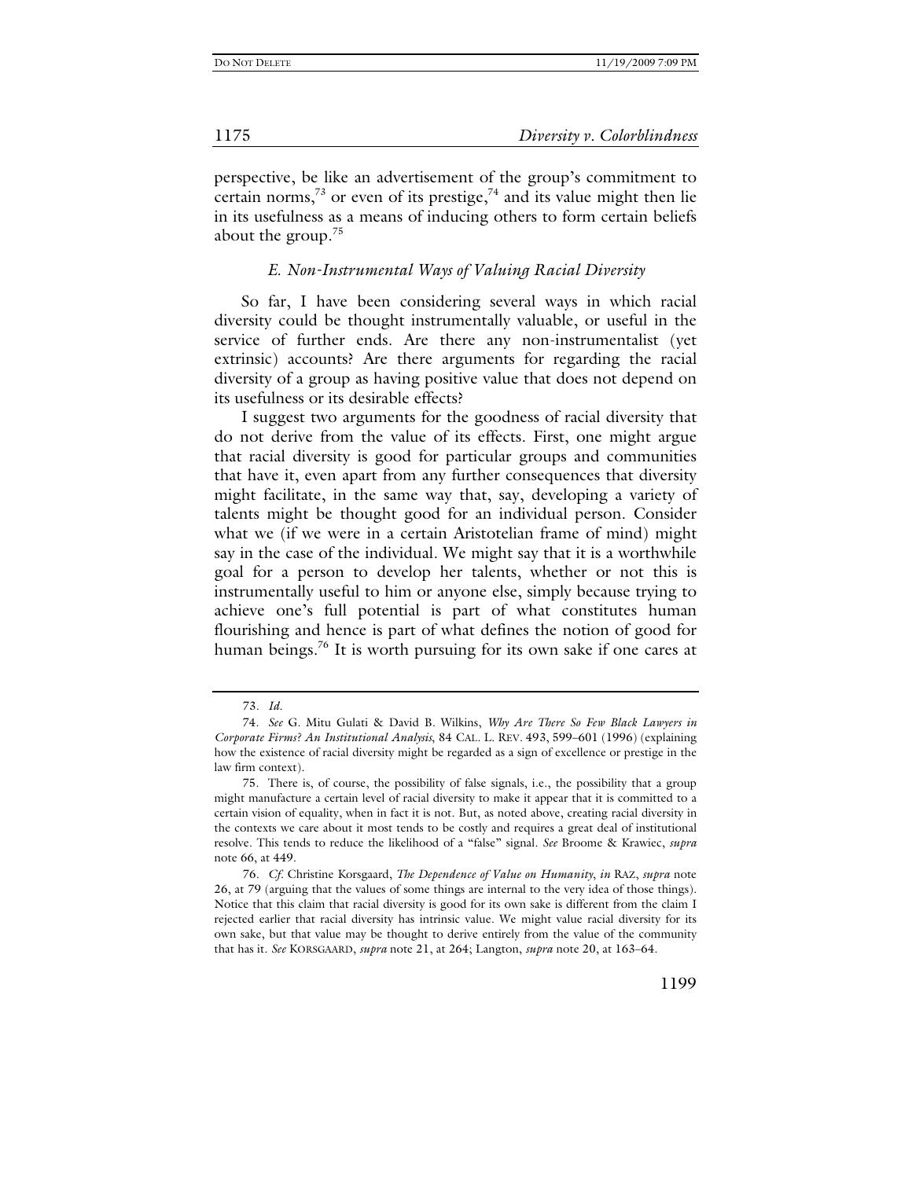perspective, be like an advertisement of the group's commitment to certain norms,[73] or even of its prestige,[74] and its value might then lie in its usefulness as a means of inducing others to form certain beliefs about the group.[75]

### *E. Non-Instrumental Ways of Valuing Racial Diversity*

So far, I have been considering several ways in which racial diversity could be thought instrumentally valuable, or useful in the service of further ends. Are there any non-instrumentalist (yet extrinsic) accounts? Are there arguments for regarding the racial diversity of a group as having positive value that does not depend on its usefulness or its desirable effects?

I suggest two arguments for the goodness of racial diversity that do not derive from the value of its effects. First, one might argue that racial diversity is good for particular groups and communities that have it, even apart from any further consequences that diversity might facilitate, in the same way that, say, developing a variety of talents might be thought good for an individual person. Consider what we (if we were in a certain Aristotelian frame of mind) might say in the case of the individual. We might say that it is a worthwhile goal for a person to develop her talents, whether or not this is instrumentally useful to him or anyone else, simply because trying to achieve one's full potential is part of what constitutes human flourishing and hence is part of what defines the notion of good for human beings.[76] It is worth pursuing for its own sake if one cares at

---

73. *Id.*

74. *See* G. Mitu Gulati & David B. Wilkins, *Why Are There So Few Black Lawyers in Corporate Firms? An Institutional Analysis*, 84 CAL. L. REV. 493, 599–601 (1996) (explaining how the existence of racial diversity might be regarded as a sign of excellence or prestige in the law firm context).

75. There is, of course, the possibility of false signals, i.e., the possibility that a group might manufacture a certain level of racial diversity to make it appear that it is committed to a certain vision of equality, when in fact it is not. But, as noted above, creating racial diversity in the contexts we care about it most tends to be costly and requires a great deal of institutional resolve. This tends to reduce the likelihood of a "false" signal. *See* Broome & Krawiec, *supra* note 66, at 449.

76. *Cf.* Christine Korsgaard, *The Dependence of Value on Humanity*, *in* RAZ, *supra* note 26, at 79 (arguing that the values of some things are internal to the very idea of those things). Notice that this claim that racial diversity is good for its own sake is different from the claim I rejected earlier that racial diversity has intrinsic value. We might value racial diversity for its own sake, but that value may be thought to derive entirely from the value of the community that has it. *See* KORSGAARD, *supra* note 21, at 264; Langton, *supra* note 20, at 163–64.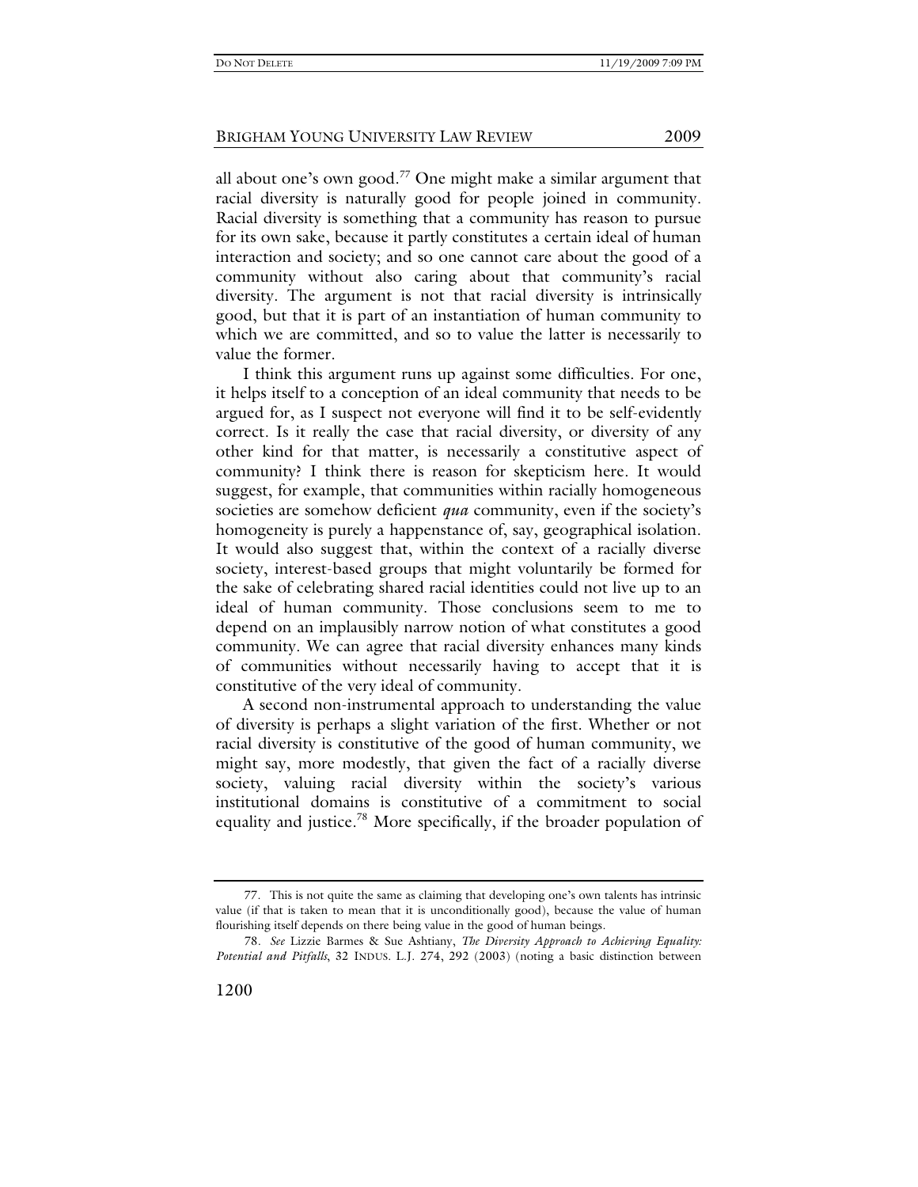all about one's own good.[77] One might make a similar argument that racial diversity is naturally good for people joined in community. Racial diversity is something that a community has reason to pursue for its own sake, because it partly constitutes a certain ideal of human interaction and society; and so one cannot care about the good of a community without also caring about that community's racial diversity. The argument is not that racial diversity is intrinsically good, but that it is part of an instantiation of human community to which we are committed, and so to value the latter is necessarily to value the former.

I think this argument runs up against some difficulties. For one, it helps itself to a conception of an ideal community that needs to be argued for, as I suspect not everyone will find it to be self-evidently correct. Is it really the case that racial diversity, or diversity of any other kind for that matter, is necessarily a constitutive aspect of community? I think there is reason for skepticism here. It would suggest, for example, that communities within racially homogeneous societies are somehow deficient *qua* community, even if the society's homogeneity is purely a happenstance of, say, geographical isolation. It would also suggest that, within the context of a racially diverse society, interest-based groups that might voluntarily be formed for the sake of celebrating shared racial identities could not live up to an ideal of human community. Those conclusions seem to me to depend on an implausibly narrow notion of what constitutes a good community. We can agree that racial diversity enhances many kinds of communities without necessarily having to accept that it is constitutive of the very ideal of community.

A second non-instrumental approach to understanding the value of diversity is perhaps a slight variation of the first. Whether or not racial diversity is constitutive of the good of human community, we might say, more modestly, that given the fact of a racially diverse society, valuing racial diversity within the society's various institutional domains is constitutive of a commitment to social equality and justice.[78] More specifically, if the broader population of

77. This is not quite the same as claiming that developing one's own talents has intrinsic value (if that is taken to mean that it is unconditionally good), because the value of human flourishing itself depends on there being value in the good of human beings.

78. *See* Lizzie Barmes & Sue Ashtiany, *The Diversity Approach to Achieving Equality: Potential and Pitfalls*, 32 INDUS. L.J. 274, 292 (2003) (noting a basic distinction between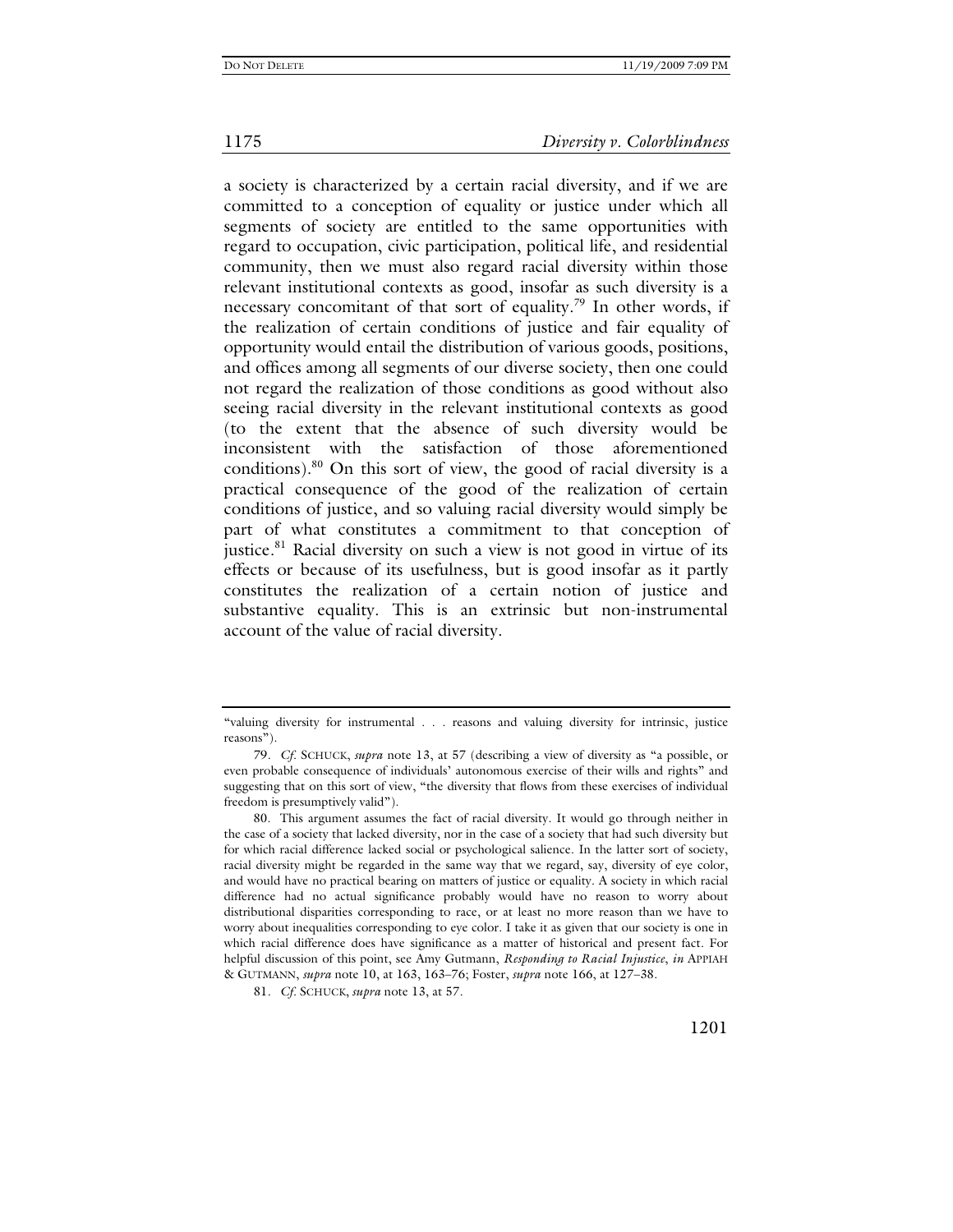a society is characterized by a certain racial diversity, and if we are committed to a conception of equality or justice under which all segments of society are entitled to the same opportunities with regard to occupation, civic participation, political life, and residential community, then we must also regard racial diversity within those relevant institutional contexts as good, insofar as such diversity is a necessary concomitant of that sort of equality.[79] In other words, if the realization of certain conditions of justice and fair equality of opportunity would entail the distribution of various goods, positions, and offices among all segments of our diverse society, then one could not regard the realization of those conditions as good without also seeing racial diversity in the relevant institutional contexts as good (to the extent that the absence of such diversity would be inconsistent with the satisfaction of those aforementioned conditions).[80] On this sort of view, the good of racial diversity is a practical consequence of the good of the realization of certain conditions of justice, and so valuing racial diversity would simply be part of what constitutes a commitment to that conception of justice.[81] Racial diversity on such a view is not good in virtue of its effects or because of its usefulness, but is good insofar as it partly constitutes the realization of a certain notion of justice and substantive equality. This is an extrinsic but non-instrumental account of the value of racial diversity.

---

"valuing diversity for instrumental . . . reasons and valuing diversity for intrinsic, justice reasons").

79. *Cf.* SCHUCK, *supra* note 13, at 57 (describing a view of diversity as "a possible, or even probable consequence of individuals' autonomous exercise of their wills and rights" and suggesting that on this sort of view, "the diversity that flows from these exercises of individual freedom is presumptively valid").

80. This argument assumes the fact of racial diversity. It would go through neither in the case of a society that lacked diversity, nor in the case of a society that had such diversity but for which racial difference lacked social or psychological salience. In the latter sort of society, racial diversity might be regarded in the same way that we regard, say, diversity of eye color, and would have no practical bearing on matters of justice or equality. A society in which racial difference had no actual significance probably would have no reason to worry about distributional disparities corresponding to race, or at least no more reason than we have to worry about inequalities corresponding to eye color. I take it as given that our society is one in which racial difference does have significance as a matter of historical and present fact. For helpful discussion of this point, see Amy Gutmann, *Responding to Racial Injustice*, *in* APPIAH & GUTMANN, *supra* note 10, at 163, 163–76; Foster, *supra* note 166, at 127–38.

81. *Cf.* SCHUCK, *supra* note 13, at 57.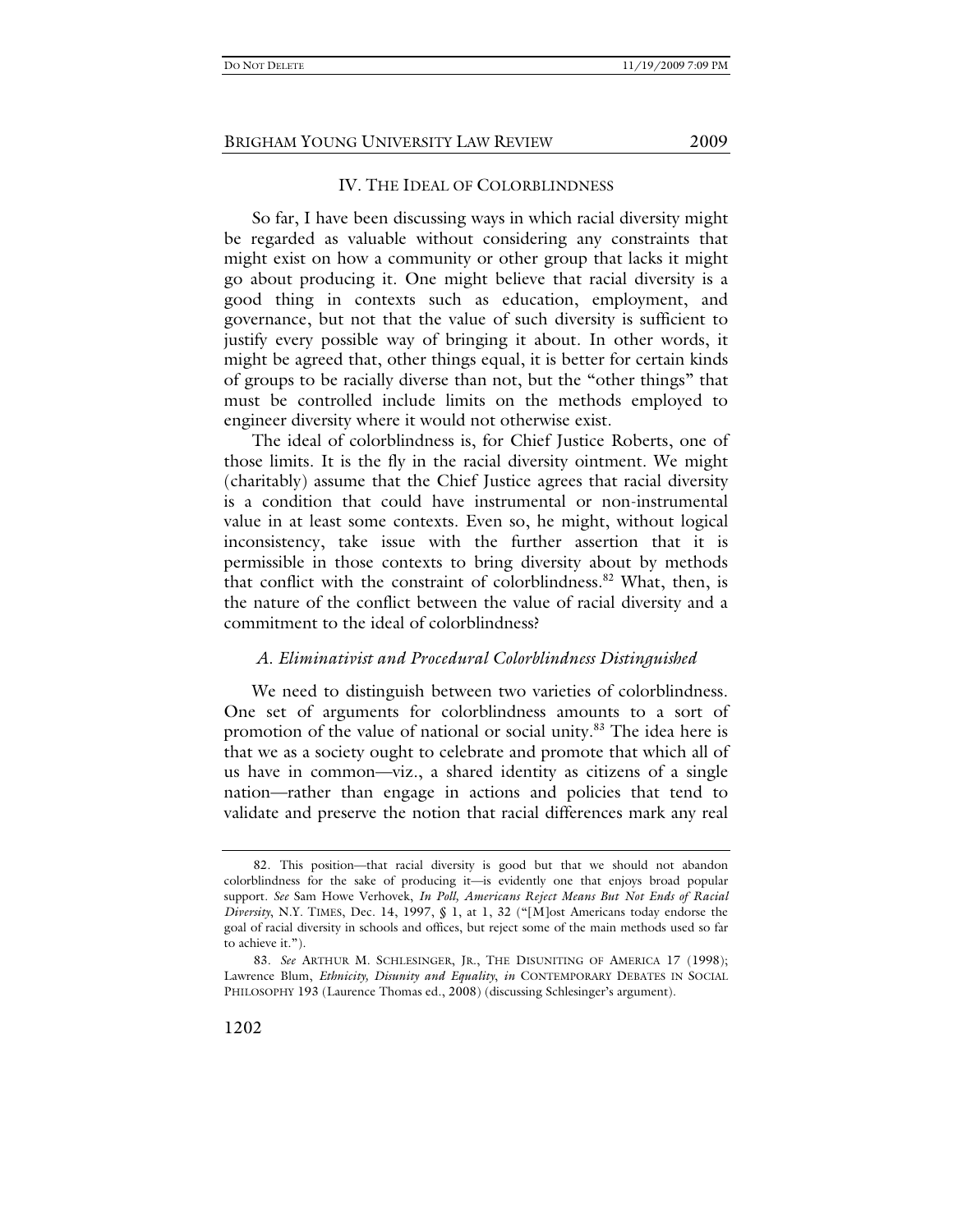## IV. THE IDEAL OF COLORBLINDNESS

So far, I have been discussing ways in which racial diversity might be regarded as valuable without considering any constraints that might exist on how a community or other group that lacks it might go about producing it. One might believe that racial diversity is a good thing in contexts such as education, employment, and governance, but not that the value of such diversity is sufficient to justify every possible way of bringing it about. In other words, it might be agreed that, other things equal, it is better for certain kinds of groups to be racially diverse than not, but the "other things" that must be controlled include limits on the methods employed to engineer diversity where it would not otherwise exist.

The ideal of colorblindness is, for Chief Justice Roberts, one of those limits. It is the fly in the racial diversity ointment. We might (charitably) assume that the Chief Justice agrees that racial diversity is a condition that could have instrumental or non-instrumental value in at least some contexts. Even so, he might, without logical inconsistency, take issue with the further assertion that it is permissible in those contexts to bring diversity about by methods that conflict with the constraint of colorblindness.[82] What, then, is the nature of the conflict between the value of racial diversity and a commitment to the ideal of colorblindness?

### *A. Eliminativist and Procedural Colorblindness Distinguished*

We need to distinguish between two varieties of colorblindness. One set of arguments for colorblindness amounts to a sort of promotion of the value of national or social unity.[83] The idea here is that we as a society ought to celebrate and promote that which all of us have in common—viz., a shared identity as citizens of a single nation—rather than engage in actions and policies that tend to validate and preserve the notion that racial differences mark any real

---

82. This position—that racial diversity is good but that we should not abandon colorblindness for the sake of producing it—is evidently one that enjoys broad popular support. *See* Sam Howe Verhovek, *In Poll, Americans Reject Means But Not Ends of Racial Diversity*, N.Y. TIMES, Dec. 14, 1997, § 1, at 1, 32 ("[M]ost Americans today endorse the goal of racial diversity in schools and offices, but reject some of the main methods used so far to achieve it.").

83. *See* ARTHUR M. SCHLESINGER, JR., THE DISUNITING OF AMERICA 17 (1998); Lawrence Blum, *Ethnicity, Disunity and Equality*, *in* CONTEMPORARY DEBATES IN SOCIAL PHILOSOPHY 193 (Laurence Thomas ed., 2008) (discussing Schlesinger's argument).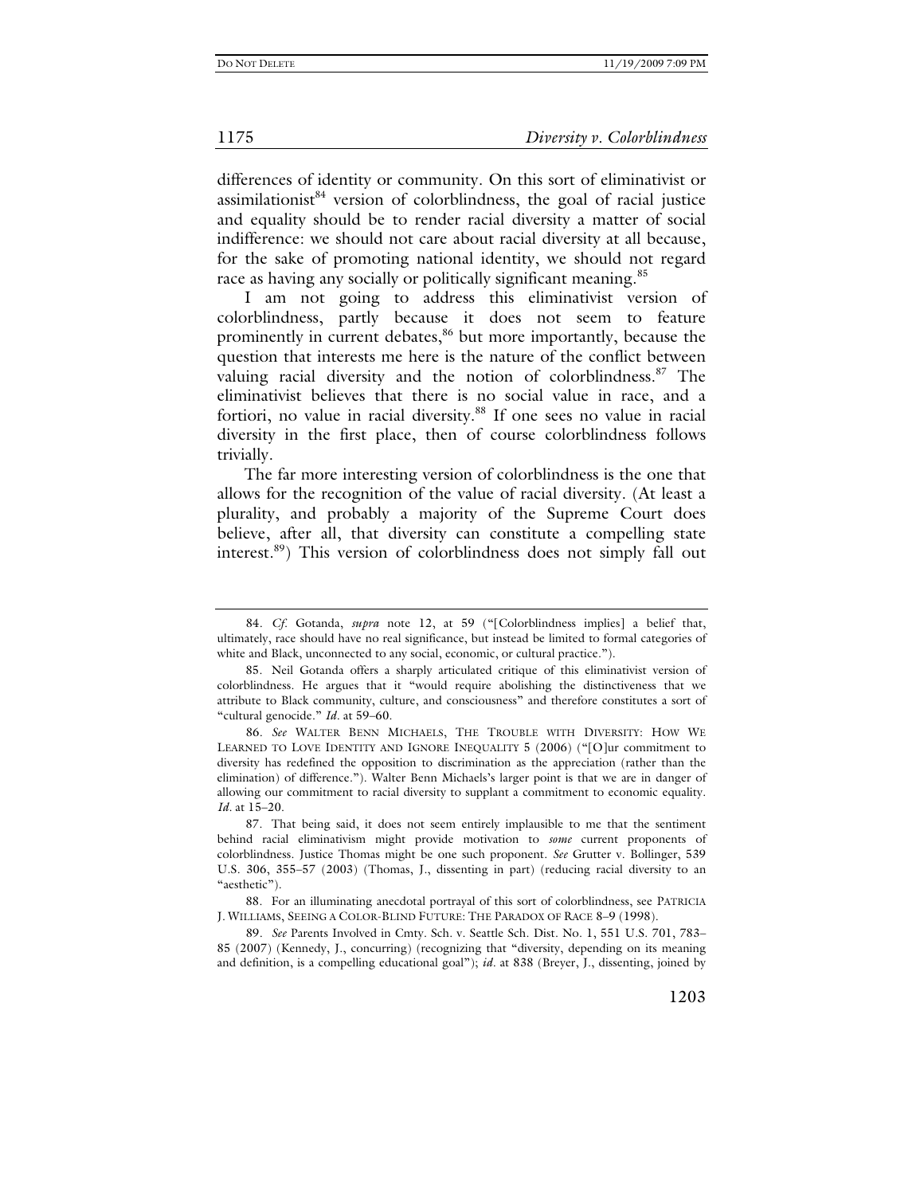differences of identity or community. On this sort of eliminativist or assimilationist[84] version of colorblindness, the goal of racial justice and equality should be to render racial diversity a matter of social indifference: we should not care about racial diversity at all because, for the sake of promoting national identity, we should not regard race as having any socially or politically significant meaning.[85]

I am not going to address this eliminativist version of colorblindness, partly because it does not seem to feature prominently in current debates,[86] but more importantly, because the question that interests me here is the nature of the conflict between valuing racial diversity and the notion of colorblindness.[87] The eliminativist believes that there is no social value in race, and a fortiori, no value in racial diversity.[88] If one sees no value in racial diversity in the first place, then of course colorblindness follows trivially.

The far more interesting version of colorblindness is the one that allows for the recognition of the value of racial diversity. (At least a plurality, and probably a majority of the Supreme Court does believe, after all, that diversity can constitute a compelling state interest.[89]) This version of colorblindness does not simply fall out

---

84. *Cf.* Gotanda, *supra* note 12, at 59 ("[Colorblindness implies] a belief that, ultimately, race should have no real significance, but instead be limited to formal categories of white and Black, unconnected to any social, economic, or cultural practice.").

85. Neil Gotanda offers a sharply articulated critique of this eliminativist version of colorblindness. He argues that it "would require abolishing the distinctiveness that we attribute to Black community, culture, and consciousness" and therefore constitutes a sort of "cultural genocide." *Id.* at 59–60.

86. *See* WALTER BENN MICHAELS, THE TROUBLE WITH DIVERSITY: HOW WE LEARNED TO LOVE IDENTITY AND IGNORE INEQUALITY 5 (2006) ("[O]ur commitment to diversity has redefined the opposition to discrimination as the appreciation (rather than the elimination) of difference."). Walter Benn Michaels's larger point is that we are in danger of allowing our commitment to racial diversity to supplant a commitment to economic equality. *Id.* at 15–20.

87. That being said, it does not seem entirely implausible to me that the sentiment behind racial eliminativism might provide motivation to *some* current proponents of colorblindness. Justice Thomas might be one such proponent. *See* Grutter v. Bollinger, 539 U.S. 306, 355–57 (2003) (Thomas, J., dissenting in part) (reducing racial diversity to an "aesthetic").

88. For an illuminating anecdotal portrayal of this sort of colorblindness, see PATRICIA J. WILLIAMS, SEEING A COLOR-BLIND FUTURE: THE PARADOX OF RACE 8–9 (1998).

89. *See* Parents Involved in Cmty. Sch. v. Seattle Sch. Dist. No. 1, 551 U.S. 701, 783–85 (2007) (Kennedy, J., concurring) (recognizing that "diversity, depending on its meaning and definition, is a compelling educational goal"); *id.* at 838 (Breyer, J., dissenting, joined by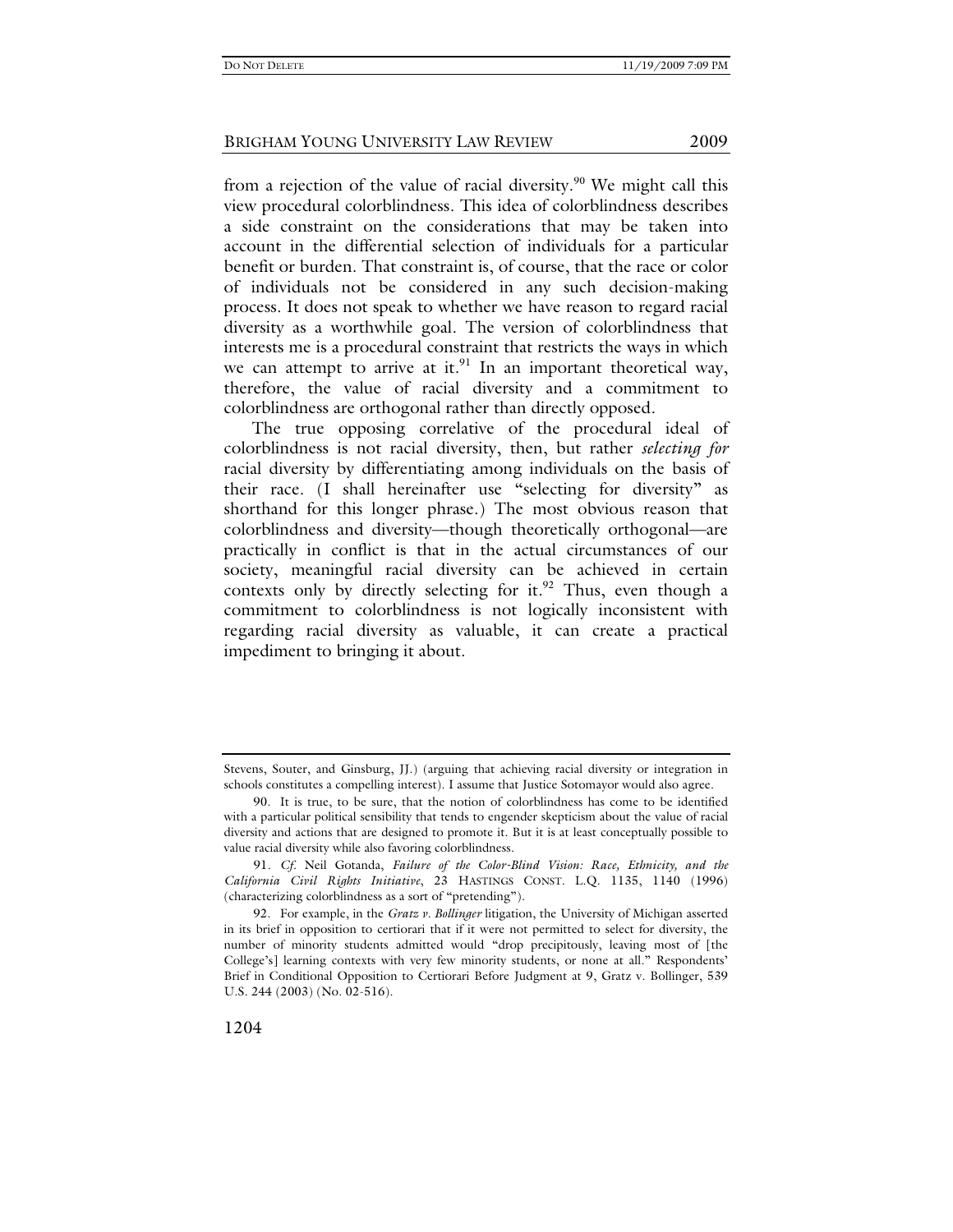from a rejection of the value of racial diversity.[90] We might call this view procedural colorblindness. This idea of colorblindness describes a side constraint on the considerations that may be taken into account in the differential selection of individuals for a particular benefit or burden. That constraint is, of course, that the race or color of individuals not be considered in any such decision-making process. It does not speak to whether we have reason to regard racial diversity as a worthwhile goal. The version of colorblindness that interests me is a procedural constraint that restricts the ways in which we can attempt to arrive at it.[91] In an important theoretical way, therefore, the value of racial diversity and a commitment to colorblindness are orthogonal rather than directly opposed.

The true opposing correlative of the procedural ideal of colorblindness is not racial diversity, then, but rather *selecting for* racial diversity by differentiating among individuals on the basis of their race. (I shall hereinafter use "selecting for diversity" as shorthand for this longer phrase.) The most obvious reason that colorblindness and diversity—though theoretically orthogonal—are practically in conflict is that in the actual circumstances of our society, meaningful racial diversity can be achieved in certain contexts only by directly selecting for it.[92] Thus, even though a commitment to colorblindness is not logically inconsistent with regarding racial diversity as valuable, it can create a practical impediment to bringing it about.

---

Stevens, Souter, and Ginsburg, JJ.) (arguing that achieving racial diversity or integration in schools constitutes a compelling interest). I assume that Justice Sotomayor would also agree.

90. It is true, to be sure, that the notion of colorblindness has come to be identified with a particular political sensibility that tends to engender skepticism about the value of racial diversity and actions that are designed to promote it. But it is at least conceptually possible to value racial diversity while also favoring colorblindness.

91. *Cf.* Neil Gotanda, *Failure of the Color-Blind Vision: Race, Ethnicity, and the California Civil Rights Initiative*, 23 HASTINGS CONST. L.Q. 1135, 1140 (1996) (characterizing colorblindness as a sort of "pretending").

92. For example, in the *Gratz v. Bollinger* litigation, the University of Michigan asserted in its brief in opposition to certiorari that if it were not permitted to select for diversity, the number of minority students admitted would "drop precipitously, leaving most of [the College's] learning contexts with very few minority students, or none at all." Respondents' Brief in Conditional Opposition to Certiorari Before Judgment at 9, Gratz v. Bollinger, 539 U.S. 244 (2003) (No. 02-516).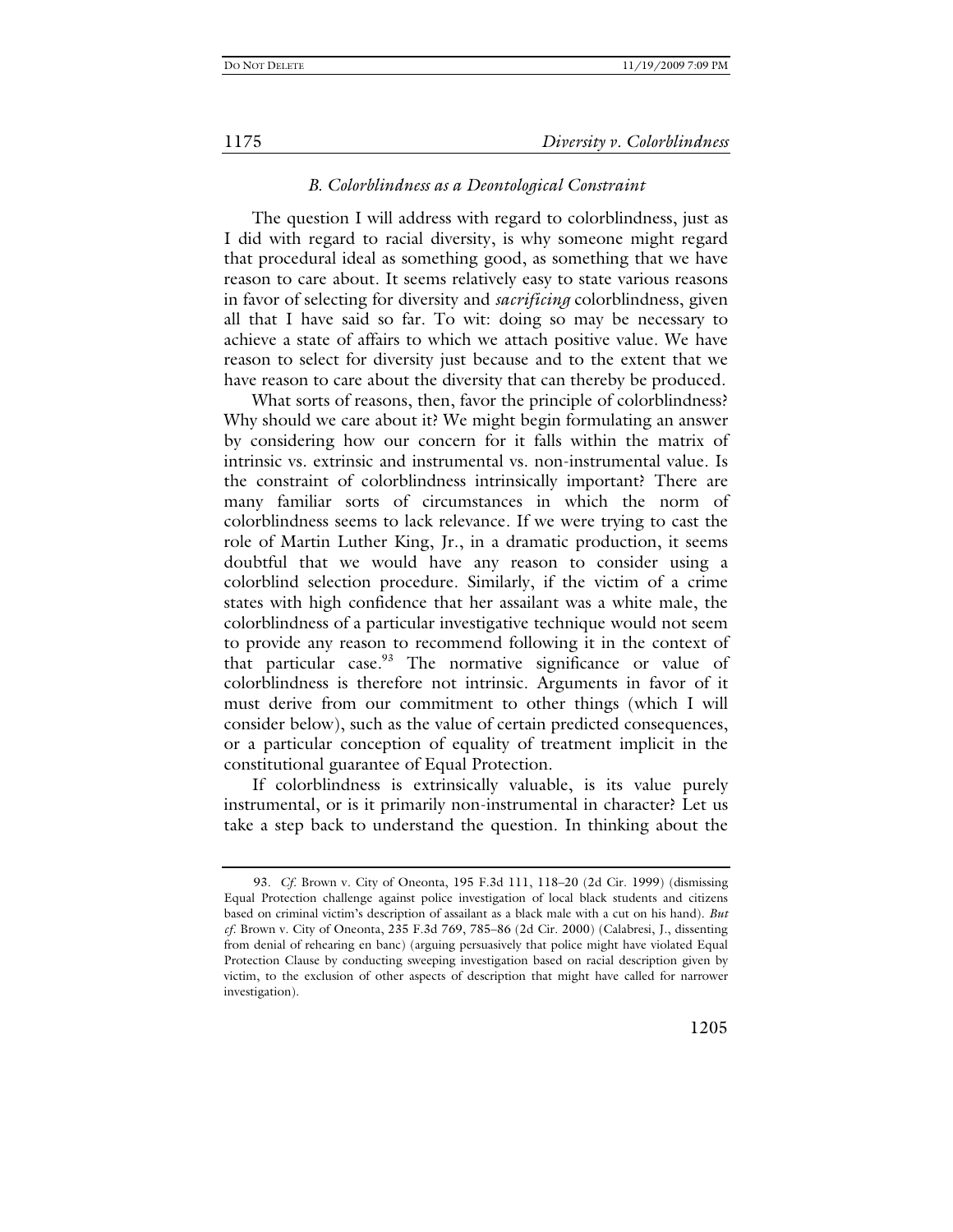### *B. Colorblindness as a Deontological Constraint*

The question I will address with regard to colorblindness, just as I did with regard to racial diversity, is why someone might regard that procedural ideal as something good, as something that we have reason to care about. It seems relatively easy to state various reasons in favor of selecting for diversity and *sacrificing* colorblindness, given all that I have said so far. To wit: doing so may be necessary to achieve a state of affairs to which we attach positive value. We have reason to select for diversity just because and to the extent that we have reason to care about the diversity that can thereby be produced.

What sorts of reasons, then, favor the principle of colorblindness? Why should we care about it? We might begin formulating an answer by considering how our concern for it falls within the matrix of intrinsic vs. extrinsic and instrumental vs. non-instrumental value. Is the constraint of colorblindness intrinsically important? There are many familiar sorts of circumstances in which the norm of colorblindness seems to lack relevance. If we were trying to cast the role of Martin Luther King, Jr., in a dramatic production, it seems doubtful that we would have any reason to consider using a colorblind selection procedure. Similarly, if the victim of a crime states with high confidence that her assailant was a white male, the colorblindness of a particular investigative technique would not seem to provide any reason to recommend following it in the context of that particular case.[93] The normative significance or value of colorblindness is therefore not intrinsic. Arguments in favor of it must derive from our commitment to other things (which I will consider below), such as the value of certain predicted consequences, or a particular conception of equality of treatment implicit in the constitutional guarantee of Equal Protection.

If colorblindness is extrinsically valuable, is its value purely instrumental, or is it primarily non-instrumental in character? Let us take a step back to understand the question. In thinking about the

---

93. *Cf.* Brown v. City of Oneonta, 195 F.3d 111, 118–20 (2d Cir. 1999) (dismissing Equal Protection challenge against police investigation of local black students and citizens based on criminal victim's description of assailant as a black male with a cut on his hand). *But cf.* Brown v. City of Oneonta, 235 F.3d 769, 785–86 (2d Cir. 2000) (Calabresi, J., dissenting from denial of rehearing en banc) (arguing persuasively that police might have violated Equal Protection Clause by conducting sweeping investigation based on racial description given by victim, to the exclusion of other aspects of description that might have called for narrower investigation).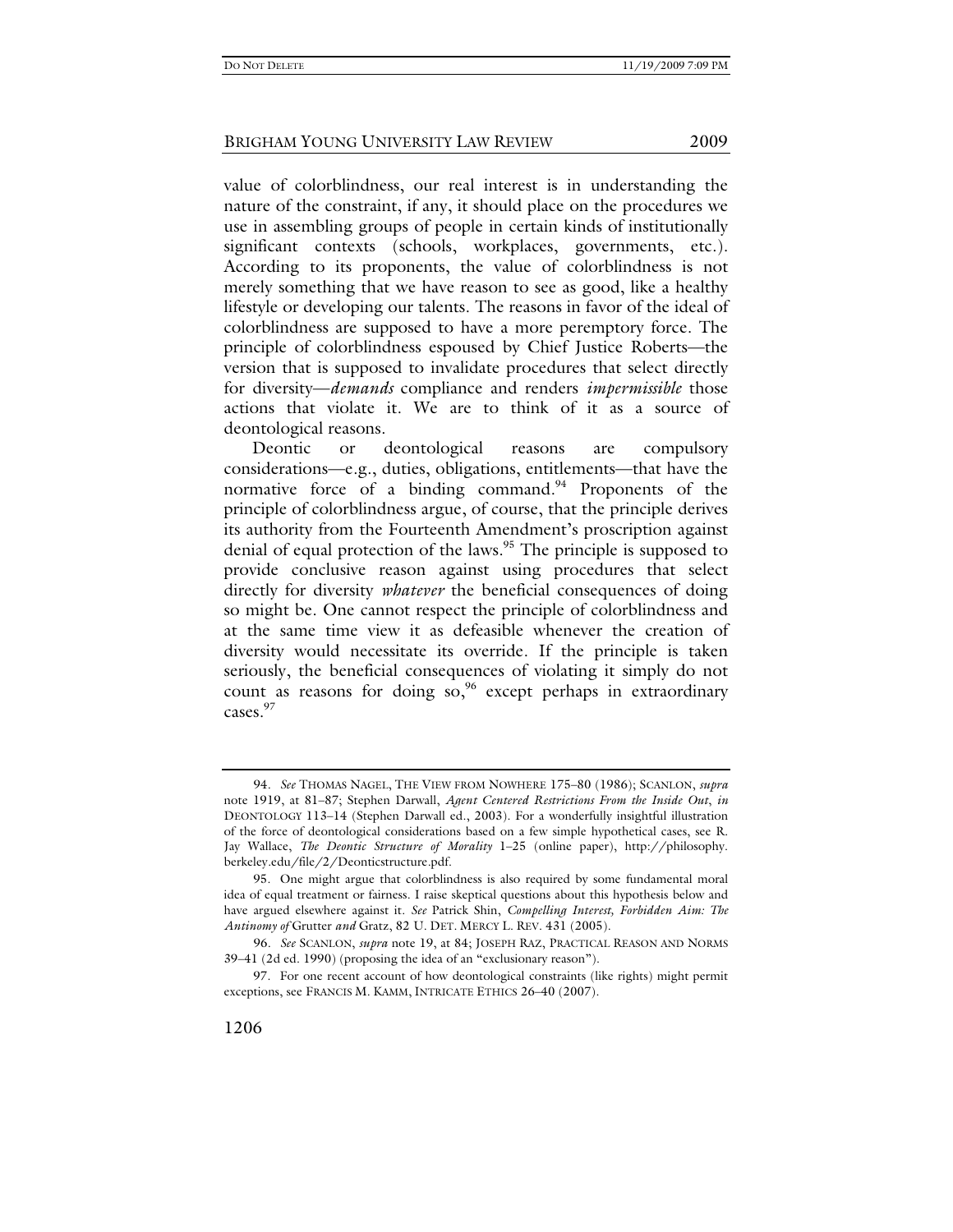value of colorblindness, our real interest is in understanding the nature of the constraint, if any, it should place on the procedures we use in assembling groups of people in certain kinds of institutionally significant contexts (schools, workplaces, governments, etc.). According to its proponents, the value of colorblindness is not merely something that we have reason to see as good, like a healthy lifestyle or developing our talents. The reasons in favor of the ideal of colorblindness are supposed to have a more peremptory force. The principle of colorblindness espoused by Chief Justice Roberts—the version that is supposed to invalidate procedures that select directly for diversity—*demands* compliance and renders *impermissible* those actions that violate it. We are to think of it as a source of deontological reasons.

Deontic or deontological reasons are compulsory considerations—e.g., duties, obligations, entitlements—that have the normative force of a binding command.[94] Proponents of the principle of colorblindness argue, of course, that the principle derives its authority from the Fourteenth Amendment's proscription against denial of equal protection of the laws.[95] The principle is supposed to provide conclusive reason against using procedures that select directly for diversity *whatever* the beneficial consequences of doing so might be. One cannot respect the principle of colorblindness and at the same time view it as defeasible whenever the creation of diversity would necessitate its override. If the principle is taken seriously, the beneficial consequences of violating it simply do not count as reasons for doing so,[96] except perhaps in extraordinary cases.[97]

---

94. *See* THOMAS NAGEL, THE VIEW FROM NOWHERE 175–80 (1986); SCANLON, *supra* note 1919, at 81–87; Stephen Darwall, *Agent Centered Restrictions From the Inside Out*, *in* DEONTOLOGY 113–14 (Stephen Darwall ed., 2003). For a wonderfully insightful illustration of the force of deontological considerations based on a few simple hypothetical cases, see R. Jay Wallace, *The Deontic Structure of Morality* 1–25 (online paper), http://philosophy.berkeley.edu/file/2/Deonticstructure.pdf.

95. One might argue that colorblindness is also required by some fundamental moral idea of equal treatment or fairness. I raise skeptical questions about this hypothesis below and have argued elsewhere against it. *See* Patrick Shin, *Compelling Interest, Forbidden Aim: The Antinomy of* Grutter *and* Gratz, 82 U. DET. MERCY L. REV. 431 (2005).

96. *See* SCANLON, *supra* note 19, at 84; JOSEPH RAZ, PRACTICAL REASON AND NORMS 39–41 (2d ed. 1990) (proposing the idea of an "exclusionary reason").

97. For one recent account of how deontological constraints (like rights) might permit exceptions, see FRANCIS M. KAMM, INTRICATE ETHICS 26–40 (2007).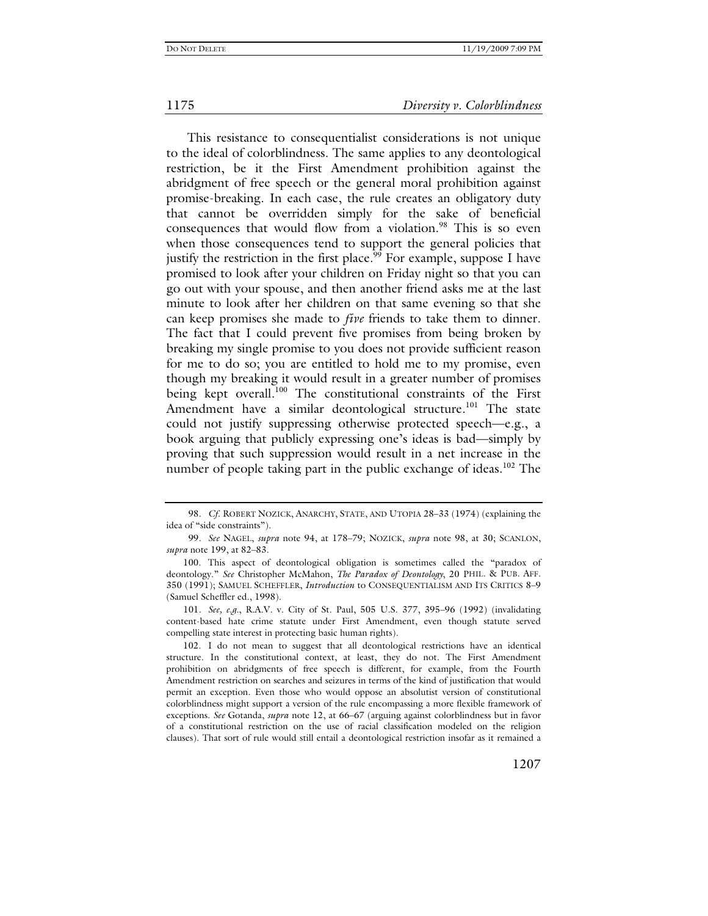This resistance to consequentialist considerations is not unique to the ideal of colorblindness. The same applies to any deontological restriction, be it the First Amendment prohibition against the abridgment of free speech or the general moral prohibition against promise-breaking. In each case, the rule creates an obligatory duty that cannot be overridden simply for the sake of beneficial consequences that would flow from a violation.[98] This is so even when those consequences tend to support the general policies that justify the restriction in the first place.[99] For example, suppose I have promised to look after your children on Friday night so that you can go out with your spouse, and then another friend asks me at the last minute to look after her children on that same evening so that she can keep promises she made to *five* friends to take them to dinner. The fact that I could prevent five promises from being broken by breaking my single promise to you does not provide sufficient reason for me to do so; you are entitled to hold me to my promise, even though my breaking it would result in a greater number of promises being kept overall.[100] The constitutional constraints of the First Amendment have a similar deontological structure.[101] The state could not justify suppressing otherwise protected speech—e.g., a book arguing that publicly expressing one's ideas is bad—simply by proving that such suppression would result in a net increase in the number of people taking part in the public exchange of ideas.[102] The

---

98. *Cf.* ROBERT NOZICK, ANARCHY, STATE, AND UTOPIA 28–33 (1974) (explaining the idea of "side constraints").

99. *See* NAGEL, *supra* note 94, at 178–79; NOZICK, *supra* note 98, at 30; SCANLON, *supra* note 199, at 82–83.

100. This aspect of deontological obligation is sometimes called the "paradox of deontology." *See* Christopher McMahon, *The Paradox of Deontology*, 20 PHIL. & PUB. AFF. 350 (1991); SAMUEL SCHEFFLER, *Introduction* to CONSEQUENTIALISM AND ITS CRITICS 8–9 (Samuel Scheffler ed., 1998).

101. *See, e.g.*, R.A.V. v. City of St. Paul, 505 U.S. 377, 395–96 (1992) (invalidating content-based hate crime statute under First Amendment, even though statute served compelling state interest in protecting basic human rights).

102. I do not mean to suggest that all deontological restrictions have an identical structure. In the constitutional context, at least, they do not. The First Amendment prohibition on abridgments of free speech is different, for example, from the Fourth Amendment restriction on searches and seizures in terms of the kind of justification that would permit an exception. Even those who would oppose an absolutist version of constitutional colorblindness might support a version of the rule encompassing a more flexible framework of exceptions. *See* Gotanda, *supra* note 12, at 66–67 (arguing against colorblindness but in favor of a constitutional restriction on the use of racial classification modeled on the religion clauses). That sort of rule would still entail a deontological restriction insofar as it remained a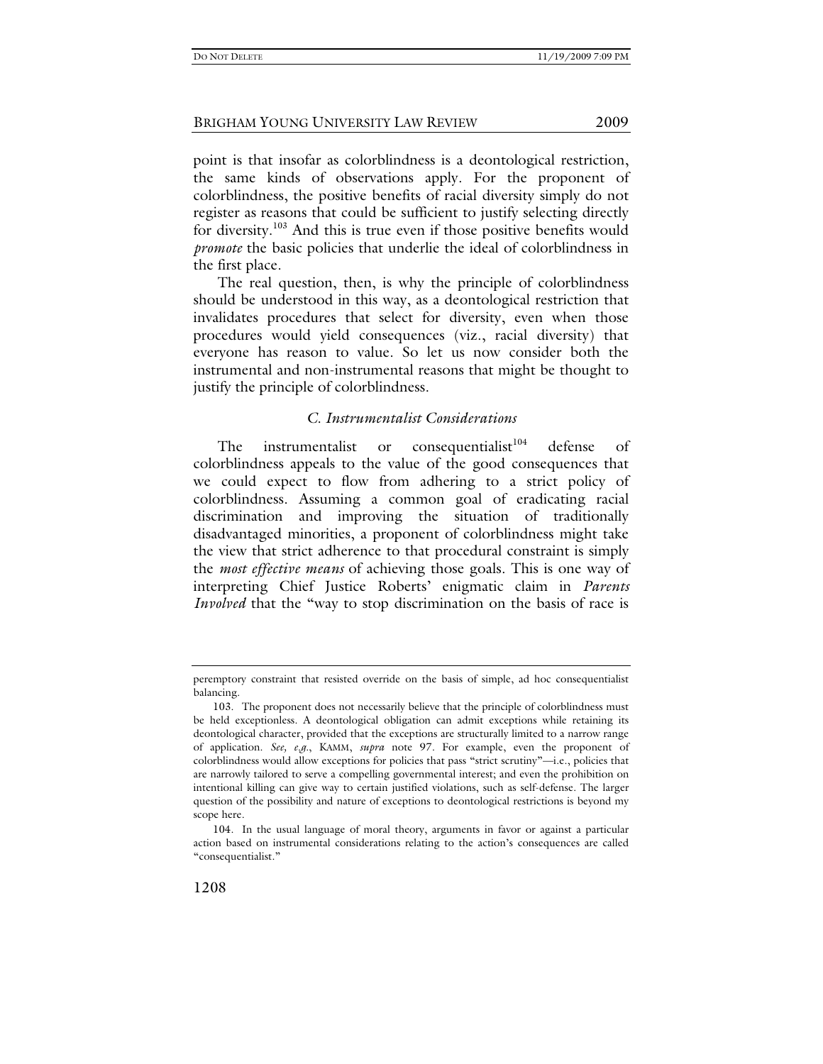point is that insofar as colorblindness is a deontological restriction, the same kinds of observations apply. For the proponent of colorblindness, the positive benefits of racial diversity simply do not register as reasons that could be sufficient to justify selecting directly for diversity.[103] And this is true even if those positive benefits would *promote* the basic policies that underlie the ideal of colorblindness in the first place.

The real question, then, is why the principle of colorblindness should be understood in this way, as a deontological restriction that invalidates procedures that select for diversity, even when those procedures would yield consequences (viz., racial diversity) that everyone has reason to value. So let us now consider both the instrumental and non-instrumental reasons that might be thought to justify the principle of colorblindness.

### *C. Instrumentalist Considerations*

The instrumentalist or consequentialist[104] defense of colorblindness appeals to the value of the good consequences that we could expect to flow from adhering to a strict policy of colorblindness. Assuming a common goal of eradicating racial discrimination and improving the situation of traditionally disadvantaged minorities, a proponent of colorblindness might take the view that strict adherence to that procedural constraint is simply the *most effective means* of achieving those goals. This is one way of interpreting Chief Justice Roberts' enigmatic claim in *Parents Involved* that the "way to stop discrimination on the basis of race is

---

peremptory constraint that resisted override on the basis of simple, ad hoc consequentialist balancing.

103. The proponent does not necessarily believe that the principle of colorblindness must be held exceptionless. A deontological obligation can admit exceptions while retaining its deontological character, provided that the exceptions are structurally limited to a narrow range of application. *See, e.g.*, KAMM, *supra* note 97. For example, even the proponent of colorblindness would allow exceptions for policies that pass "strict scrutiny"—i.e., policies that are narrowly tailored to serve a compelling governmental interest; and even the prohibition on intentional killing can give way to certain justified violations, such as self-defense. The larger question of the possibility and nature of exceptions to deontological restrictions is beyond my scope here.

104. In the usual language of moral theory, arguments in favor or against a particular action based on instrumental considerations relating to the action's consequences are called "consequentialist."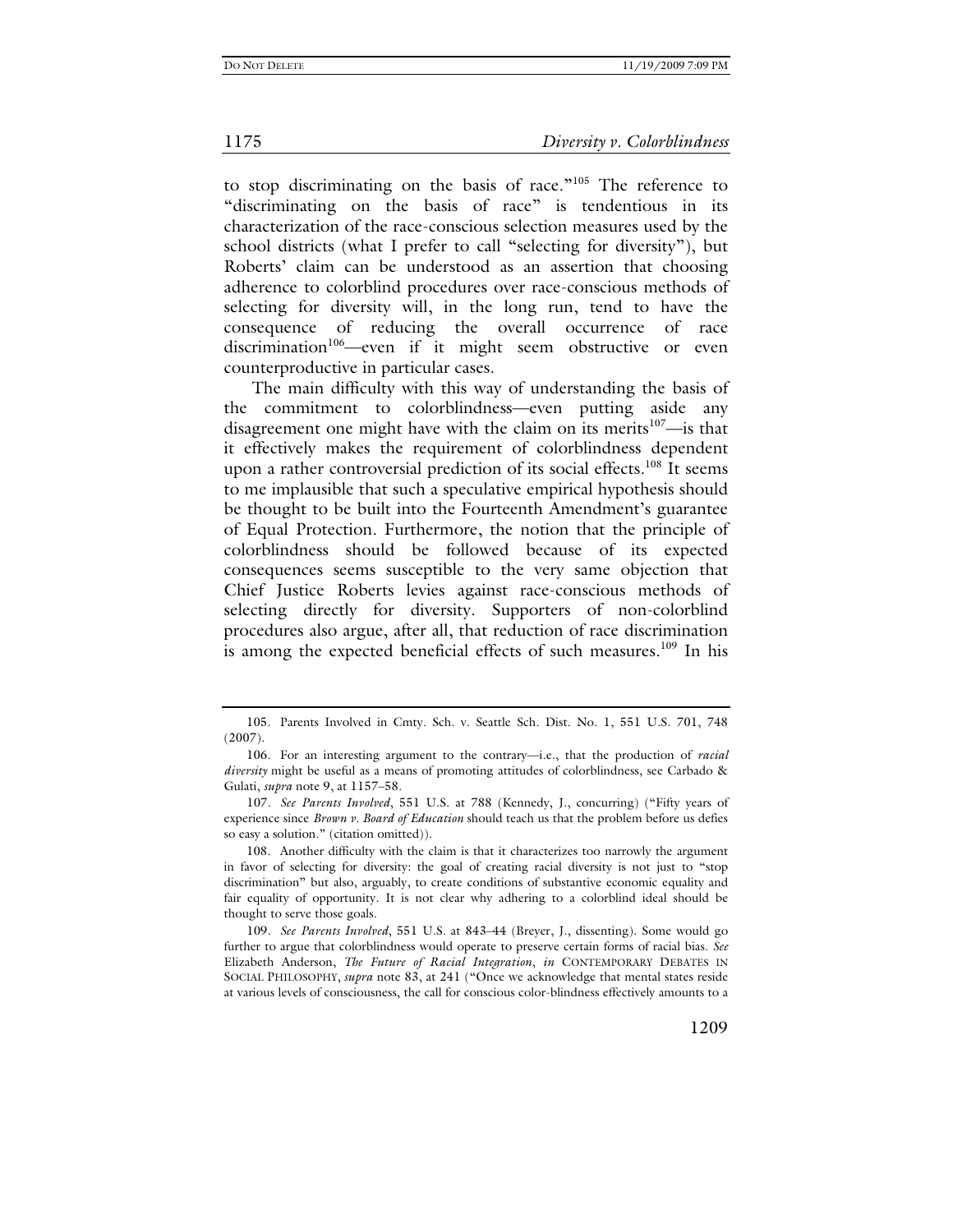to stop discriminating on the basis of race."[105] The reference to "discriminating on the basis of race" is tendentious in its characterization of the race-conscious selection measures used by the school districts (what I prefer to call "selecting for diversity"), but Roberts' claim can be understood as an assertion that choosing adherence to colorblind procedures over race-conscious methods of selecting for diversity will, in the long run, tend to have the consequence of reducing the overall occurrence of race discrimination[106]—even if it might seem obstructive or even counterproductive in particular cases.

The main difficulty with this way of understanding the basis of the commitment to colorblindness—even putting aside any disagreement one might have with the claim on its merits[107]—is that it effectively makes the requirement of colorblindness dependent upon a rather controversial prediction of its social effects.[108] It seems to me implausible that such a speculative empirical hypothesis should be thought to be built into the Fourteenth Amendment's guarantee of Equal Protection. Furthermore, the notion that the principle of colorblindness should be followed because of its expected consequences seems susceptible to the very same objection that Chief Justice Roberts levies against race-conscious methods of selecting directly for diversity. Supporters of non-colorblind procedures also argue, after all, that reduction of race discrimination is among the expected beneficial effects of such measures.[109] In his

---

105. Parents Involved in Cmty. Sch. v. Seattle Sch. Dist. No. 1, 551 U.S. 701, 748 (2007).

106. For an interesting argument to the contrary—i.e., that the production of *racial diversity* might be useful as a means of promoting attitudes of colorblindness, see Carbado & Gulati, *supra* note 9, at 1157–58.

107. *See Parents Involved*, 551 U.S. at 788 (Kennedy, J., concurring) ("Fifty years of experience since *Brown v. Board of Education* should teach us that the problem before us defies so easy a solution." (citation omitted)).

108. Another difficulty with the claim is that it characterizes too narrowly the argument in favor of selecting for diversity: the goal of creating racial diversity is not just to "stop discrimination" but also, arguably, to create conditions of substantive economic equality and fair equality of opportunity. It is not clear why adhering to a colorblind ideal should be thought to serve those goals.

109. *See Parents Involved*, 551 U.S. at 843–44 (Breyer, J., dissenting). Some would go further to argue that colorblindness would operate to preserve certain forms of racial bias. *See* Elizabeth Anderson, *The Future of Racial Integration*, *in* CONTEMPORARY DEBATES IN SOCIAL PHILOSOPHY, *supra* note 83, at 241 ("Once we acknowledge that mental states reside at various levels of consciousness, the call for conscious color-blindness effectively amounts to a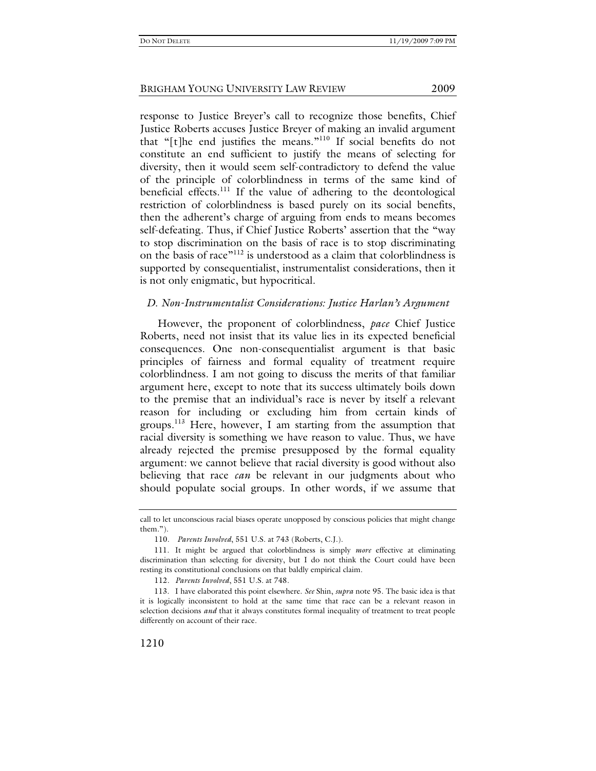response to Justice Breyer's call to recognize those benefits, Chief Justice Roberts accuses Justice Breyer of making an invalid argument that "[t]he end justifies the means."[110] If social benefits do not constitute an end sufficient to justify the means of selecting for diversity, then it would seem self-contradictory to defend the value of the principle of colorblindness in terms of the same kind of beneficial effects.[111] If the value of adhering to the deontological restriction of colorblindness is based purely on its social benefits, then the adherent's charge of arguing from ends to means becomes self-defeating. Thus, if Chief Justice Roberts' assertion that the "way to stop discrimination on the basis of race is to stop discriminating on the basis of race"[112] is understood as a claim that colorblindness is supported by consequentialist, instrumentalist considerations, then it is not only enigmatic, but hypocritical.

### *D. Non-Instrumentalist Considerations: Justice Harlan's Argument*

However, the proponent of colorblindness, *pace* Chief Justice Roberts, need not insist that its value lies in its expected beneficial consequences. One non-consequentialist argument is that basic principles of fairness and formal equality of treatment require colorblindness. I am not going to discuss the merits of that familiar argument here, except to note that its success ultimately boils down to the premise that an individual's race is never by itself a relevant reason for including or excluding him from certain kinds of groups.[113] Here, however, I am starting from the assumption that racial diversity is something we have reason to value. Thus, we have already rejected the premise presupposed by the formal equality argument: we cannot believe that racial diversity is good without also believing that race *can* be relevant in our judgments about who should populate social groups. In other words, if we assume that

---

call to let unconscious racial biases operate unopposed by conscious policies that might change them.").

110. *Parents Involved*, 551 U.S. at 743 (Roberts, C.J.).

111. It might be argued that colorblindness is simply *more* effective at eliminating discrimination than selecting for diversity, but I do not think the Court could have been resting its constitutional conclusions on that baldly empirical claim.

112. *Parents Involved*, 551 U.S. at 748.

113. I have elaborated this point elsewhere. *See* Shin, *supra* note 95. The basic idea is that it is logically inconsistent to hold at the same time that race can be a relevant reason in selection decisions *and* that it always constitutes formal inequality of treatment to treat people differently on account of their race.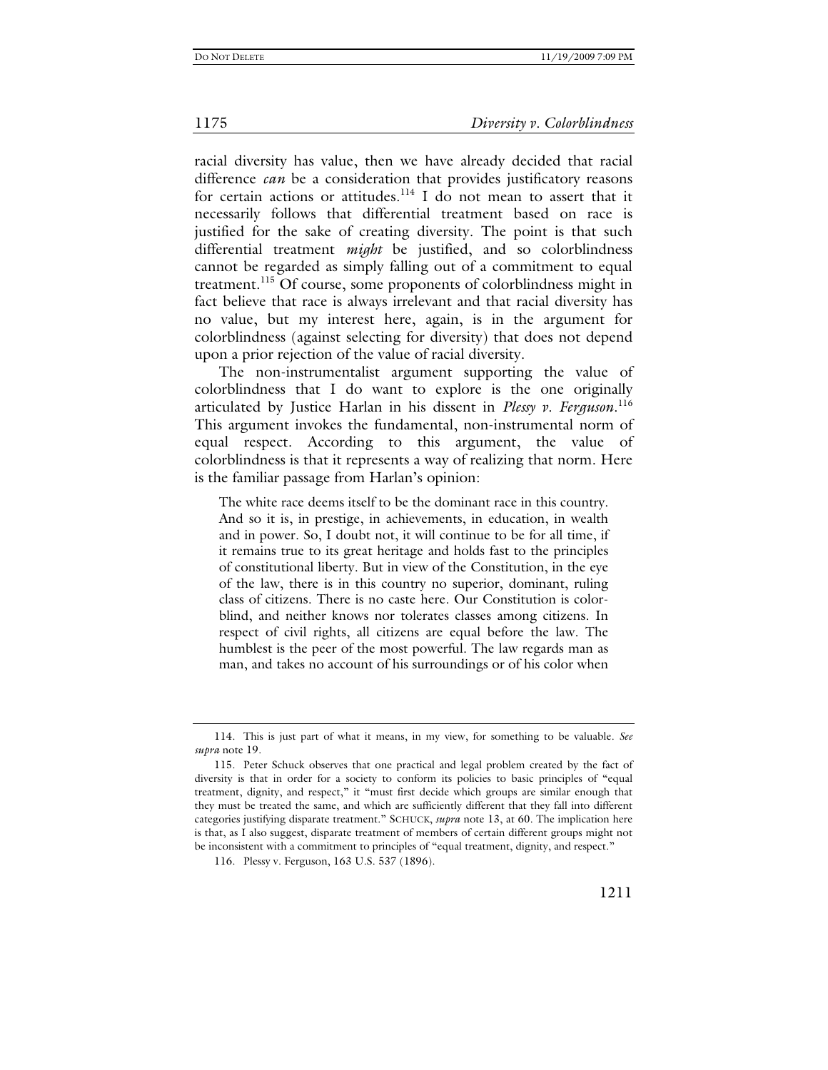racial diversity has value, then we have already decided that racial difference *can* be a consideration that provides justificatory reasons for certain actions or attitudes.[114] I do not mean to assert that it necessarily follows that differential treatment based on race is justified for the sake of creating diversity. The point is that such differential treatment *might* be justified, and so colorblindness cannot be regarded as simply falling out of a commitment to equal treatment.[115] Of course, some proponents of colorblindness might in fact believe that race is always irrelevant and that racial diversity has no value, but my interest here, again, is in the argument for colorblindness (against selecting for diversity) that does not depend upon a prior rejection of the value of racial diversity.

The non-instrumentalist argument supporting the value of colorblindness that I do want to explore is the one originally articulated by Justice Harlan in his dissent in *Plessy v. Ferguson*.[116] This argument invokes the fundamental, non-instrumental norm of equal respect. According to this argument, the value of colorblindness is that it represents a way of realizing that norm. Here is the familiar passage from Harlan's opinion:

> The white race deems itself to be the dominant race in this country. And so it is, in prestige, in achievements, in education, in wealth and in power. So, I doubt not, it will continue to be for all time, if it remains true to its great heritage and holds fast to the principles of constitutional liberty. But in view of the Constitution, in the eye of the law, there is in this country no superior, dominant, ruling class of citizens. There is no caste here. Our Constitution is color-blind, and neither knows nor tolerates classes among citizens. In respect of civil rights, all citizens are equal before the law. The humblest is the peer of the most powerful. The law regards man as man, and takes no account of his surroundings or of his color when

---

114. This is just part of what it means, in my view, for something to be valuable. *See supra* note 19.

115. Peter Schuck observes that one practical and legal problem created by the fact of diversity is that in order for a society to conform its policies to basic principles of "equal treatment, dignity, and respect," it "must first decide which groups are similar enough that they must be treated the same, and which are sufficiently different that they fall into different categories justifying disparate treatment." SCHUCK, *supra* note 13, at 60. The implication here is that, as I also suggest, disparate treatment of members of certain different groups might not be inconsistent with a commitment to principles of "equal treatment, dignity, and respect."

116. Plessy v. Ferguson, 163 U.S. 537 (1896).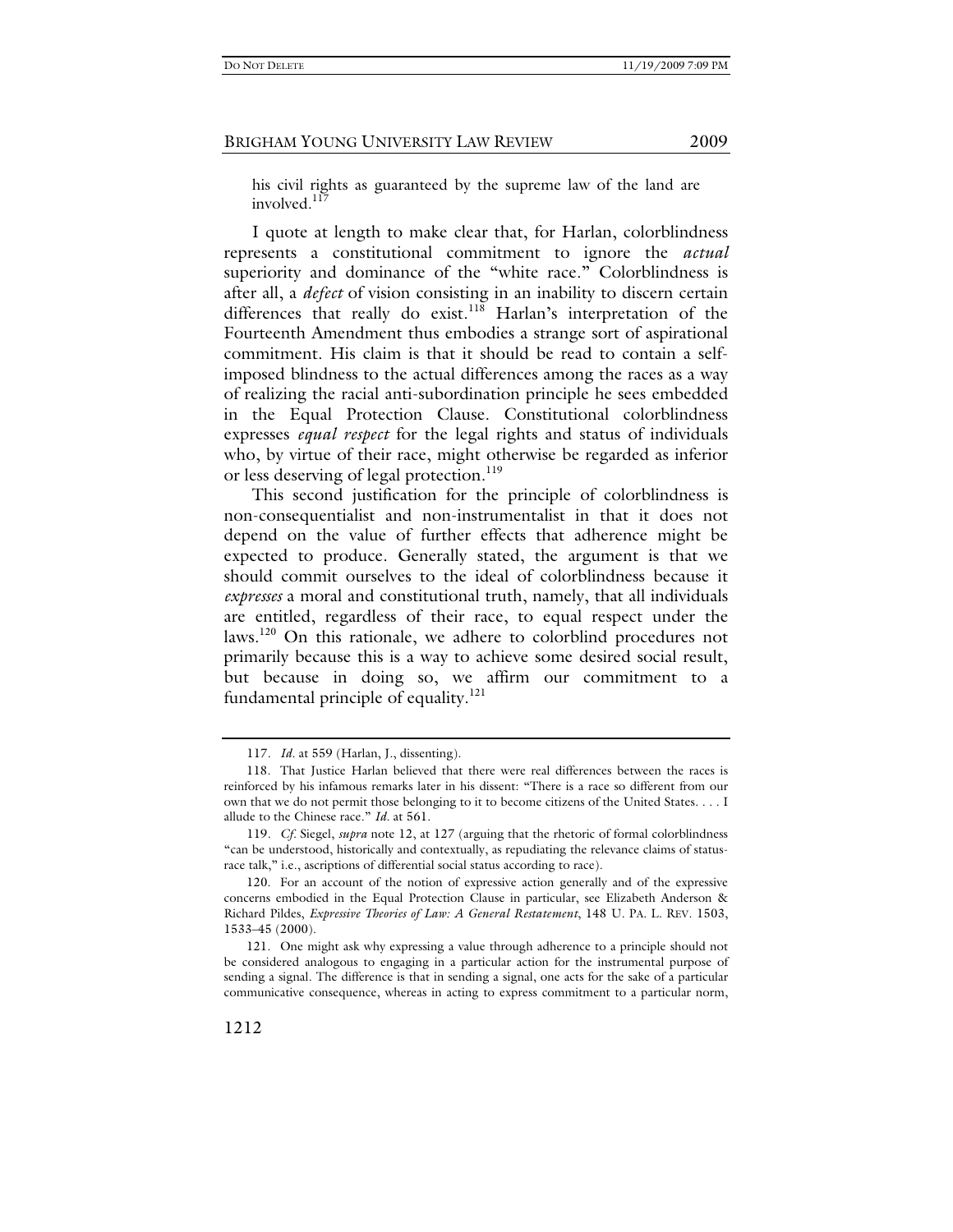his civil rights as guaranteed by the supreme law of the land are involved.[117]

I quote at length to make clear that, for Harlan, colorblindness represents a constitutional commitment to ignore the *actual* superiority and dominance of the "white race." Colorblindness is after all, a *defect* of vision consisting in an inability to discern certain differences that really do exist.[118] Harlan's interpretation of the Fourteenth Amendment thus embodies a strange sort of aspirational commitment. His claim is that it should be read to contain a self-imposed blindness to the actual differences among the races as a way of realizing the racial anti-subordination principle he sees embedded in the Equal Protection Clause. Constitutional colorblindness expresses *equal respect* for the legal rights and status of individuals who, by virtue of their race, might otherwise be regarded as inferior or less deserving of legal protection.[119]

This second justification for the principle of colorblindness is non-consequentialist and non-instrumentalist in that it does not depend on the value of further effects that adherence might be expected to produce. Generally stated, the argument is that we should commit ourselves to the ideal of colorblindness because it *expresses* a moral and constitutional truth, namely, that all individuals are entitled, regardless of their race, to equal respect under the laws.[120] On this rationale, we adhere to colorblind procedures not primarily because this is a way to achieve some desired social result, but because in doing so, we affirm our commitment to a fundamental principle of equality.[121]

---

117. *Id.* at 559 (Harlan, J., dissenting).

118. That Justice Harlan believed that there were real differences between the races is reinforced by his infamous remarks later in his dissent: "There is a race so different from our own that we do not permit those belonging to it to become citizens of the United States. . . . I allude to the Chinese race." *Id.* at 561.

119. *Cf.* Siegel, *supra* note 12, at 127 (arguing that the rhetoric of formal colorblindness "can be understood, historically and contextually, as repudiating the relevance claims of status-race talk," i.e., ascriptions of differential social status according to race).

120. For an account of the notion of expressive action generally and of the expressive concerns embodied in the Equal Protection Clause in particular, see Elizabeth Anderson & Richard Pildes, *Expressive Theories of Law: A General Restatement*, 148 U. PA. L. REV. 1503, 1533–45 (2000).

121. One might ask why expressing a value through adherence to a principle should not be considered analogous to engaging in a particular action for the instrumental purpose of sending a signal. The difference is that in sending a signal, one acts for the sake of a particular communicative consequence, whereas in acting to express commitment to a particular norm,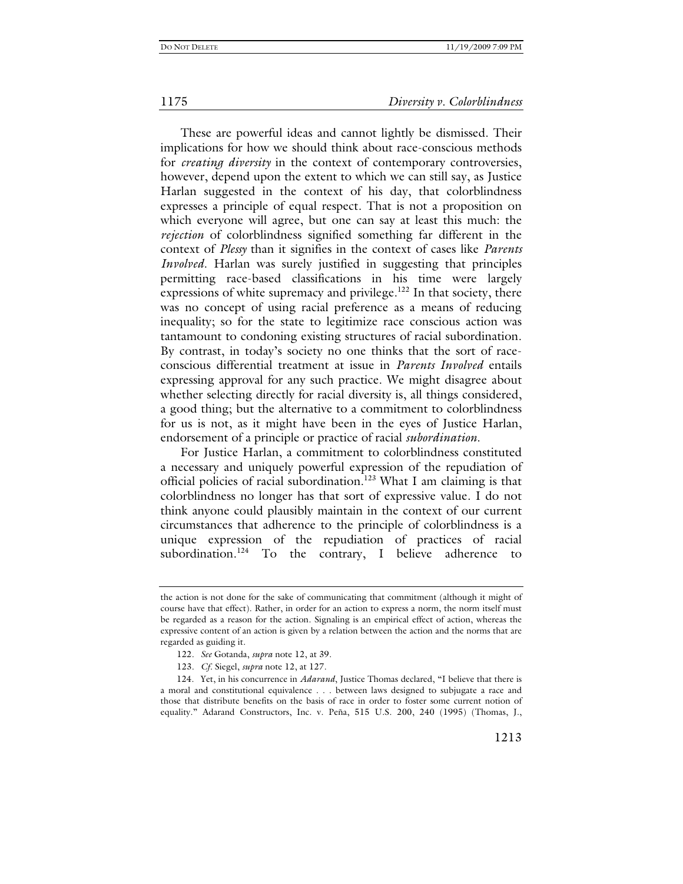These are powerful ideas and cannot lightly be dismissed. Their implications for how we should think about race-conscious methods for *creating diversity* in the context of contemporary controversies, however, depend upon the extent to which we can still say, as Justice Harlan suggested in the context of his day, that colorblindness expresses a principle of equal respect. That is not a proposition on which everyone will agree, but one can say at least this much: the *rejection* of colorblindness signified something far different in the context of *Plessy* than it signifies in the context of cases like *Parents Involved*. Harlan was surely justified in suggesting that principles permitting race-based classifications in his time were largely expressions of white supremacy and privilege.[122] In that society, there was no concept of using racial preference as a means of reducing inequality; so for the state to legitimize race conscious action was tantamount to condoning existing structures of racial subordination. By contrast, in today's society no one thinks that the sort of race-conscious differential treatment at issue in *Parents Involved* entails expressing approval for any such practice. We might disagree about whether selecting directly for racial diversity is, all things considered, a good thing; but the alternative to a commitment to colorblindness for us is not, as it might have been in the eyes of Justice Harlan, endorsement of a principle or practice of racial *subordination*.

For Justice Harlan, a commitment to colorblindness constituted a necessary and uniquely powerful expression of the repudiation of official policies of racial subordination.[123] What I am claiming is that colorblindness no longer has that sort of expressive value. I do not think anyone could plausibly maintain in the context of our current circumstances that adherence to the principle of colorblindness is a unique expression of the repudiation of practices of racial subordination.[124] To the contrary, I believe adherence to

---

the action is not done for the sake of communicating that commitment (although it might of course have that effect). Rather, in order for an action to express a norm, the norm itself must be regarded as a reason for the action. Signaling is an empirical effect of action, whereas the expressive content of an action is given by a relation between the action and the norms that are regarded as guiding it.

122. *See* Gotanda, *supra* note 12, at 39.

123. *Cf.* Siegel, *supra* note 12, at 127.

124. Yet, in his concurrence in *Adarand*, Justice Thomas declared, "I believe that there is a moral and constitutional equivalence . . . between laws designed to subjugate a race and those that distribute benefits on the basis of race in order to foster some current notion of equality." Adarand Constructors, Inc. v. Peña, 515 U.S. 200, 240 (1995) (Thomas, J.,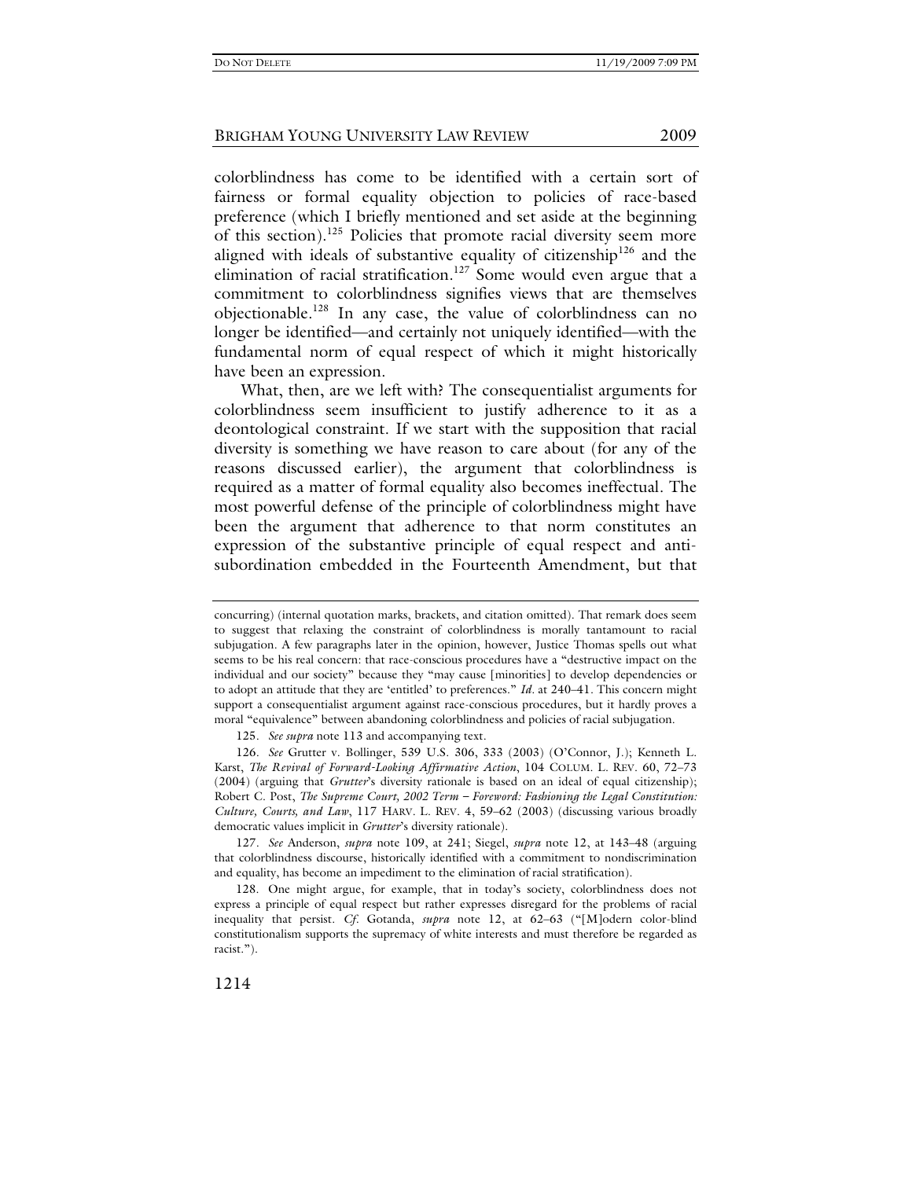colorblindness has come to be identified with a certain sort of fairness or formal equality objection to policies of race-based preference (which I briefly mentioned and set aside at the beginning of this section).[125] Policies that promote racial diversity seem more aligned with ideals of substantive equality of citizenship[126] and the elimination of racial stratification.[127] Some would even argue that a commitment to colorblindness signifies views that are themselves objectionable.[128] In any case, the value of colorblindness can no longer be identified—and certainly not uniquely identified—with the fundamental norm of equal respect of which it might historically have been an expression.

What, then, are we left with? The consequentialist arguments for colorblindness seem insufficient to justify adherence to it as a deontological constraint. If we start with the supposition that racial diversity is something we have reason to care about (for any of the reasons discussed earlier), the argument that colorblindness is required as a matter of formal equality also becomes ineffectual. The most powerful defense of the principle of colorblindness might have been the argument that adherence to that norm constitutes an expression of the substantive principle of equal respect and anti-subordination embedded in the Fourteenth Amendment, but that

---

concurring) (internal quotation marks, brackets, and citation omitted). That remark does seem to suggest that relaxing the constraint of colorblindness is morally tantamount to racial subjugation. A few paragraphs later in the opinion, however, Justice Thomas spells out what seems to be his real concern: that race-conscious procedures have a "destructive impact on the individual and our society" because they "may cause [minorities] to develop dependencies or to adopt an attitude that they are 'entitled' to preferences." *Id.* at 240–41. This concern might support a consequentialist argument against race-conscious procedures, but it hardly proves a moral "equivalence" between abandoning colorblindness and policies of racial subjugation.

125. *See supra* note 113 and accompanying text.

126. *See* Grutter v. Bollinger, 539 U.S. 306, 333 (2003) (O'Connor, J.); Kenneth L. Karst, *The Revival of Forward-Looking Affirmative Action*, 104 COLUM. L. REV. 60, 72–73 (2004) (arguing that *Grutter*'s diversity rationale is based on an ideal of equal citizenship); Robert C. Post, *The Supreme Court, 2002 Term – Foreword: Fashioning the Legal Constitution: Culture, Courts, and Law*, 117 HARV. L. REV. 4, 59–62 (2003) (discussing various broadly democratic values implicit in *Grutter*'s diversity rationale).

127. *See* Anderson, *supra* note 109, at 241; Siegel, *supra* note 12, at 143–48 (arguing that colorblindness discourse, historically identified with a commitment to nondiscrimination and equality, has become an impediment to the elimination of racial stratification).

128. One might argue, for example, that in today's society, colorblindness does not express a principle of equal respect but rather expresses disregard for the problems of racial inequality that persist. *Cf.* Gotanda, *supra* note 12, at 62–63 ("[M]odern color-blind constitutionalism supports the supremacy of white interests and must therefore be regarded as racist.").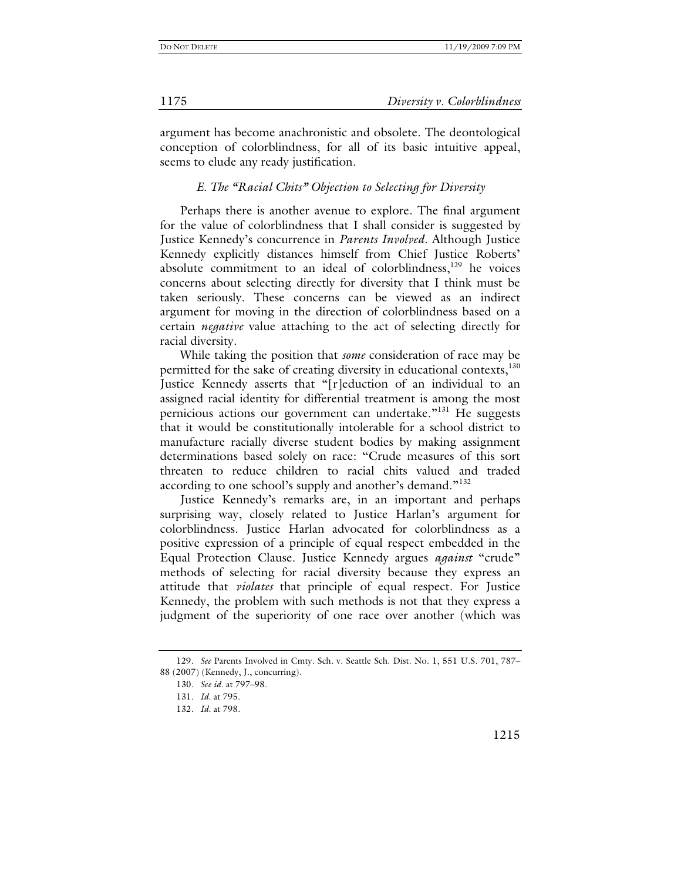argument has become anachronistic and obsolete. The deontological conception of colorblindness, for all of its basic intuitive appeal, seems to elude any ready justification.

### *E. The "Racial Chits" Objection to Selecting for Diversity*

Perhaps there is another avenue to explore. The final argument for the value of colorblindness that I shall consider is suggested by Justice Kennedy's concurrence in *Parents Involved*. Although Justice Kennedy explicitly distances himself from Chief Justice Roberts' absolute commitment to an ideal of colorblindness,[129] he voices concerns about selecting directly for diversity that I think must be taken seriously. These concerns can be viewed as an indirect argument for moving in the direction of colorblindness based on a certain *negative* value attaching to the act of selecting directly for racial diversity.

While taking the position that *some* consideration of race may be permitted for the sake of creating diversity in educational contexts,[130] Justice Kennedy asserts that "[r]eduction of an individual to an assigned racial identity for differential treatment is among the most pernicious actions our government can undertake."[131] He suggests that it would be constitutionally intolerable for a school district to manufacture racially diverse student bodies by making assignment determinations based solely on race: "Crude measures of this sort threaten to reduce children to racial chits valued and traded according to one school's supply and another's demand."[132]

Justice Kennedy's remarks are, in an important and perhaps surprising way, closely related to Justice Harlan's argument for colorblindness. Justice Harlan advocated for colorblindness as a positive expression of a principle of equal respect embedded in the Equal Protection Clause. Justice Kennedy argues *against* "crude" methods of selecting for racial diversity because they express an attitude that *violates* that principle of equal respect. For Justice Kennedy, the problem with such methods is not that they express a judgment of the superiority of one race over another (which was

---

129. *See* Parents Involved in Cmty. Sch. v. Seattle Sch. Dist. No. 1, 551 U.S. 701, 787–88 (2007) (Kennedy, J., concurring).

130. *See id.* at 797–98.

131. *Id.* at 795.

132. *Id.* at 798.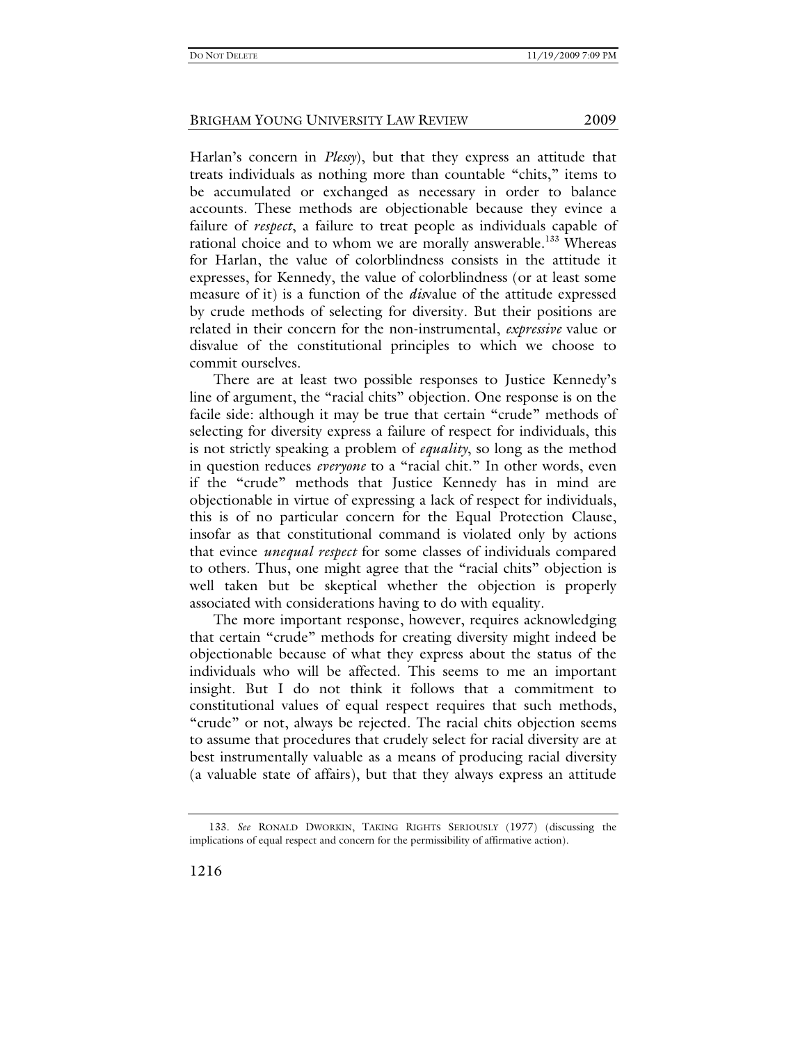Harlan's concern in *Plessy*), but that they express an attitude that treats individuals as nothing more than countable "chits," items to be accumulated or exchanged as necessary in order to balance accounts. These methods are objectionable because they evince a failure of *respect*, a failure to treat people as individuals capable of rational choice and to whom we are morally answerable.[133] Whereas for Harlan, the value of colorblindness consists in the attitude it expresses, for Kennedy, the value of colorblindness (or at least some measure of it) is a function of the *dis*value of the attitude expressed by crude methods of selecting for diversity. But their positions are related in their concern for the non-instrumental, *expressive* value or disvalue of the constitutional principles to which we choose to commit ourselves.

There are at least two possible responses to Justice Kennedy's line of argument, the "racial chits" objection. One response is on the facile side: although it may be true that certain "crude" methods of selecting for diversity express a failure of respect for individuals, this is not strictly speaking a problem of *equality*, so long as the method in question reduces *everyone* to a "racial chit." In other words, even if the "crude" methods that Justice Kennedy has in mind are objectionable in virtue of expressing a lack of respect for individuals, this is of no particular concern for the Equal Protection Clause, insofar as that constitutional command is violated only by actions that evince *unequal respect* for some classes of individuals compared to others. Thus, one might agree that the "racial chits" objection is well taken but be skeptical whether the objection is properly associated with considerations having to do with equality.

The more important response, however, requires acknowledging that certain "crude" methods for creating diversity might indeed be objectionable because of what they express about the status of the individuals who will be affected. This seems to me an important insight. But I do not think it follows that a commitment to constitutional values of equal respect requires that such methods, "crude" or not, always be rejected. The racial chits objection seems to assume that procedures that crudely select for racial diversity are at best instrumentally valuable as a means of producing racial diversity (a valuable state of affairs), but that they always express an attitude

133. *See* RONALD DWORKIN, TAKING RIGHTS SERIOUSLY (1977) (discussing the implications of equal respect and concern for the permissibility of affirmative action).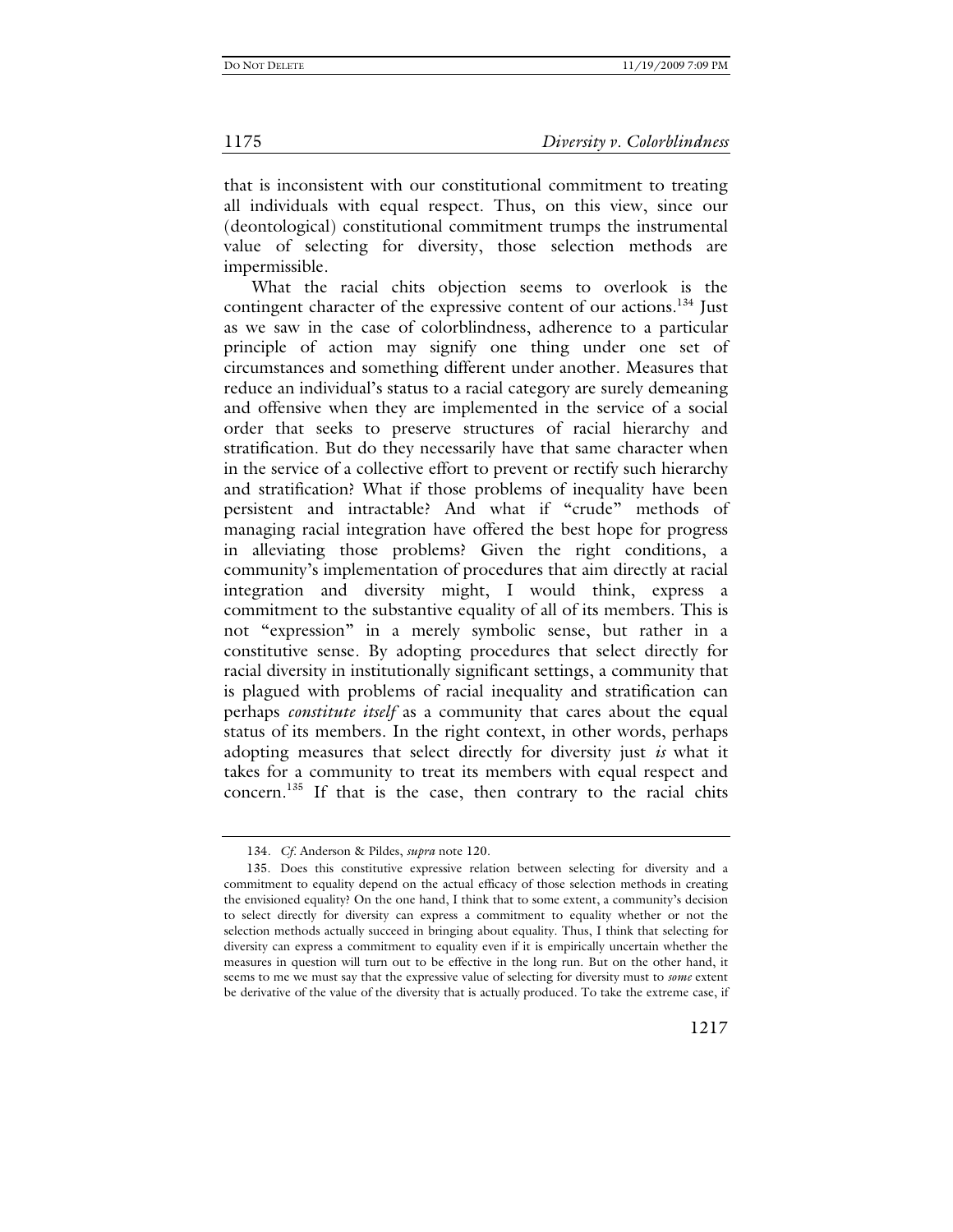that is inconsistent with our constitutional commitment to treating all individuals with equal respect. Thus, on this view, since our (deontological) constitutional commitment trumps the instrumental value of selecting for diversity, those selection methods are impermissible.

What the racial chits objection seems to overlook is the contingent character of the expressive content of our actions.[134] Just as we saw in the case of colorblindness, adherence to a particular principle of action may signify one thing under one set of circumstances and something different under another. Measures that reduce an individual's status to a racial category are surely demeaning and offensive when they are implemented in the service of a social order that seeks to preserve structures of racial hierarchy and stratification. But do they necessarily have that same character when in the service of a collective effort to prevent or rectify such hierarchy and stratification? What if those problems of inequality have been persistent and intractable? And what if "crude" methods of managing racial integration have offered the best hope for progress in alleviating those problems? Given the right conditions, a community's implementation of procedures that aim directly at racial integration and diversity might, I would think, express a commitment to the substantive equality of all of its members. This is not "expression" in a merely symbolic sense, but rather in a constitutive sense. By adopting procedures that select directly for racial diversity in institutionally significant settings, a community that is plagued with problems of racial inequality and stratification can perhaps *constitute itself* as a community that cares about the equal status of its members. In the right context, in other words, perhaps adopting measures that select directly for diversity just *is* what it takes for a community to treat its members with equal respect and concern.[135] If that is the case, then contrary to the racial chits

---

134. *Cf.* Anderson & Pildes, *supra* note 120.

135. Does this constitutive expressive relation between selecting for diversity and a commitment to equality depend on the actual efficacy of those selection methods in creating the envisioned equality? On the one hand, I think that to some extent, a community's decision to select directly for diversity can express a commitment to equality whether or not the selection methods actually succeed in bringing about equality. Thus, I think that selecting for diversity can express a commitment to equality even if it is empirically uncertain whether the measures in question will turn out to be effective in the long run. But on the other hand, it seems to me we must say that the expressive value of selecting for diversity must to *some* extent be derivative of the value of the diversity that is actually produced. To take the extreme case, if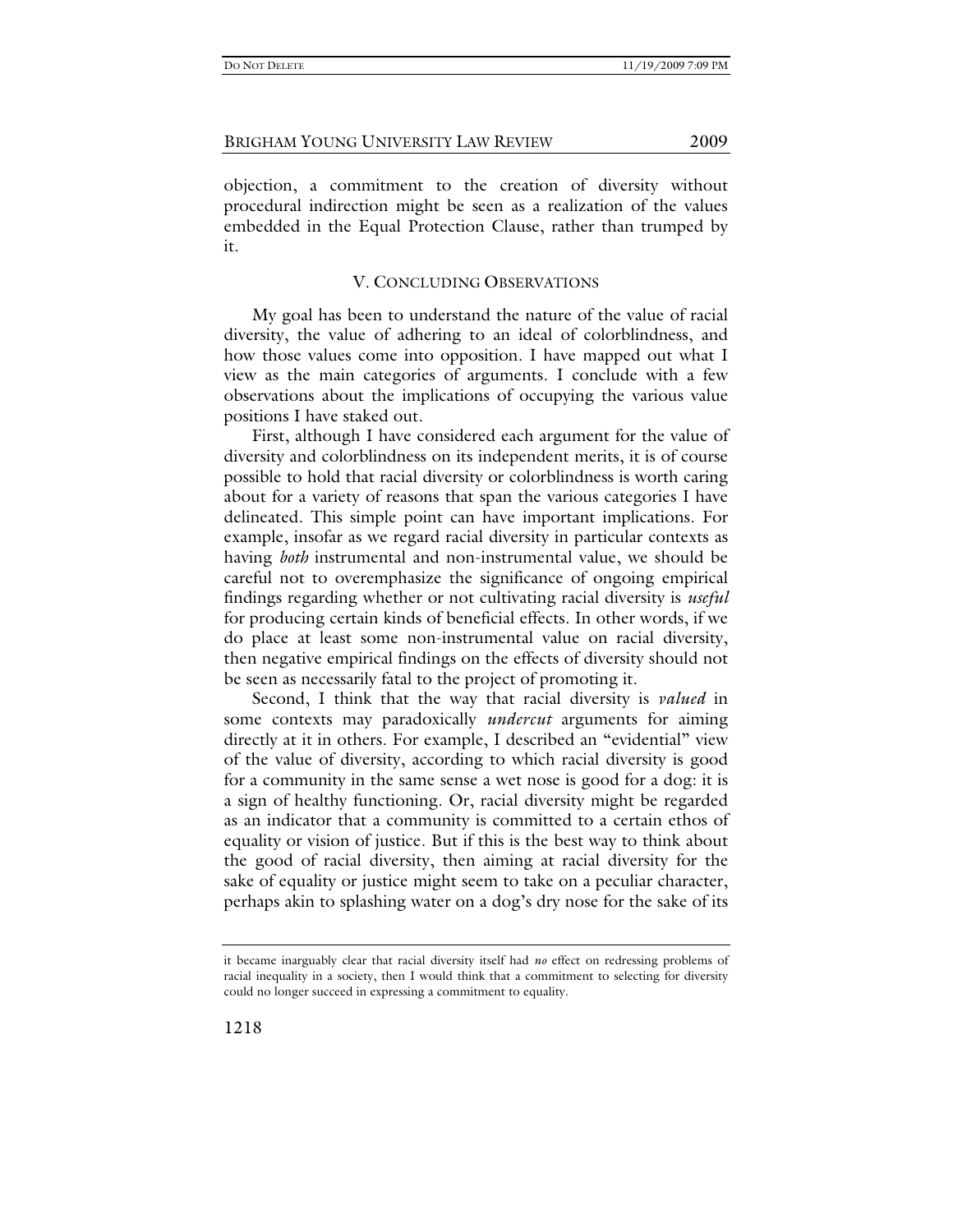objection, a commitment to the creation of diversity without procedural indirection might be seen as a realization of the values embedded in the Equal Protection Clause, rather than trumped by it.

## V. Concluding Observations

My goal has been to understand the nature of the value of racial diversity, the value of adhering to an ideal of colorblindness, and how those values come into opposition. I have mapped out what I view as the main categories of arguments. I conclude with a few observations about the implications of occupying the various value positions I have staked out.

First, although I have considered each argument for the value of diversity and colorblindness on its independent merits, it is of course possible to hold that racial diversity or colorblindness is worth caring about for a variety of reasons that span the various categories I have delineated. This simple point can have important implications. For example, insofar as we regard racial diversity in particular contexts as having *both* instrumental and non-instrumental value, we should be careful not to overemphasize the significance of ongoing empirical findings regarding whether or not cultivating racial diversity is *useful* for producing certain kinds of beneficial effects. In other words, if we do place at least some non-instrumental value on racial diversity, then negative empirical findings on the effects of diversity should not be seen as necessarily fatal to the project of promoting it.

Second, I think that the way that racial diversity is *valued* in some contexts may paradoxically *undercut* arguments for aiming directly at it in others. For example, I described an "evidential" view of the value of diversity, according to which racial diversity is good for a community in the same sense a wet nose is good for a dog: it is a sign of healthy functioning. Or, racial diversity might be regarded as an indicator that a community is committed to a certain ethos of equality or vision of justice. But if this is the best way to think about the good of racial diversity, then aiming at racial diversity for the sake of equality or justice might seem to take on a peculiar character, perhaps akin to splashing water on a dog's dry nose for the sake of its

---

it became inarguably clear that racial diversity itself had *no* effect on redressing problems of racial inequality in a society, then I would think that a commitment to selecting for diversity could no longer succeed in expressing a commitment to equality.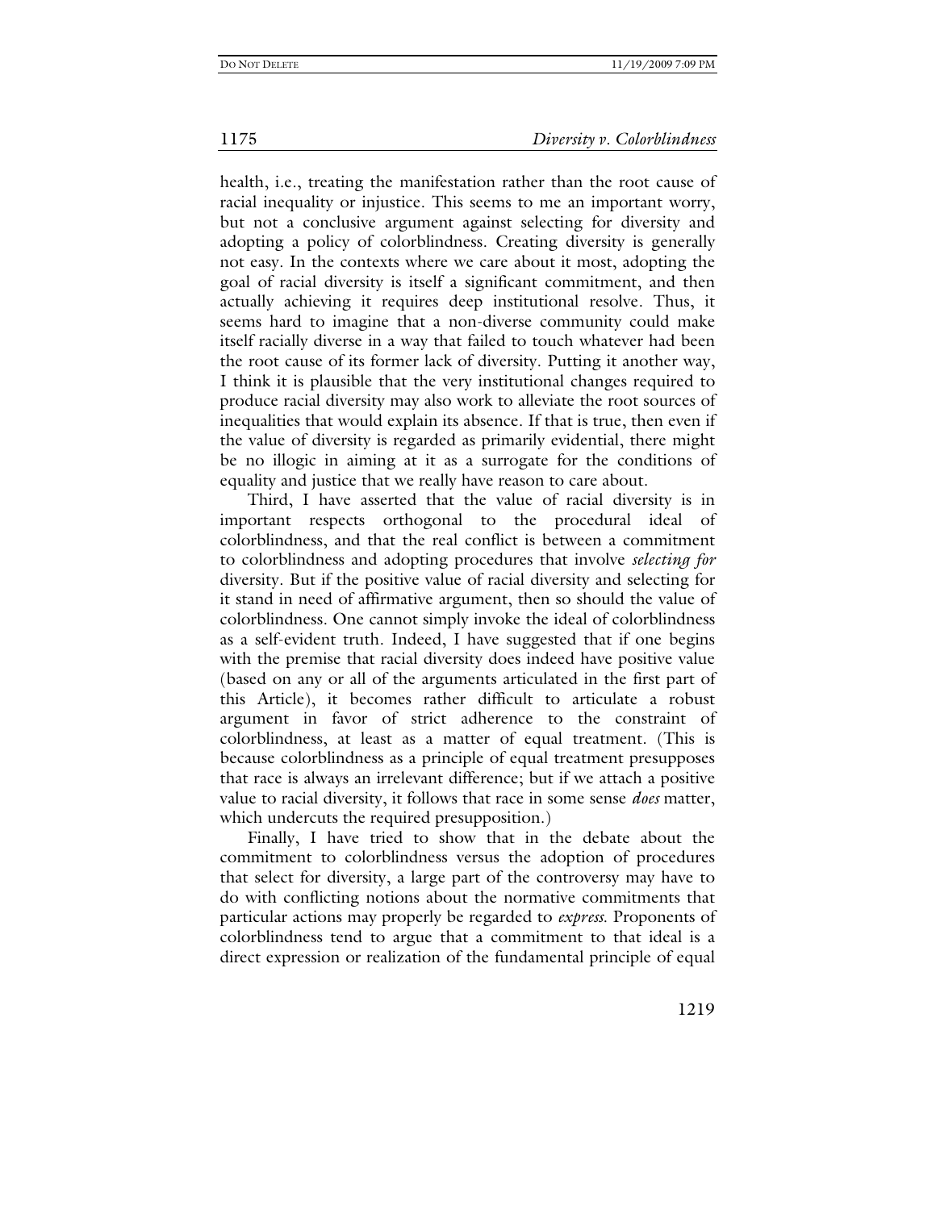health, i.e., treating the manifestation rather than the root cause of racial inequality or injustice. This seems to me an important worry, but not a conclusive argument against selecting for diversity and adopting a policy of colorblindness. Creating diversity is generally not easy. In the contexts where we care about it most, adopting the goal of racial diversity is itself a significant commitment, and then actually achieving it requires deep institutional resolve. Thus, it seems hard to imagine that a non-diverse community could make itself racially diverse in a way that failed to touch whatever had been the root cause of its former lack of diversity. Putting it another way, I think it is plausible that the very institutional changes required to produce racial diversity may also work to alleviate the root sources of inequalities that would explain its absence. If that is true, then even if the value of diversity is regarded as primarily evidential, there might be no illogic in aiming at it as a surrogate for the conditions of equality and justice that we really have reason to care about.

Third, I have asserted that the value of racial diversity is in important respects orthogonal to the procedural ideal of colorblindness, and that the real conflict is between a commitment to colorblindness and adopting procedures that involve *selecting for* diversity. But if the positive value of racial diversity and selecting for it stand in need of affirmative argument, then so should the value of colorblindness. One cannot simply invoke the ideal of colorblindness as a self-evident truth. Indeed, I have suggested that if one begins with the premise that racial diversity does indeed have positive value (based on any or all of the arguments articulated in the first part of this Article), it becomes rather difficult to articulate a robust argument in favor of strict adherence to the constraint of colorblindness, at least as a matter of equal treatment. (This is because colorblindness as a principle of equal treatment presupposes that race is always an irrelevant difference; but if we attach a positive value to racial diversity, it follows that race in some sense *does* matter, which undercuts the required presupposition.)

Finally, I have tried to show that in the debate about the commitment to colorblindness versus the adoption of procedures that select for diversity, a large part of the controversy may have to do with conflicting notions about the normative commitments that particular actions may properly be regarded to *express*. Proponents of colorblindness tend to argue that a commitment to that ideal is a direct expression or realization of the fundamental principle of equal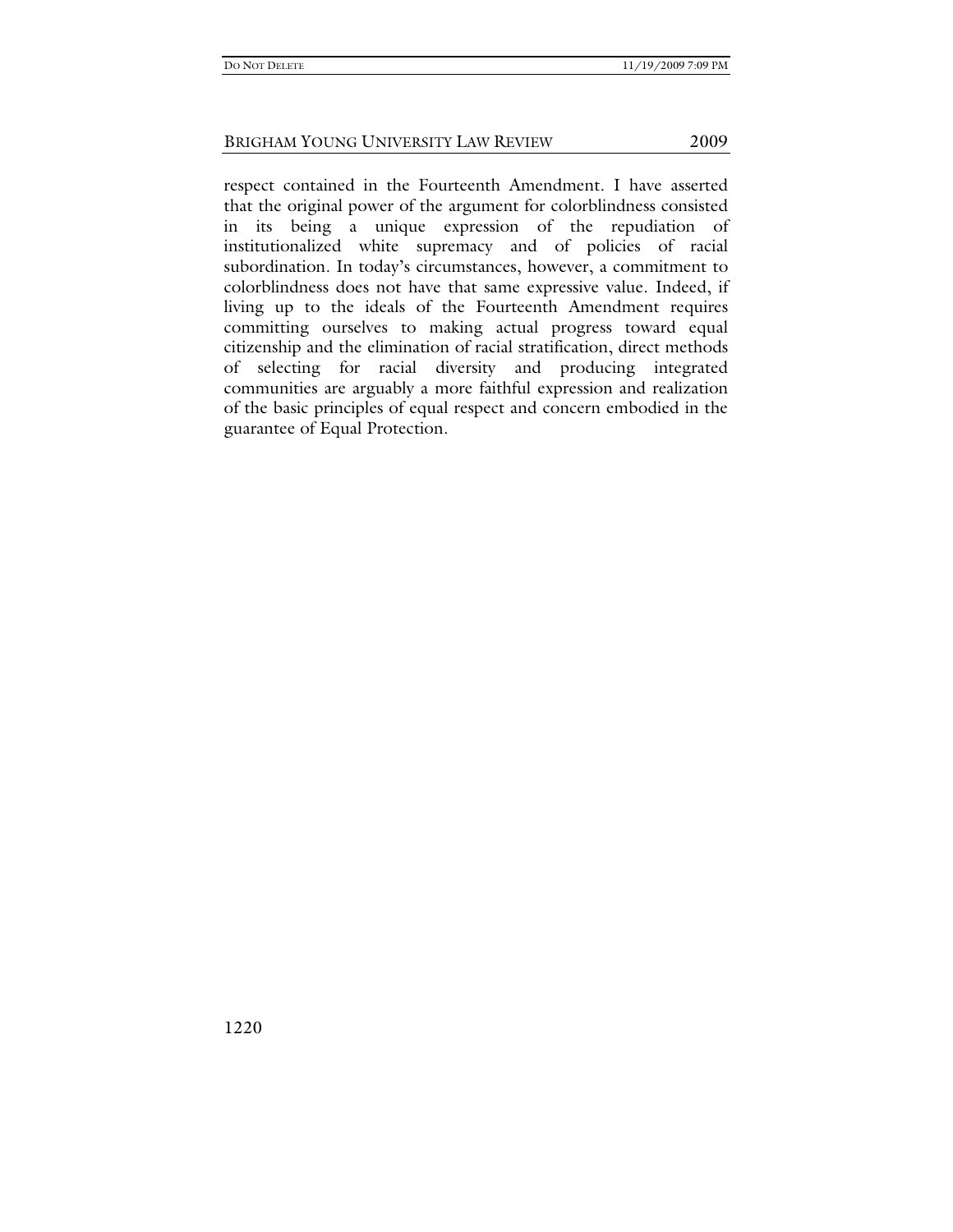respect contained in the Fourteenth Amendment. I have asserted that the original power of the argument for colorblindness consisted in its being a unique expression of the repudiation of institutionalized white supremacy and of policies of racial subordination. In today's circumstances, however, a commitment to colorblindness does not have that same expressive value. Indeed, if living up to the ideals of the Fourteenth Amendment requires committing ourselves to making actual progress toward equal citizenship and the elimination of racial stratification, direct methods of selecting for racial diversity and producing integrated communities are arguably a more faithful expression and realization of the basic principles of equal respect and concern embodied in the guarantee of Equal Protection.